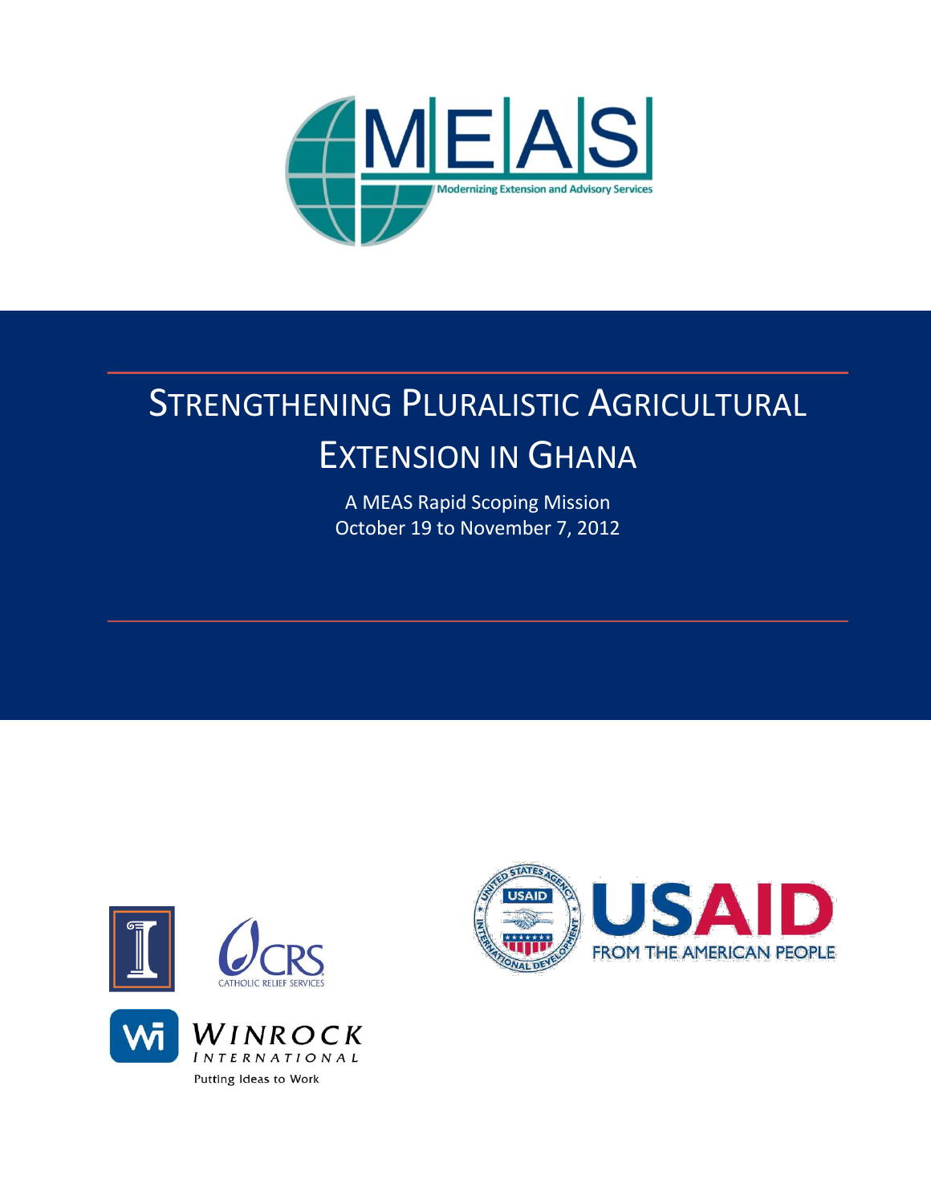MEAS

Modernizing Extension and Advisory Services

# Strengthening Pluralistic Agricultural Extension in Ghana

A MEAS Rapid Scoping Mission

October 19 to November 7, 2012

CRS CATHOLIC RELIEF SERVICES

WINROCK INTERNATIONAL

Putting Ideas to Work

USAID FROM THE AMERICAN PEOPLE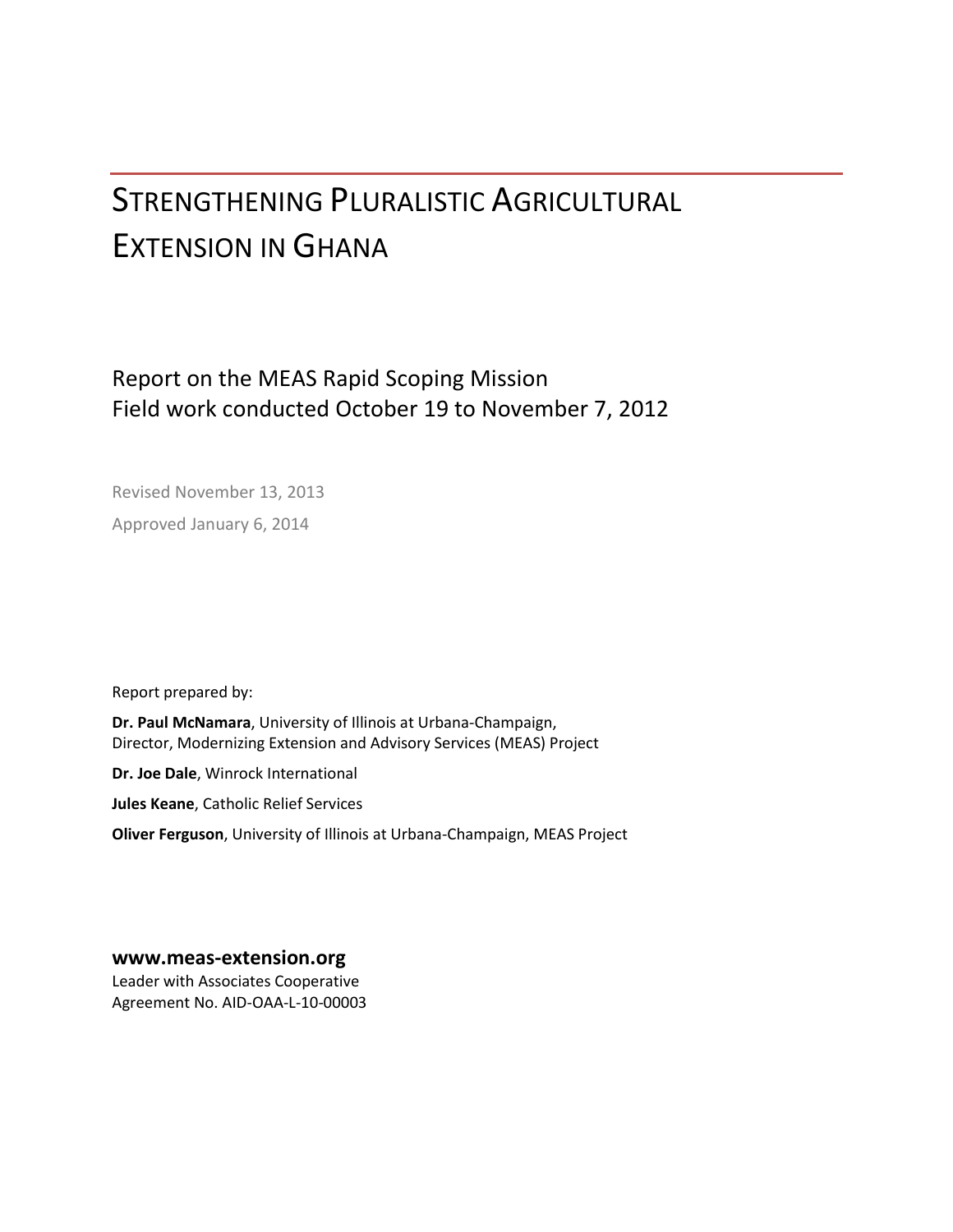# STRENGTHENING PLURALISTIC AGRICULTURAL EXTENSION IN GHANA

## Report on the MEAS Rapid Scoping Mission
## Field work conducted October 19 to November 7, 2012

Revised November 13, 2013

Approved January 6, 2014

Report prepared by:

**Dr. Paul McNamara**, University of Illinois at Urbana-Champaign,
Director, Modernizing Extension and Advisory Services (MEAS) Project

**Dr. Joe Dale**, Winrock International

**Jules Keane**, Catholic Relief Services

**Oliver Ferguson**, University of Illinois at Urbana-Champaign, MEAS Project

**www.meas-extension.org**

Leader with Associates Cooperative
Agreement No. AID-OAA-L-10-00003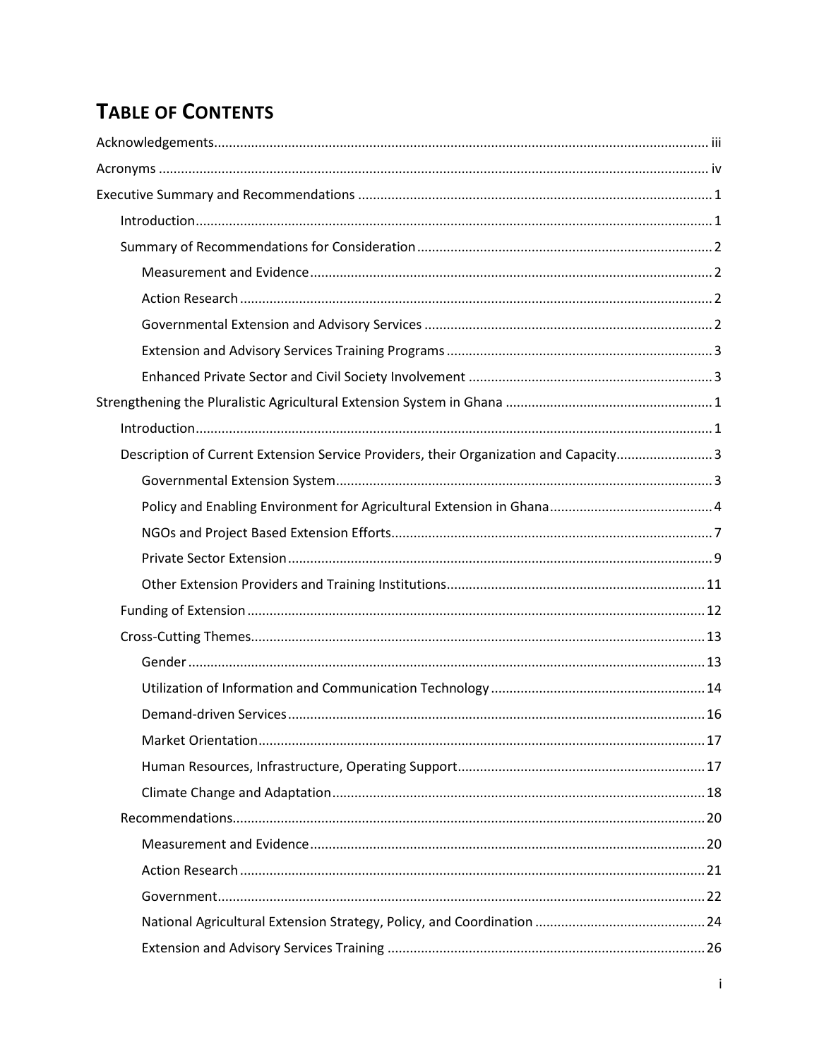# Table of Contents

- Acknowledgements .......... iii
- Acronyms .......... iv
- Executive Summary and Recommendations .......... 1
  - Introduction .......... 1
  - Summary of Recommendations for Consideration .......... 2
    - Measurement and Evidence .......... 2
    - Action Research .......... 2
    - Governmental Extension and Advisory Services .......... 2
    - Extension and Advisory Services Training Programs .......... 3
    - Enhanced Private Sector and Civil Society Involvement .......... 3
- Strengthening the Pluralistic Agricultural Extension System in Ghana .......... 1
  - Introduction .......... 1
  - Description of Current Extension Service Providers, their Organization and Capacity .......... 3
    - Governmental Extension System .......... 3
    - Policy and Enabling Environment for Agricultural Extension in Ghana .......... 4
    - NGOs and Project Based Extension Efforts .......... 7
    - Private Sector Extension .......... 9
    - Other Extension Providers and Training Institutions .......... 11
  - Funding of Extension .......... 12
  - Cross-Cutting Themes .......... 13
    - Gender .......... 13
    - Utilization of Information and Communication Technology .......... 14
    - Demand-driven Services .......... 16
    - Market Orientation .......... 17
    - Human Resources, Infrastructure, Operating Support .......... 17
    - Climate Change and Adaptation .......... 18
  - Recommendations .......... 20
    - Measurement and Evidence .......... 20
    - Action Research .......... 21
    - Government .......... 22
    - National Agricultural Extension Strategy, Policy, and Coordination .......... 24
    - Extension and Advisory Services Training .......... 26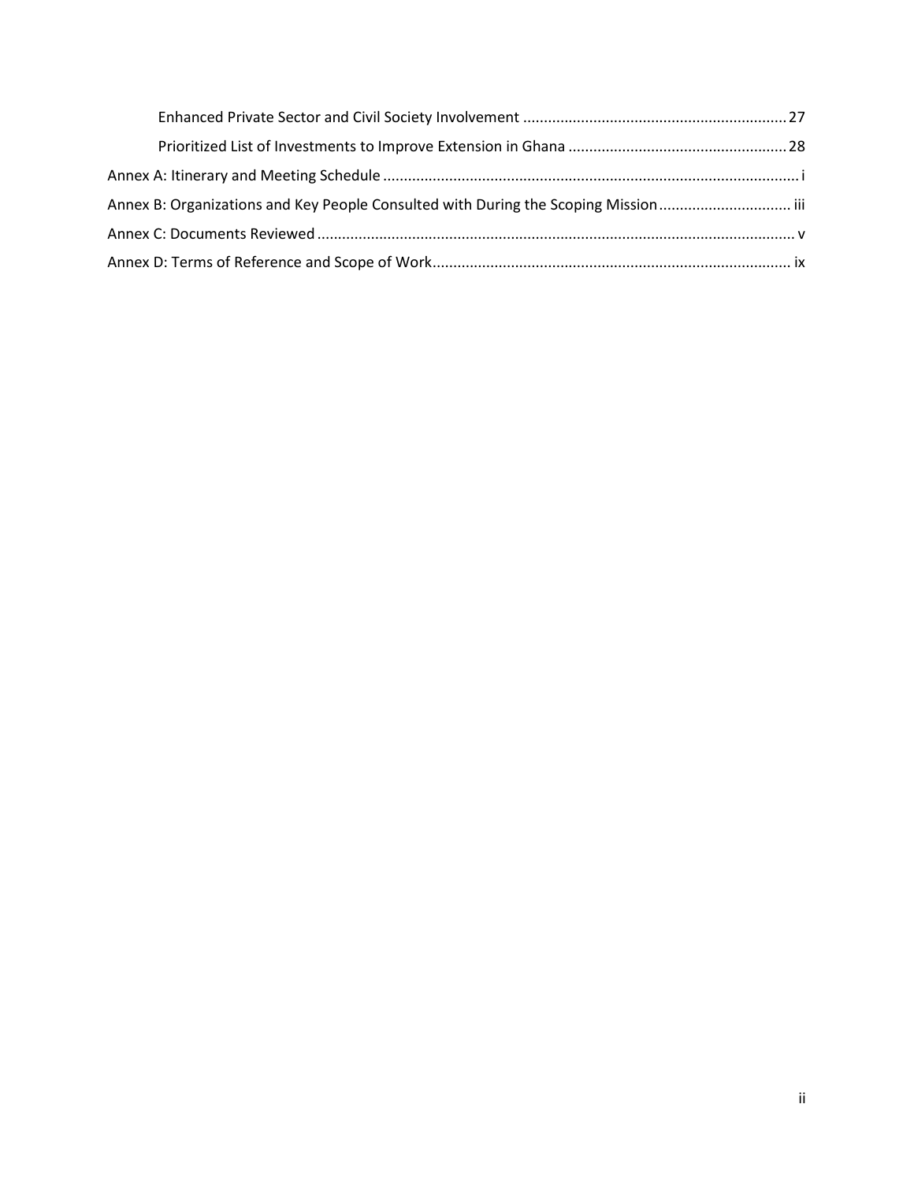- Enhanced Private Sector and Civil Society Involvement ............................................................. 27
- Prioritized List of Investments to Improve Extension in Ghana ..................................................... 28

Annex A: Itinerary and Meeting Schedule ........................................................................................ i

Annex B: Organizations and Key People Consulted with During the Scoping Mission ............................. iii

Annex C: Documents Reviewed ...................................................................................................... v

Annex D: Terms of Reference and Scope of Work ............................................................................ ix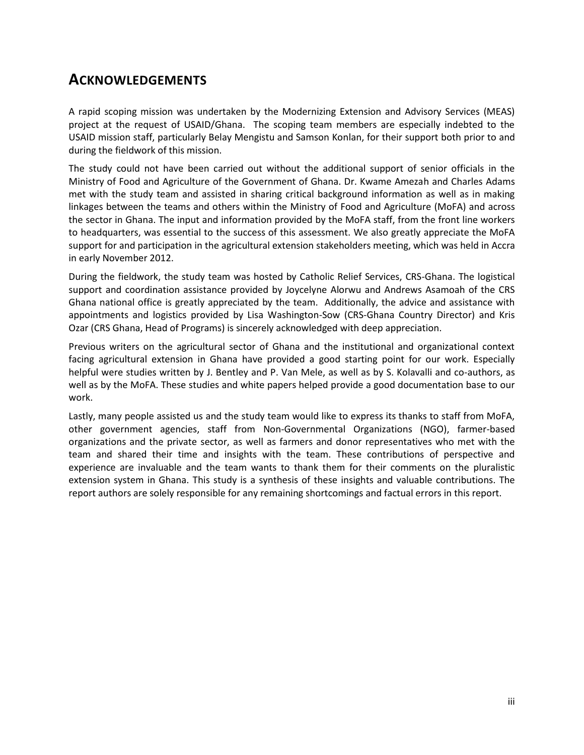## Acknowledgements

A rapid scoping mission was undertaken by the Modernizing Extension and Advisory Services (MEAS) project at the request of USAID/Ghana. The scoping team members are especially indebted to the USAID mission staff, particularly Belay Mengistu and Samson Konlan, for their support both prior to and during the fieldwork of this mission.

The study could not have been carried out without the additional support of senior officials in the Ministry of Food and Agriculture of the Government of Ghana. Dr. Kwame Amezah and Charles Adams met with the study team and assisted in sharing critical background information as well as in making linkages between the teams and others within the Ministry of Food and Agriculture (MoFA) and across the sector in Ghana. The input and information provided by the MoFA staff, from the front line workers to headquarters, was essential to the success of this assessment. We also greatly appreciate the MoFA support for and participation in the agricultural extension stakeholders meeting, which was held in Accra in early November 2012.

During the fieldwork, the study team was hosted by Catholic Relief Services, CRS-Ghana. The logistical support and coordination assistance provided by Joycelyne Alorwu and Andrews Asamoah of the CRS Ghana national office is greatly appreciated by the team. Additionally, the advice and assistance with appointments and logistics provided by Lisa Washington-Sow (CRS-Ghana Country Director) and Kris Ozar (CRS Ghana, Head of Programs) is sincerely acknowledged with deep appreciation.

Previous writers on the agricultural sector of Ghana and the institutional and organizational context facing agricultural extension in Ghana have provided a good starting point for our work. Especially helpful were studies written by J. Bentley and P. Van Mele, as well as by S. Kolavalli and co-authors, as well as by the MoFA. These studies and white papers helped provide a good documentation base to our work.

Lastly, many people assisted us and the study team would like to express its thanks to staff from MoFA, other government agencies, staff from Non-Governmental Organizations (NGO), farmer-based organizations and the private sector, as well as farmers and donor representatives who met with the team and shared their time and insights with the team. These contributions of perspective and experience are invaluable and the team wants to thank them for their comments on the pluralistic extension system in Ghana. This study is a synthesis of these insights and valuable contributions. The report authors are solely responsible for any remaining shortcomings and factual errors in this report.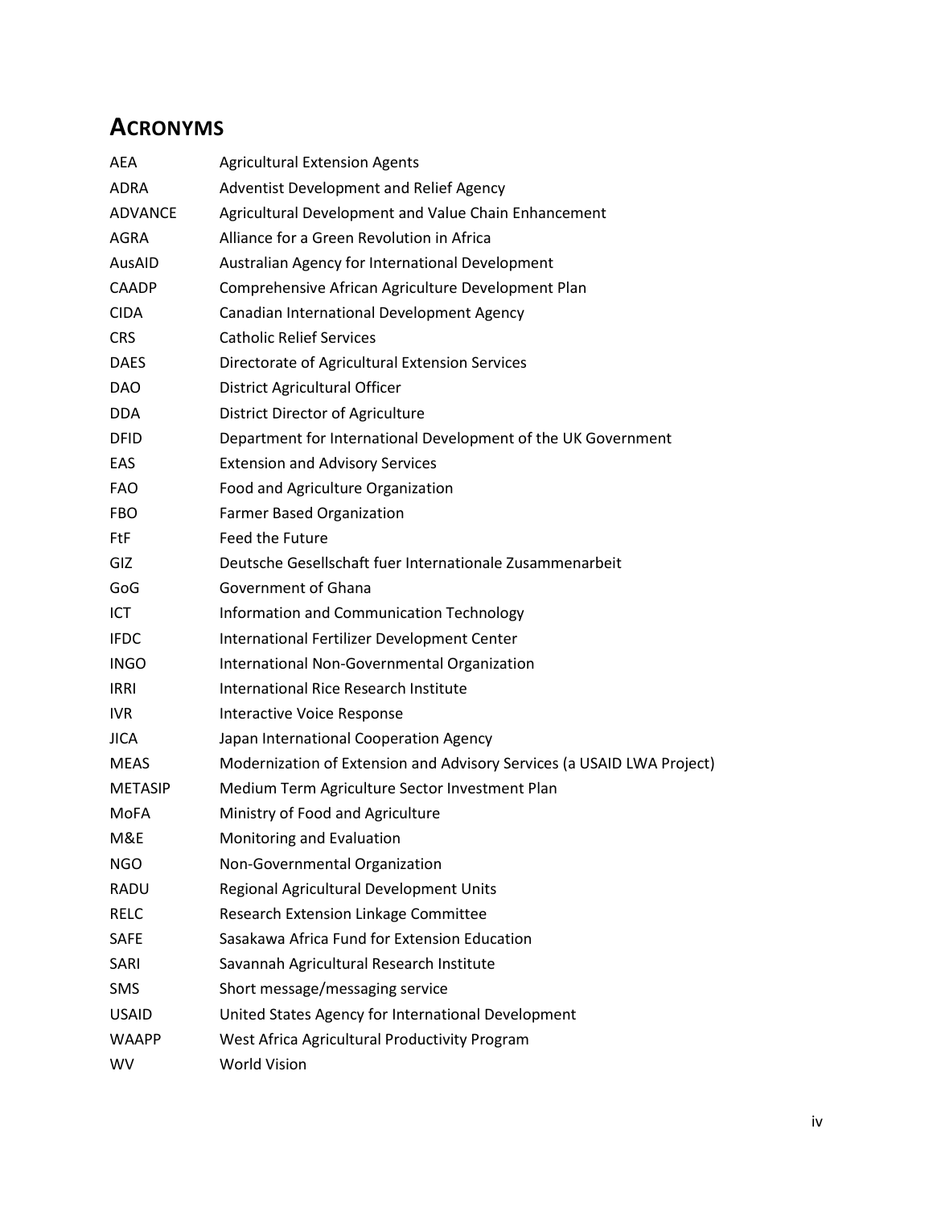## ACRONYMS

| | |
|---|---|
| AEA | Agricultural Extension Agents |
| ADRA | Adventist Development and Relief Agency |
| ADVANCE | Agricultural Development and Value Chain Enhancement |
| AGRA | Alliance for a Green Revolution in Africa |
| AusAID | Australian Agency for International Development |
| CAADP | Comprehensive African Agriculture Development Plan |
| CIDA | Canadian International Development Agency |
| CRS | Catholic Relief Services |
| DAES | Directorate of Agricultural Extension Services |
| DAO | District Agricultural Officer |
| DDA | District Director of Agriculture |
| DFID | Department for International Development of the UK Government |
| EAS | Extension and Advisory Services |
| FAO | Food and Agriculture Organization |
| FBO | Farmer Based Organization |
| FtF | Feed the Future |
| GIZ | Deutsche Gesellschaft fuer Internationale Zusammenarbeit |
| GoG | Government of Ghana |
| ICT | Information and Communication Technology |
| IFDC | International Fertilizer Development Center |
| INGO | International Non-Governmental Organization |
| IRRI | International Rice Research Institute |
| IVR | Interactive Voice Response |
| JICA | Japan International Cooperation Agency |
| MEAS | Modernization of Extension and Advisory Services (a USAID LWA Project) |
| METASIP | Medium Term Agriculture Sector Investment Plan |
| MoFA | Ministry of Food and Agriculture |
| M&E | Monitoring and Evaluation |
| NGO | Non-Governmental Organization |
| RADU | Regional Agricultural Development Units |
| RELC | Research Extension Linkage Committee |
| SAFE | Sasakawa Africa Fund for Extension Education |
| SARI | Savannah Agricultural Research Institute |
| SMS | Short message/messaging service |
| USAID | United States Agency for International Development |
| WAAPP | West Africa Agricultural Productivity Program |
| WV | World Vision |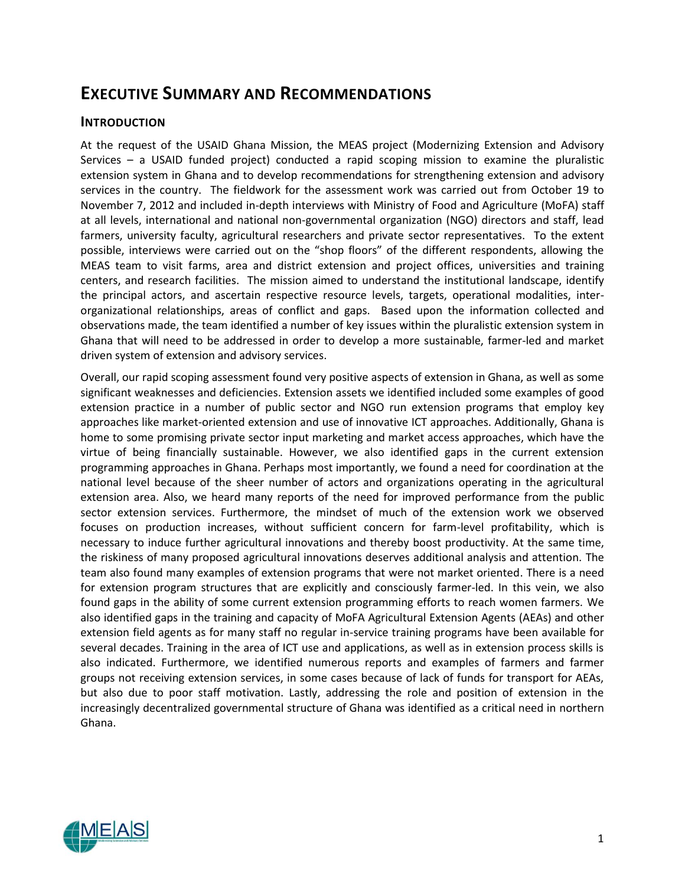# Executive Summary and Recommendations

## Introduction

At the request of the USAID Ghana Mission, the MEAS project (Modernizing Extension and Advisory Services – a USAID funded project) conducted a rapid scoping mission to examine the pluralistic extension system in Ghana and to develop recommendations for strengthening extension and advisory services in the country. The fieldwork for the assessment work was carried out from October 19 to November 7, 2012 and included in-depth interviews with Ministry of Food and Agriculture (MoFA) staff at all levels, international and national non-governmental organization (NGO) directors and staff, lead farmers, university faculty, agricultural researchers and private sector representatives. To the extent possible, interviews were carried out on the "shop floors" of the different respondents, allowing the MEAS team to visit farms, area and district extension and project offices, universities and training centers, and research facilities. The mission aimed to understand the institutional landscape, identify the principal actors, and ascertain respective resource levels, targets, operational modalities, inter-organizational relationships, areas of conflict and gaps. Based upon the information collected and observations made, the team identified a number of key issues within the pluralistic extension system in Ghana that will need to be addressed in order to develop a more sustainable, farmer-led and market driven system of extension and advisory services.

Overall, our rapid scoping assessment found very positive aspects of extension in Ghana, as well as some significant weaknesses and deficiencies. Extension assets we identified included some examples of good extension practice in a number of public sector and NGO run extension programs that employ key approaches like market-oriented extension and use of innovative ICT approaches. Additionally, Ghana is home to some promising private sector input marketing and market access approaches, which have the virtue of being financially sustainable. However, we also identified gaps in the current extension programming approaches in Ghana. Perhaps most importantly, we found a need for coordination at the national level because of the sheer number of actors and organizations operating in the agricultural extension area. Also, we heard many reports of the need for improved performance from the public sector extension services. Furthermore, the mindset of much of the extension work we observed focuses on production increases, without sufficient concern for farm-level profitability, which is necessary to induce further agricultural innovations and thereby boost productivity. At the same time, the riskiness of many proposed agricultural innovations deserves additional analysis and attention. The team also found many examples of extension programs that were not market oriented. There is a need for extension program structures that are explicitly and consciously farmer-led. In this vein, we also found gaps in the ability of some current extension programming efforts to reach women farmers. We also identified gaps in the training and capacity of MoFA Agricultural Extension Agents (AEAs) and other extension field agents as for many staff no regular in-service training programs have been available for several decades. Training in the area of ICT use and applications, as well as in extension process skills is also indicated. Furthermore, we identified numerous reports and examples of farmers and farmer groups not receiving extension services, in some cases because of lack of funds for transport for AEAs, but also due to poor staff motivation. Lastly, addressing the role and position of extension in the increasingly decentralized governmental structure of Ghana was identified as a critical need in northern Ghana.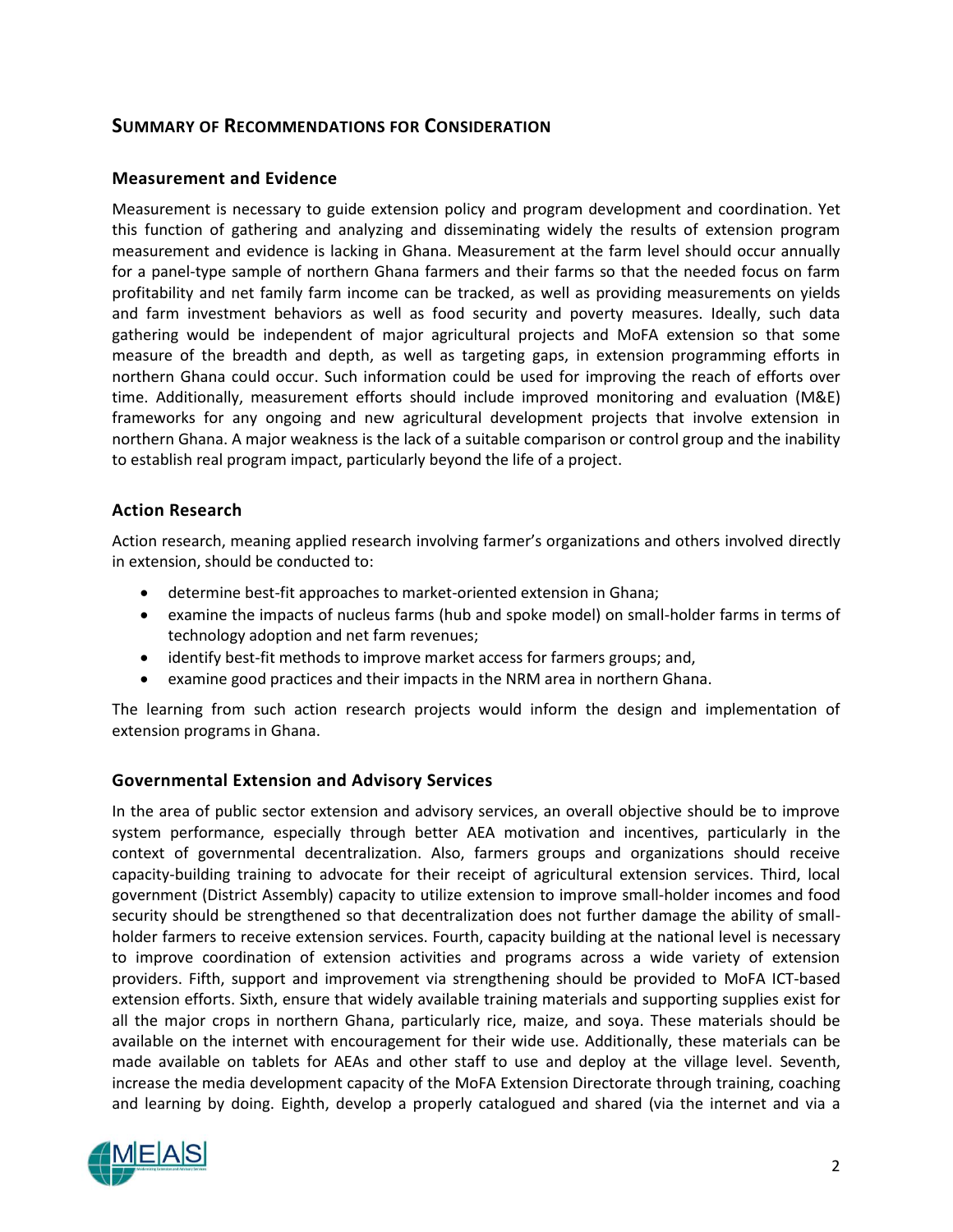## SUMMARY OF RECOMMENDATIONS FOR CONSIDERATION

### Measurement and Evidence

Measurement is necessary to guide extension policy and program development and coordination. Yet this function of gathering and analyzing and disseminating widely the results of extension program measurement and evidence is lacking in Ghana. Measurement at the farm level should occur annually for a panel-type sample of northern Ghana farmers and their farms so that the needed focus on farm profitability and net family farm income can be tracked, as well as providing measurements on yields and farm investment behaviors as well as food security and poverty measures. Ideally, such data gathering would be independent of major agricultural projects and MoFA extension so that some measure of the breadth and depth, as well as targeting gaps, in extension programming efforts in northern Ghana could occur. Such information could be used for improving the reach of efforts over time. Additionally, measurement efforts should include improved monitoring and evaluation (M&E) frameworks for any ongoing and new agricultural development projects that involve extension in northern Ghana. A major weakness is the lack of a suitable comparison or control group and the inability to establish real program impact, particularly beyond the life of a project.

### Action Research

Action research, meaning applied research involving farmer's organizations and others involved directly in extension, should be conducted to:

- determine best-fit approaches to market-oriented extension in Ghana;
- examine the impacts of nucleus farms (hub and spoke model) on small-holder farms in terms of technology adoption and net farm revenues;
- identify best-fit methods to improve market access for farmers groups; and,
- examine good practices and their impacts in the NRM area in northern Ghana.

The learning from such action research projects would inform the design and implementation of extension programs in Ghana.

### Governmental Extension and Advisory Services

In the area of public sector extension and advisory services, an overall objective should be to improve system performance, especially through better AEA motivation and incentives, particularly in the context of governmental decentralization. Also, farmers groups and organizations should receive capacity-building training to advocate for their receipt of agricultural extension services. Third, local government (District Assembly) capacity to utilize extension to improve small-holder incomes and food security should be strengthened so that decentralization does not further damage the ability of small-holder farmers to receive extension services. Fourth, capacity building at the national level is necessary to improve coordination of extension activities and programs across a wide variety of extension providers. Fifth, support and improvement via strengthening should be provided to MoFA ICT-based extension efforts. Sixth, ensure that widely available training materials and supporting supplies exist for all the major crops in northern Ghana, particularly rice, maize, and soya. These materials should be available on the internet with encouragement for their wide use. Additionally, these materials can be made available on tablets for AEAs and other staff to use and deploy at the village level. Seventh, increase the media development capacity of the MoFA Extension Directorate through training, coaching and learning by doing. Eighth, develop a properly catalogued and shared (via the internet and via a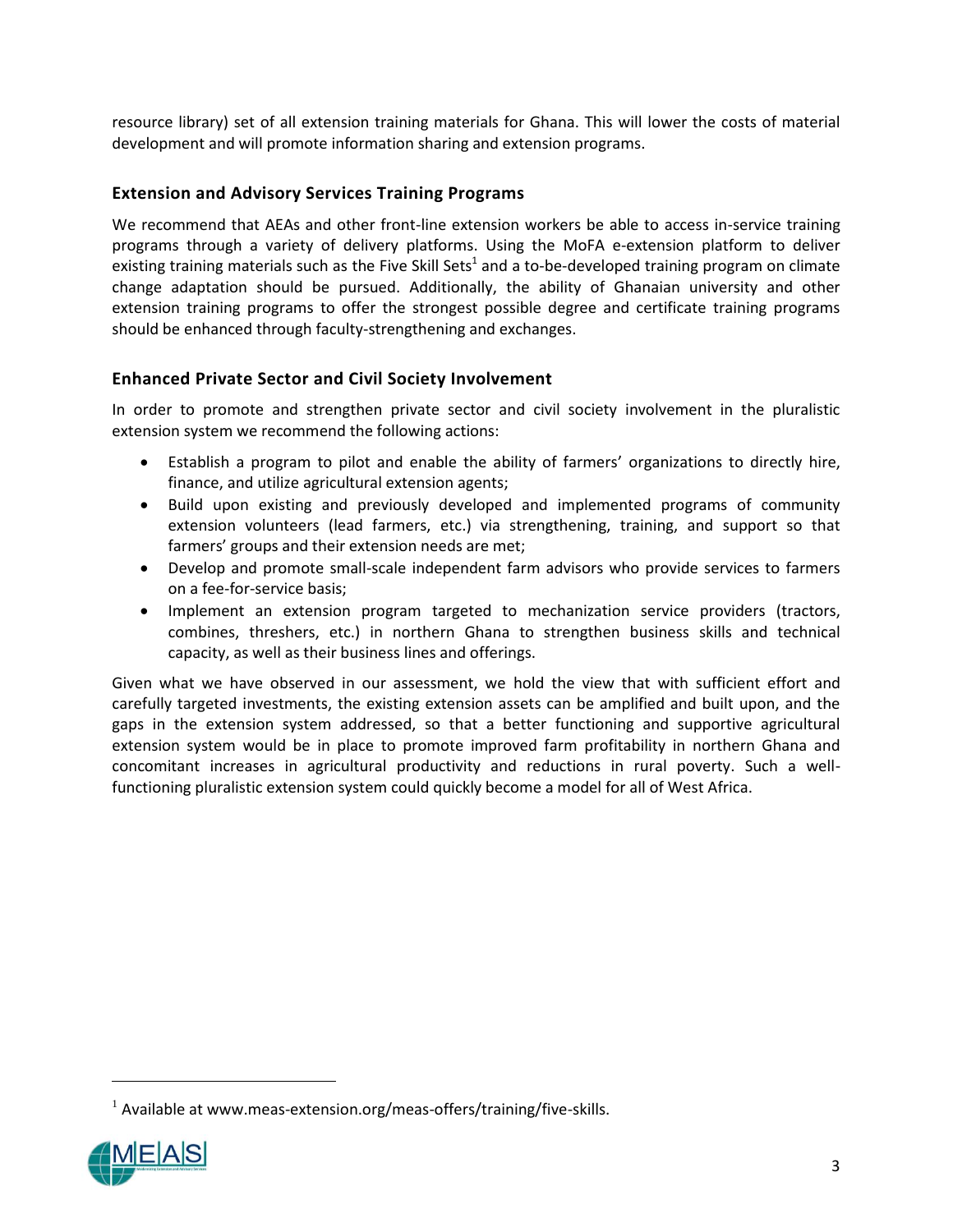resource library) set of all extension training materials for Ghana. This will lower the costs of material development and will promote information sharing and extension programs.

### Extension and Advisory Services Training Programs

We recommend that AEAs and other front-line extension workers be able to access in-service training programs through a variety of delivery platforms. Using the MoFA e-extension platform to deliver existing training materials such as the Five Skill Sets[1] and a to-be-developed training program on climate change adaptation should be pursued. Additionally, the ability of Ghanaian university and other extension training programs to offer the strongest possible degree and certificate training programs should be enhanced through faculty-strengthening and exchanges.

### Enhanced Private Sector and Civil Society Involvement

In order to promote and strengthen private sector and civil society involvement in the pluralistic extension system we recommend the following actions:

- Establish a program to pilot and enable the ability of farmers' organizations to directly hire, finance, and utilize agricultural extension agents;
- Build upon existing and previously developed and implemented programs of community extension volunteers (lead farmers, etc.) via strengthening, training, and support so that farmers' groups and their extension needs are met;
- Develop and promote small-scale independent farm advisors who provide services to farmers on a fee-for-service basis;
- Implement an extension program targeted to mechanization service providers (tractors, combines, threshers, etc.) in northern Ghana to strengthen business skills and technical capacity, as well as their business lines and offerings.

Given what we have observed in our assessment, we hold the view that with sufficient effort and carefully targeted investments, the existing extension assets can be amplified and built upon, and the gaps in the extension system addressed, so that a better functioning and supportive agricultural extension system would be in place to promote improved farm profitability in northern Ghana and concomitant increases in agricultural productivity and reductions in rural poverty. Such a well-functioning pluralistic extension system could quickly become a model for all of West Africa.

---

[1] Available at www.meas-extension.org/meas-offers/training/five-skills.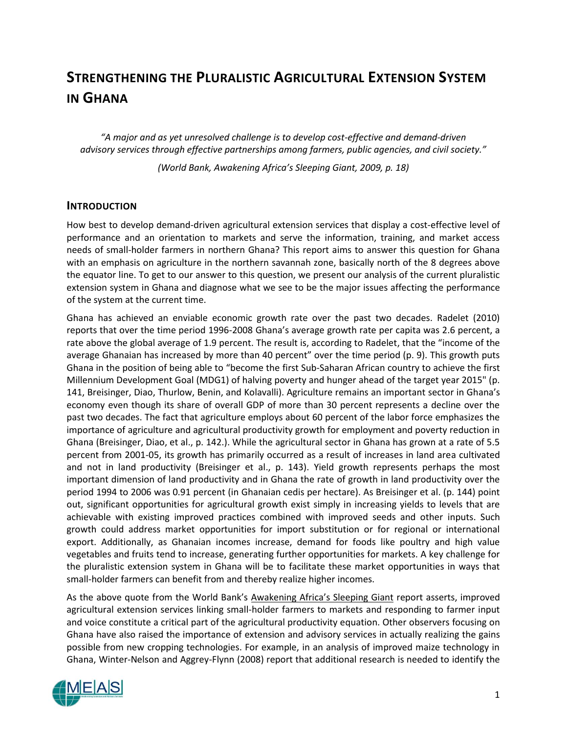# Strengthening the Pluralistic Agricultural Extension System in Ghana

*"A major and as yet unresolved challenge is to develop cost-effective and demand-driven advisory services through effective partnerships among farmers, public agencies, and civil society."*

*(World Bank, Awakening Africa's Sleeping Giant, 2009, p. 18)*

## Introduction

How best to develop demand-driven agricultural extension services that display a cost-effective level of performance and an orientation to markets and serve the information, training, and market access needs of small-holder farmers in northern Ghana? This report aims to answer this question for Ghana with an emphasis on agriculture in the northern savannah zone, basically north of the 8 degrees above the equator line. To get to our answer to this question, we present our analysis of the current pluralistic extension system in Ghana and diagnose what we see to be the major issues affecting the performance of the system at the current time.

Ghana has achieved an enviable economic growth rate over the past two decades. Radelet (2010) reports that over the time period 1996-2008 Ghana's average growth rate per capita was 2.6 percent, a rate above the global average of 1.9 percent. The result is, according to Radelet, that the "income of the average Ghanaian has increased by more than 40 percent" over the time period (p. 9). This growth puts Ghana in the position of being able to "become the first Sub-Saharan African country to achieve the first Millennium Development Goal (MDG1) of halving poverty and hunger ahead of the target year 2015" (p. 141, Breisinger, Diao, Thurlow, Benin, and Kolavalli). Agriculture remains an important sector in Ghana's economy even though its share of overall GDP of more than 30 percent represents a decline over the past two decades. The fact that agriculture employs about 60 percent of the labor force emphasizes the importance of agriculture and agricultural productivity growth for employment and poverty reduction in Ghana (Breisinger, Diao, et al., p. 142.). While the agricultural sector in Ghana has grown at a rate of 5.5 percent from 2001-05, its growth has primarily occurred as a result of increases in land area cultivated and not in land productivity (Breisinger et al., p. 143). Yield growth represents perhaps the most important dimension of land productivity and in Ghana the rate of growth in land productivity over the period 1994 to 2006 was 0.91 percent (in Ghanaian cedis per hectare). As Breisinger et al. (p. 144) point out, significant opportunities for agricultural growth exist simply in increasing yields to levels that are achievable with existing improved practices combined with improved seeds and other inputs. Such growth could address market opportunities for import substitution or for regional or international export. Additionally, as Ghanaian incomes increase, demand for foods like poultry and high value vegetables and fruits tend to increase, generating further opportunities for markets. A key challenge for the pluralistic extension system in Ghana will be to facilitate these market opportunities in ways that small-holder farmers can benefit from and thereby realize higher incomes.

As the above quote from the World Bank's Awakening Africa's Sleeping Giant report asserts, improved agricultural extension services linking small-holder farmers to markets and responding to farmer input and voice constitute a critical part of the agricultural productivity equation. Other observers focusing on Ghana have also raised the importance of extension and advisory services in actually realizing the gains possible from new cropping technologies. For example, in an analysis of improved maize technology in Ghana, Winter-Nelson and Aggrey-Flynn (2008) report that additional research is needed to identify the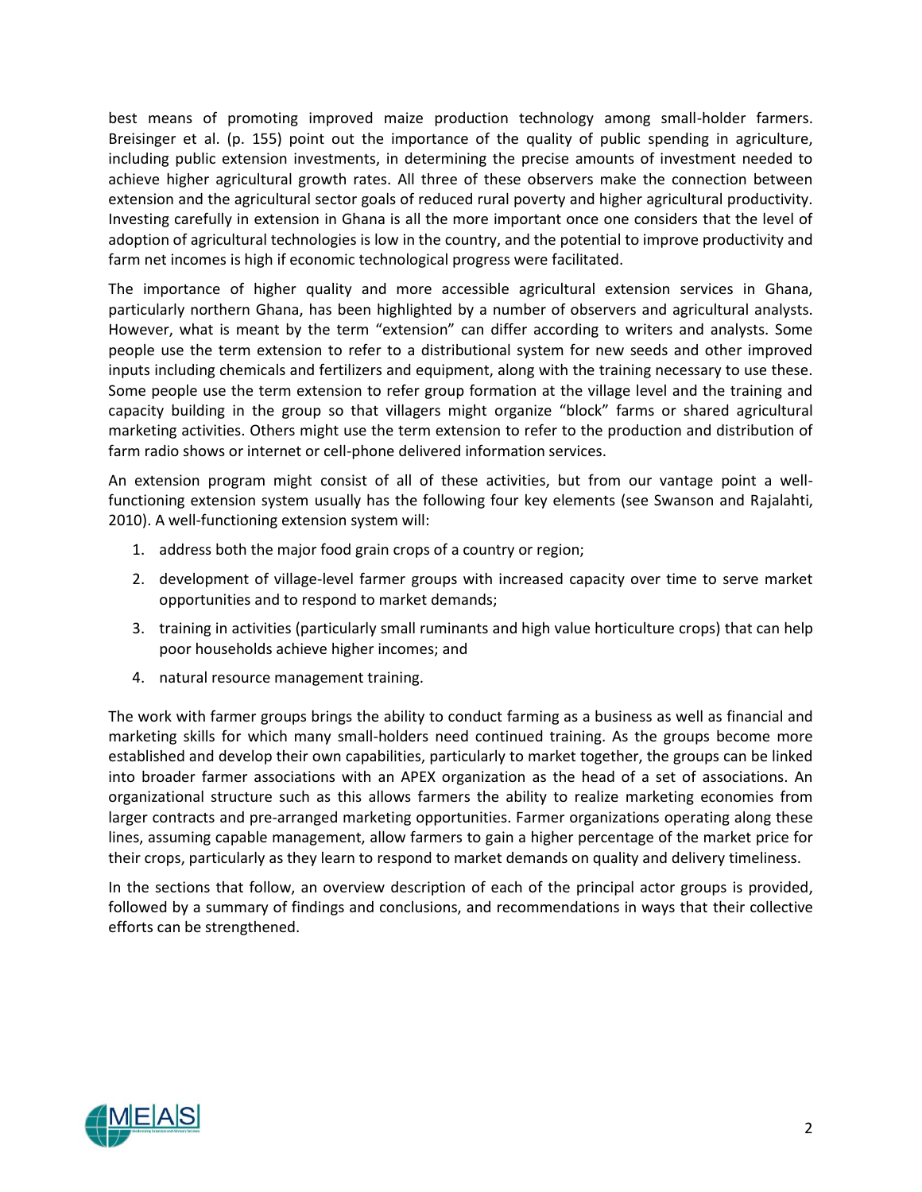best means of promoting improved maize production technology among small-holder farmers. Breisinger et al. (p. 155) point out the importance of the quality of public spending in agriculture, including public extension investments, in determining the precise amounts of investment needed to achieve higher agricultural growth rates. All three of these observers make the connection between extension and the agricultural sector goals of reduced rural poverty and higher agricultural productivity. Investing carefully in extension in Ghana is all the more important once one considers that the level of adoption of agricultural technologies is low in the country, and the potential to improve productivity and farm net incomes is high if economic technological progress were facilitated.

The importance of higher quality and more accessible agricultural extension services in Ghana, particularly northern Ghana, has been highlighted by a number of observers and agricultural analysts. However, what is meant by the term "extension" can differ according to writers and analysts. Some people use the term extension to refer to a distributional system for new seeds and other improved inputs including chemicals and fertilizers and equipment, along with the training necessary to use these. Some people use the term extension to refer group formation at the village level and the training and capacity building in the group so that villagers might organize "block" farms or shared agricultural marketing activities. Others might use the term extension to refer to the production and distribution of farm radio shows or internet or cell-phone delivered information services.

An extension program might consist of all of these activities, but from our vantage point a well-functioning extension system usually has the following four key elements (see Swanson and Rajalahti, 2010). A well-functioning extension system will:

1. address both the major food grain crops of a country or region;
2. development of village-level farmer groups with increased capacity over time to serve market opportunities and to respond to market demands;
3. training in activities (particularly small ruminants and high value horticulture crops) that can help poor households achieve higher incomes; and
4. natural resource management training.

The work with farmer groups brings the ability to conduct farming as a business as well as financial and marketing skills for which many small-holders need continued training. As the groups become more established and develop their own capabilities, particularly to market together, the groups can be linked into broader farmer associations with an APEX organization as the head of a set of associations. An organizational structure such as this allows farmers the ability to realize marketing economies from larger contracts and pre-arranged marketing opportunities. Farmer organizations operating along these lines, assuming capable management, allow farmers to gain a higher percentage of the market price for their crops, particularly as they learn to respond to market demands on quality and delivery timeliness.

In the sections that follow, an overview description of each of the principal actor groups is provided, followed by a summary of findings and conclusions, and recommendations in ways that their collective efforts can be strengthened.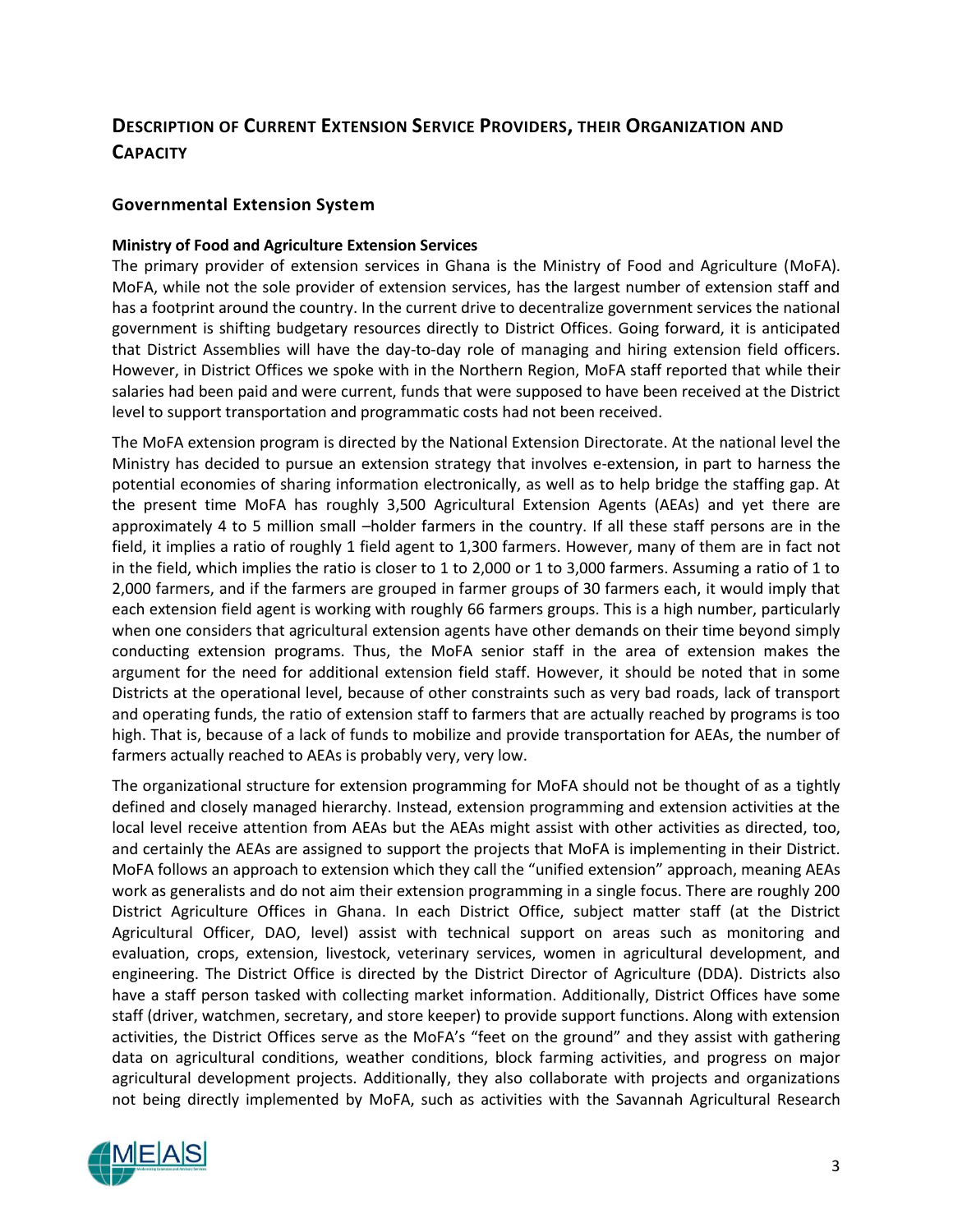# Description of Current Extension Service Providers, their Organization and Capacity

## Governmental Extension System

### Ministry of Food and Agriculture Extension Services

The primary provider of extension services in Ghana is the Ministry of Food and Agriculture (MoFA). MoFA, while not the sole provider of extension services, has the largest number of extension staff and has a footprint around the country. In the current drive to decentralize government services the national government is shifting budgetary resources directly to District Offices. Going forward, it is anticipated that District Assemblies will have the day-to-day role of managing and hiring extension field officers. However, in District Offices we spoke with in the Northern Region, MoFA staff reported that while their salaries had been paid and were current, funds that were supposed to have been received at the District level to support transportation and programmatic costs had not been received.

The MoFA extension program is directed by the National Extension Directorate. At the national level the Ministry has decided to pursue an extension strategy that involves e-extension, in part to harness the potential economies of sharing information electronically, as well as to help bridge the staffing gap. At the present time MoFA has roughly 3,500 Agricultural Extension Agents (AEAs) and yet there are approximately 4 to 5 million small –holder farmers in the country. If all these staff persons are in the field, it implies a ratio of roughly 1 field agent to 1,300 farmers. However, many of them are in fact not in the field, which implies the ratio is closer to 1 to 2,000 or 1 to 3,000 farmers. Assuming a ratio of 1 to 2,000 farmers, and if the farmers are grouped in farmer groups of 30 farmers each, it would imply that each extension field agent is working with roughly 66 farmers groups. This is a high number, particularly when one considers that agricultural extension agents have other demands on their time beyond simply conducting extension programs. Thus, the MoFA senior staff in the area of extension makes the argument for the need for additional extension field staff. However, it should be noted that in some Districts at the operational level, because of other constraints such as very bad roads, lack of transport and operating funds, the ratio of extension staff to farmers that are actually reached by programs is too high. That is, because of a lack of funds to mobilize and provide transportation for AEAs, the number of farmers actually reached to AEAs is probably very, very low.

The organizational structure for extension programming for MoFA should not be thought of as a tightly defined and closely managed hierarchy. Instead, extension programming and extension activities at the local level receive attention from AEAs but the AEAs might assist with other activities as directed, too, and certainly the AEAs are assigned to support the projects that MoFA is implementing in their District. MoFA follows an approach to extension which they call the "unified extension" approach, meaning AEAs work as generalists and do not aim their extension programming in a single focus. There are roughly 200 District Agriculture Offices in Ghana. In each District Office, subject matter staff (at the District Agricultural Officer, DAO, level) assist with technical support on areas such as monitoring and evaluation, crops, extension, livestock, veterinary services, women in agricultural development, and engineering. The District Office is directed by the District Director of Agriculture (DDA). Districts also have a staff person tasked with collecting market information. Additionally, District Offices have some staff (driver, watchmen, secretary, and store keeper) to provide support functions. Along with extension activities, the District Offices serve as the MoFA's "feet on the ground" and they assist with gathering data on agricultural conditions, weather conditions, block farming activities, and progress on major agricultural development projects. Additionally, they also collaborate with projects and organizations not being directly implemented by MoFA, such as activities with the Savannah Agricultural Research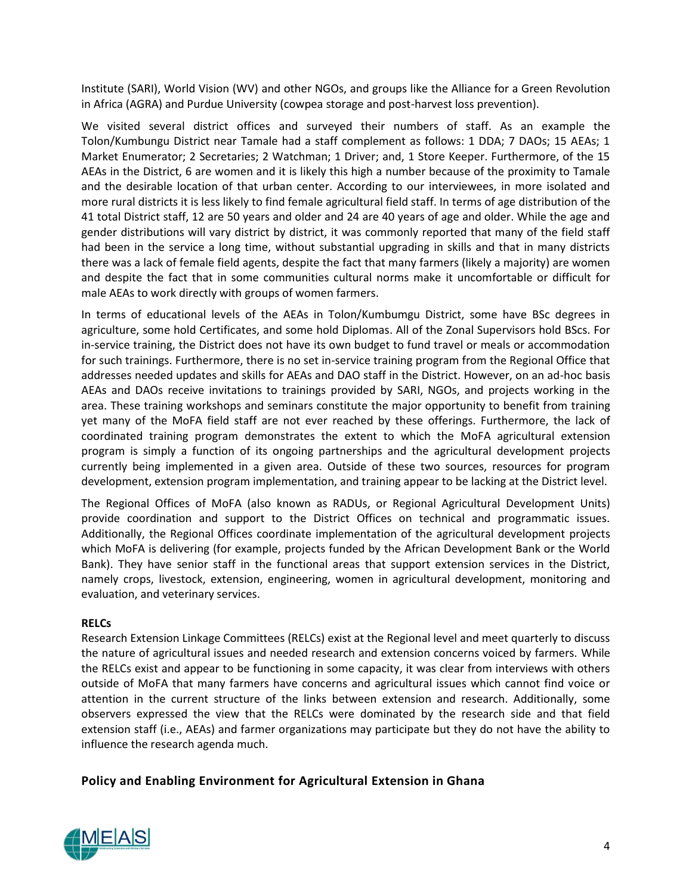Institute (SARI), World Vision (WV) and other NGOs, and groups like the Alliance for a Green Revolution in Africa (AGRA) and Purdue University (cowpea storage and post-harvest loss prevention).

We visited several district offices and surveyed their numbers of staff. As an example the Tolon/Kumbungu District near Tamale had a staff complement as follows: 1 DDA; 7 DAOs; 15 AEAs; 1 Market Enumerator; 2 Secretaries; 2 Watchman; 1 Driver; and, 1 Store Keeper. Furthermore, of the 15 AEAs in the District, 6 are women and it is likely this high a number because of the proximity to Tamale and the desirable location of that urban center. According to our interviewees, in more isolated and more rural districts it is less likely to find female agricultural field staff. In terms of age distribution of the 41 total District staff, 12 are 50 years and older and 24 are 40 years of age and older. While the age and gender distributions will vary district by district, it was commonly reported that many of the field staff had been in the service a long time, without substantial upgrading in skills and that in many districts there was a lack of female field agents, despite the fact that many farmers (likely a majority) are women and despite the fact that in some communities cultural norms make it uncomfortable or difficult for male AEAs to work directly with groups of women farmers.

In terms of educational levels of the AEAs in Tolon/Kumbumgu District, some have BSc degrees in agriculture, some hold Certificates, and some hold Diplomas. All of the Zonal Supervisors hold BScs. For in-service training, the District does not have its own budget to fund travel or meals or accommodation for such trainings. Furthermore, there is no set in-service training program from the Regional Office that addresses needed updates and skills for AEAs and DAO staff in the District. However, on an ad-hoc basis AEAs and DAOs receive invitations to trainings provided by SARI, NGOs, and projects working in the area. These training workshops and seminars constitute the major opportunity to benefit from training yet many of the MoFA field staff are not ever reached by these offerings. Furthermore, the lack of coordinated training program demonstrates the extent to which the MoFA agricultural extension program is simply a function of its ongoing partnerships and the agricultural development projects currently being implemented in a given area. Outside of these two sources, resources for program development, extension program implementation, and training appear to be lacking at the District level.

The Regional Offices of MoFA (also known as RADUs, or Regional Agricultural Development Units) provide coordination and support to the District Offices on technical and programmatic issues. Additionally, the Regional Offices coordinate implementation of the agricultural development projects which MoFA is delivering (for example, projects funded by the African Development Bank or the World Bank). They have senior staff in the functional areas that support extension services in the District, namely crops, livestock, extension, engineering, women in agricultural development, monitoring and evaluation, and veterinary services.

**RELCs**

Research Extension Linkage Committees (RELCs) exist at the Regional level and meet quarterly to discuss the nature of agricultural issues and needed research and extension concerns voiced by farmers. While the RELCs exist and appear to be functioning in some capacity, it was clear from interviews with others outside of MoFA that many farmers have concerns and agricultural issues which cannot find voice or attention in the current structure of the links between extension and research. Additionally, some observers expressed the view that the RELCs were dominated by the research side and that field extension staff (i.e., AEAs) and farmer organizations may participate but they do not have the ability to influence the research agenda much.

## Policy and Enabling Environment for Agricultural Extension in Ghana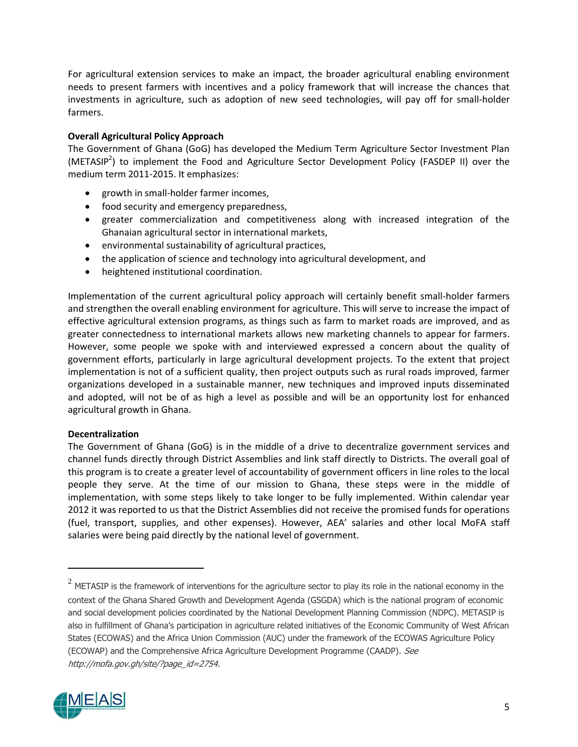For agricultural extension services to make an impact, the broader agricultural enabling environment needs to present farmers with incentives and a policy framework that will increase the chances that investments in agriculture, such as adoption of new seed technologies, will pay off for small-holder farmers.

**Overall Agricultural Policy Approach**

The Government of Ghana (GoG) has developed the Medium Term Agriculture Sector Investment Plan (METASIP[2]) to implement the Food and Agriculture Sector Development Policy (FASDEP II) over the medium term 2011-2015. It emphasizes:

- growth in small-holder farmer incomes,
- food security and emergency preparedness,
- greater commercialization and competitiveness along with increased integration of the Ghanaian agricultural sector in international markets,
- environmental sustainability of agricultural practices,
- the application of science and technology into agricultural development, and
- heightened institutional coordination.

Implementation of the current agricultural policy approach will certainly benefit small-holder farmers and strengthen the overall enabling environment for agriculture. This will serve to increase the impact of effective agricultural extension programs, as things such as farm to market roads are improved, and as greater connectedness to international markets allows new marketing channels to appear for farmers. However, some people we spoke with and interviewed expressed a concern about the quality of government efforts, particularly in large agricultural development projects. To the extent that project implementation is not of a sufficient quality, then project outputs such as rural roads improved, farmer organizations developed in a sustainable manner, new techniques and improved inputs disseminated and adopted, will not be of as high a level as possible and will be an opportunity lost for enhanced agricultural growth in Ghana.

**Decentralization**

The Government of Ghana (GoG) is in the middle of a drive to decentralize government services and channel funds directly through District Assemblies and link staff directly to Districts. The overall goal of this program is to create a greater level of accountability of government officers in line roles to the local people they serve. At the time of our mission to Ghana, these steps were in the middle of implementation, with some steps likely to take longer to be fully implemented. Within calendar year 2012 it was reported to us that the District Assemblies did not receive the promised funds for operations (fuel, transport, supplies, and other expenses). However, AEA' salaries and other local MoFA staff salaries were being paid directly by the national level of government.

---

[2] METASIP is the framework of interventions for the agriculture sector to play its role in the national economy in the context of the Ghana Shared Growth and Development Agenda (GSGDA) which is the national program of economic and social development policies coordinated by the National Development Planning Commission (NDPC). METASIP is also in fulfillment of Ghana's participation in agriculture related initiatives of the Economic Community of West African States (ECOWAS) and the Africa Union Commission (AUC) under the framework of the ECOWAS Agriculture Policy (ECOWAP) and the Comprehensive Africa Agriculture Development Programme (CAADP). *See http://mofa.gov.gh/site/?page_id=2754.*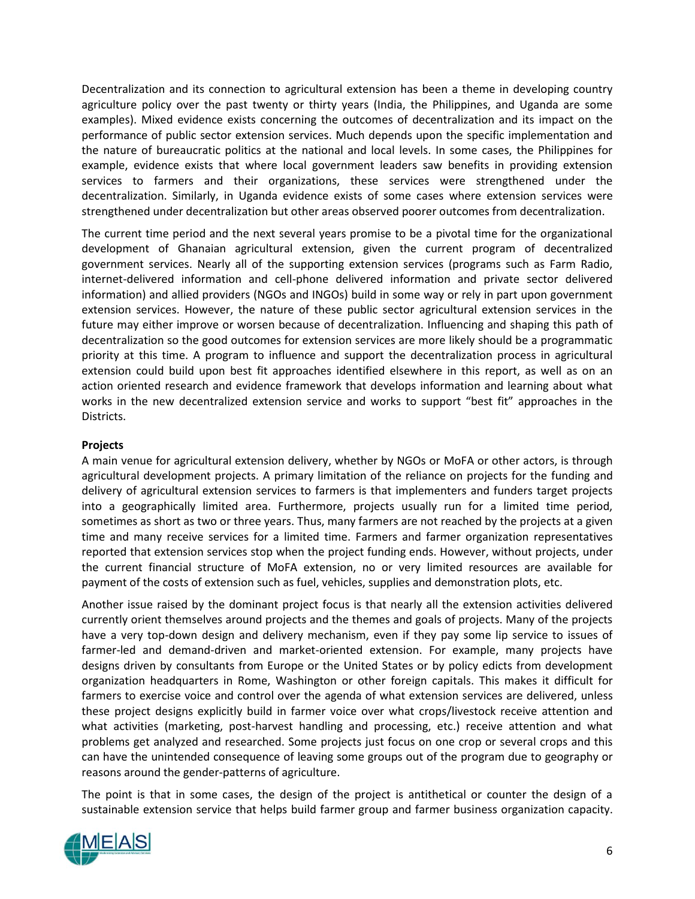Decentralization and its connection to agricultural extension has been a theme in developing country agriculture policy over the past twenty or thirty years (India, the Philippines, and Uganda are some examples). Mixed evidence exists concerning the outcomes of decentralization and its impact on the performance of public sector extension services. Much depends upon the specific implementation and the nature of bureaucratic politics at the national and local levels. In some cases, the Philippines for example, evidence exists that where local government leaders saw benefits in providing extension services to farmers and their organizations, these services were strengthened under the decentralization. Similarly, in Uganda evidence exists of some cases where extension services were strengthened under decentralization but other areas observed poorer outcomes from decentralization.

The current time period and the next several years promise to be a pivotal time for the organizational development of Ghanaian agricultural extension, given the current program of decentralized government services. Nearly all of the supporting extension services (programs such as Farm Radio, internet-delivered information and cell-phone delivered information and private sector delivered information) and allied providers (NGOs and INGOs) build in some way or rely in part upon government extension services. However, the nature of these public sector agricultural extension services in the future may either improve or worsen because of decentralization. Influencing and shaping this path of decentralization so the good outcomes for extension services are more likely should be a programmatic priority at this time. A program to influence and support the decentralization process in agricultural extension could build upon best fit approaches identified elsewhere in this report, as well as on an action oriented research and evidence framework that develops information and learning about what works in the new decentralized extension service and works to support "best fit" approaches in the Districts.

**Projects**

A main venue for agricultural extension delivery, whether by NGOs or MoFA or other actors, is through agricultural development projects. A primary limitation of the reliance on projects for the funding and delivery of agricultural extension services to farmers is that implementers and funders target projects into a geographically limited area. Furthermore, projects usually run for a limited time period, sometimes as short as two or three years. Thus, many farmers are not reached by the projects at a given time and many receive services for a limited time. Farmers and farmer organization representatives reported that extension services stop when the project funding ends. However, without projects, under the current financial structure of MoFA extension, no or very limited resources are available for payment of the costs of extension such as fuel, vehicles, supplies and demonstration plots, etc.

Another issue raised by the dominant project focus is that nearly all the extension activities delivered currently orient themselves around projects and the themes and goals of projects. Many of the projects have a very top-down design and delivery mechanism, even if they pay some lip service to issues of farmer-led and demand-driven and market-oriented extension. For example, many projects have designs driven by consultants from Europe or the United States or by policy edicts from development organization headquarters in Rome, Washington or other foreign capitals. This makes it difficult for farmers to exercise voice and control over the agenda of what extension services are delivered, unless these project designs explicitly build in farmer voice over what crops/livestock receive attention and what activities (marketing, post-harvest handling and processing, etc.) receive attention and what problems get analyzed and researched. Some projects just focus on one crop or several crops and this can have the unintended consequence of leaving some groups out of the program due to geography or reasons around the gender-patterns of agriculture.

The point is that in some cases, the design of the project is antithetical or counter the design of a sustainable extension service that helps build farmer group and farmer business organization capacity.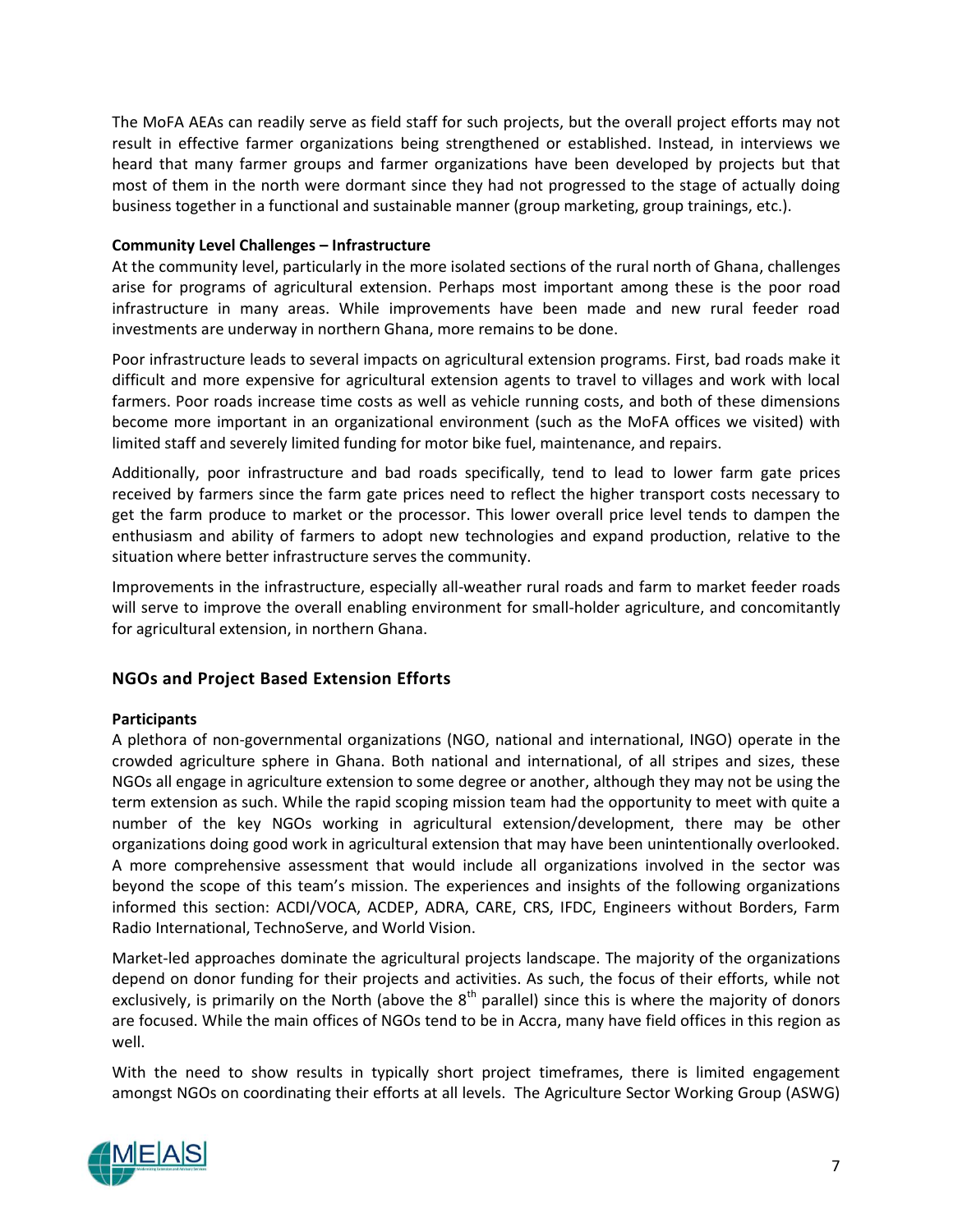The MoFA AEAs can readily serve as field staff for such projects, but the overall project efforts may not result in effective farmer organizations being strengthened or established. Instead, in interviews we heard that many farmer groups and farmer organizations have been developed by projects but that most of them in the north were dormant since they had not progressed to the stage of actually doing business together in a functional and sustainable manner (group marketing, group trainings, etc.).

**Community Level Challenges – Infrastructure**

At the community level, particularly in the more isolated sections of the rural north of Ghana, challenges arise for programs of agricultural extension. Perhaps most important among these is the poor road infrastructure in many areas. While improvements have been made and new rural feeder road investments are underway in northern Ghana, more remains to be done.

Poor infrastructure leads to several impacts on agricultural extension programs. First, bad roads make it difficult and more expensive for agricultural extension agents to travel to villages and work with local farmers. Poor roads increase time costs as well as vehicle running costs, and both of these dimensions become more important in an organizational environment (such as the MoFA offices we visited) with limited staff and severely limited funding for motor bike fuel, maintenance, and repairs.

Additionally, poor infrastructure and bad roads specifically, tend to lead to lower farm gate prices received by farmers since the farm gate prices need to reflect the higher transport costs necessary to get the farm produce to market or the processor. This lower overall price level tends to dampen the enthusiasm and ability of farmers to adopt new technologies and expand production, relative to the situation where better infrastructure serves the community.

Improvements in the infrastructure, especially all-weather rural roads and farm to market feeder roads will serve to improve the overall enabling environment for small-holder agriculture, and concomitantly for agricultural extension, in northern Ghana.

## NGOs and Project Based Extension Efforts

**Participants**

A plethora of non-governmental organizations (NGO, national and international, INGO) operate in the crowded agriculture sphere in Ghana. Both national and international, of all stripes and sizes, these NGOs all engage in agriculture extension to some degree or another, although they may not be using the term extension as such. While the rapid scoping mission team had the opportunity to meet with quite a number of the key NGOs working in agricultural extension/development, there may be other organizations doing good work in agricultural extension that may have been unintentionally overlooked. A more comprehensive assessment that would include all organizations involved in the sector was beyond the scope of this team's mission. The experiences and insights of the following organizations informed this section: ACDI/VOCA, ACDEP, ADRA, CARE, CRS, IFDC, Engineers without Borders, Farm Radio International, TechnoServe, and World Vision.

Market-led approaches dominate the agricultural projects landscape. The majority of the organizations depend on donor funding for their projects and activities. As such, the focus of their efforts, while not exclusively, is primarily on the North (above the 8th parallel) since this is where the majority of donors are focused. While the main offices of NGOs tend to be in Accra, many have field offices in this region as well.

With the need to show results in typically short project timeframes, there is limited engagement amongst NGOs on coordinating their efforts at all levels. The Agriculture Sector Working Group (ASWG)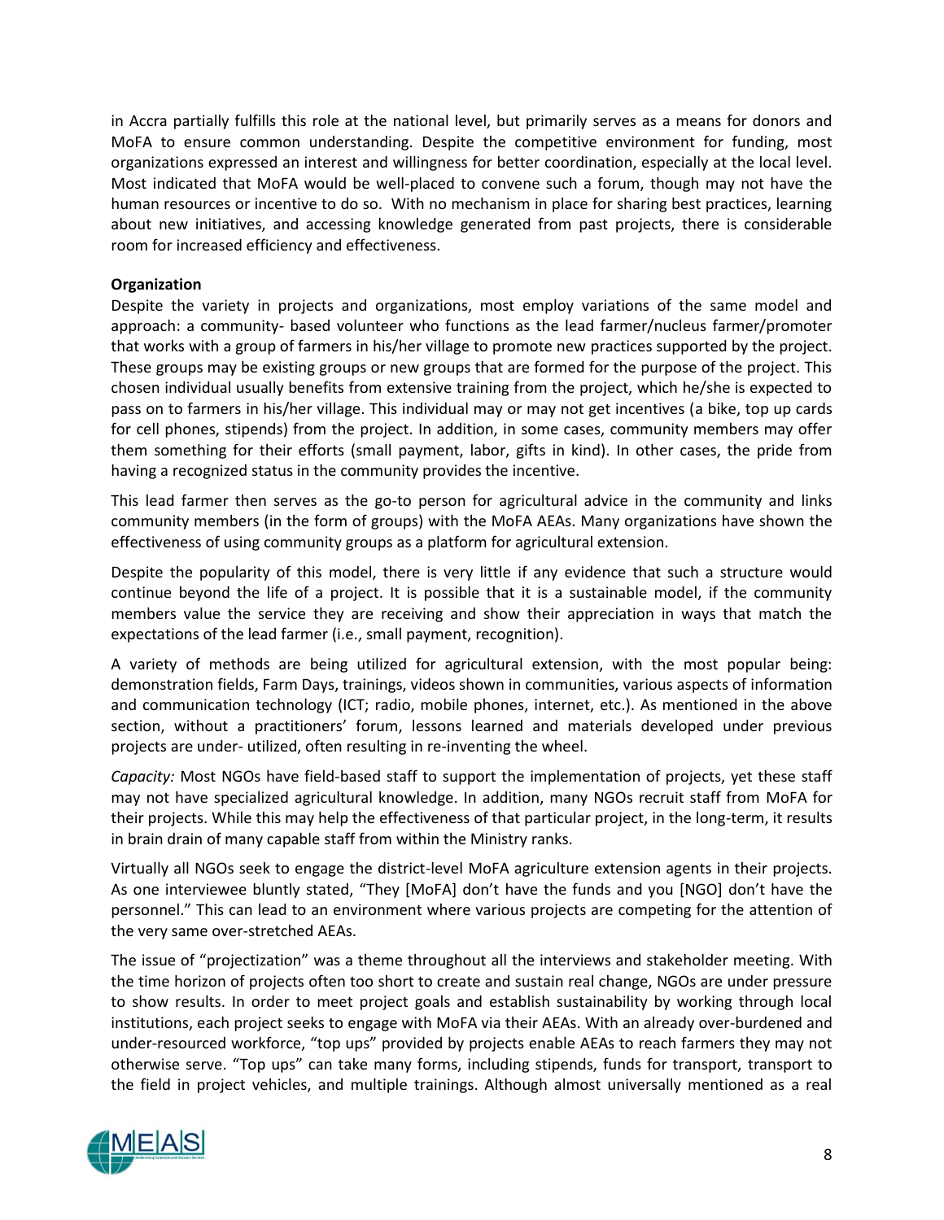in Accra partially fulfills this role at the national level, but primarily serves as a means for donors and MoFA to ensure common understanding. Despite the competitive environment for funding, most organizations expressed an interest and willingness for better coordination, especially at the local level. Most indicated that MoFA would be well-placed to convene such a forum, though may not have the human resources or incentive to do so. With no mechanism in place for sharing best practices, learning about new initiatives, and accessing knowledge generated from past projects, there is considerable room for increased efficiency and effectiveness.

**Organization**

Despite the variety in projects and organizations, most employ variations of the same model and approach: a community- based volunteer who functions as the lead farmer/nucleus farmer/promoter that works with a group of farmers in his/her village to promote new practices supported by the project. These groups may be existing groups or new groups that are formed for the purpose of the project. This chosen individual usually benefits from extensive training from the project, which he/she is expected to pass on to farmers in his/her village. This individual may or may not get incentives (a bike, top up cards for cell phones, stipends) from the project. In addition, in some cases, community members may offer them something for their efforts (small payment, labor, gifts in kind). In other cases, the pride from having a recognized status in the community provides the incentive.

This lead farmer then serves as the go-to person for agricultural advice in the community and links community members (in the form of groups) with the MoFA AEAs. Many organizations have shown the effectiveness of using community groups as a platform for agricultural extension.

Despite the popularity of this model, there is very little if any evidence that such a structure would continue beyond the life of a project. It is possible that it is a sustainable model, if the community members value the service they are receiving and show their appreciation in ways that match the expectations of the lead farmer (i.e., small payment, recognition).

A variety of methods are being utilized for agricultural extension, with the most popular being: demonstration fields, Farm Days, trainings, videos shown in communities, various aspects of information and communication technology (ICT; radio, mobile phones, internet, etc.). As mentioned in the above section, without a practitioners' forum, lessons learned and materials developed under previous projects are under- utilized, often resulting in re-inventing the wheel.

*Capacity:* Most NGOs have field-based staff to support the implementation of projects, yet these staff may not have specialized agricultural knowledge. In addition, many NGOs recruit staff from MoFA for their projects. While this may help the effectiveness of that particular project, in the long-term, it results in brain drain of many capable staff from within the Ministry ranks.

Virtually all NGOs seek to engage the district-level MoFA agriculture extension agents in their projects. As one interviewee bluntly stated, "They [MoFA] don't have the funds and you [NGO] don't have the personnel." This can lead to an environment where various projects are competing for the attention of the very same over-stretched AEAs.

The issue of "projectization" was a theme throughout all the interviews and stakeholder meeting. With the time horizon of projects often too short to create and sustain real change, NGOs are under pressure to show results. In order to meet project goals and establish sustainability by working through local institutions, each project seeks to engage with MoFA via their AEAs. With an already over-burdened and under-resourced workforce, "top ups" provided by projects enable AEAs to reach farmers they may not otherwise serve. "Top ups" can take many forms, including stipends, funds for transport, transport to the field in project vehicles, and multiple trainings. Although almost universally mentioned as a real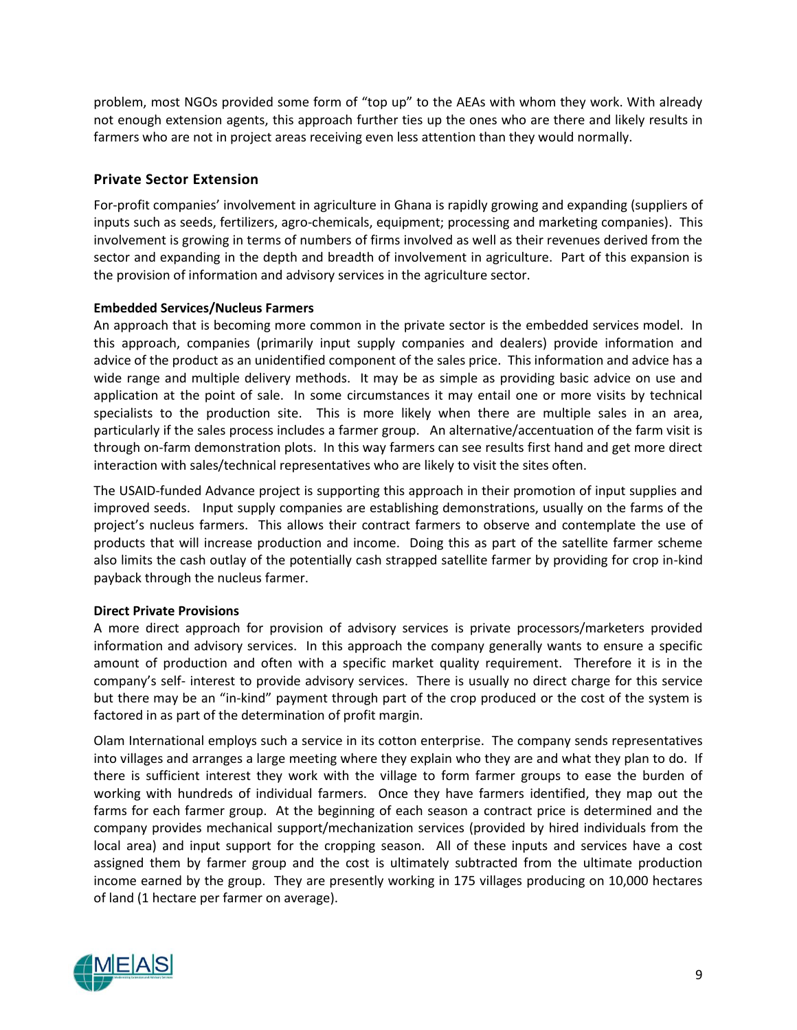problem, most NGOs provided some form of "top up" to the AEAs with whom they work. With already not enough extension agents, this approach further ties up the ones who are there and likely results in farmers who are not in project areas receiving even less attention than they would normally.

## Private Sector Extension

For-profit companies' involvement in agriculture in Ghana is rapidly growing and expanding (suppliers of inputs such as seeds, fertilizers, agro-chemicals, equipment; processing and marketing companies). This involvement is growing in terms of numbers of firms involved as well as their revenues derived from the sector and expanding in the depth and breadth of involvement in agriculture. Part of this expansion is the provision of information and advisory services in the agriculture sector.

**Embedded Services/Nucleus Farmers**

An approach that is becoming more common in the private sector is the embedded services model. In this approach, companies (primarily input supply companies and dealers) provide information and advice of the product as an unidentified component of the sales price. This information and advice has a wide range and multiple delivery methods. It may be as simple as providing basic advice on use and application at the point of sale. In some circumstances it may entail one or more visits by technical specialists to the production site. This is more likely when there are multiple sales in an area, particularly if the sales process includes a farmer group. An alternative/accentuation of the farm visit is through on-farm demonstration plots. In this way farmers can see results first hand and get more direct interaction with sales/technical representatives who are likely to visit the sites often.

The USAID-funded Advance project is supporting this approach in their promotion of input supplies and improved seeds. Input supply companies are establishing demonstrations, usually on the farms of the project's nucleus farmers. This allows their contract farmers to observe and contemplate the use of products that will increase production and income. Doing this as part of the satellite farmer scheme also limits the cash outlay of the potentially cash strapped satellite farmer by providing for crop in-kind payback through the nucleus farmer.

**Direct Private Provisions**

A more direct approach for provision of advisory services is private processors/marketers provided information and advisory services. In this approach the company generally wants to ensure a specific amount of production and often with a specific market quality requirement. Therefore it is in the company's self- interest to provide advisory services. There is usually no direct charge for this service but there may be an "in-kind" payment through part of the crop produced or the cost of the system is factored in as part of the determination of profit margin.

Olam International employs such a service in its cotton enterprise. The company sends representatives into villages and arranges a large meeting where they explain who they are and what they plan to do. If there is sufficient interest they work with the village to form farmer groups to ease the burden of working with hundreds of individual farmers. Once they have farmers identified, they map out the farms for each farmer group. At the beginning of each season a contract price is determined and the company provides mechanical support/mechanization services (provided by hired individuals from the local area) and input support for the cropping season. All of these inputs and services have a cost assigned them by farmer group and the cost is ultimately subtracted from the ultimate production income earned by the group. They are presently working in 175 villages producing on 10,000 hectares of land (1 hectare per farmer on average).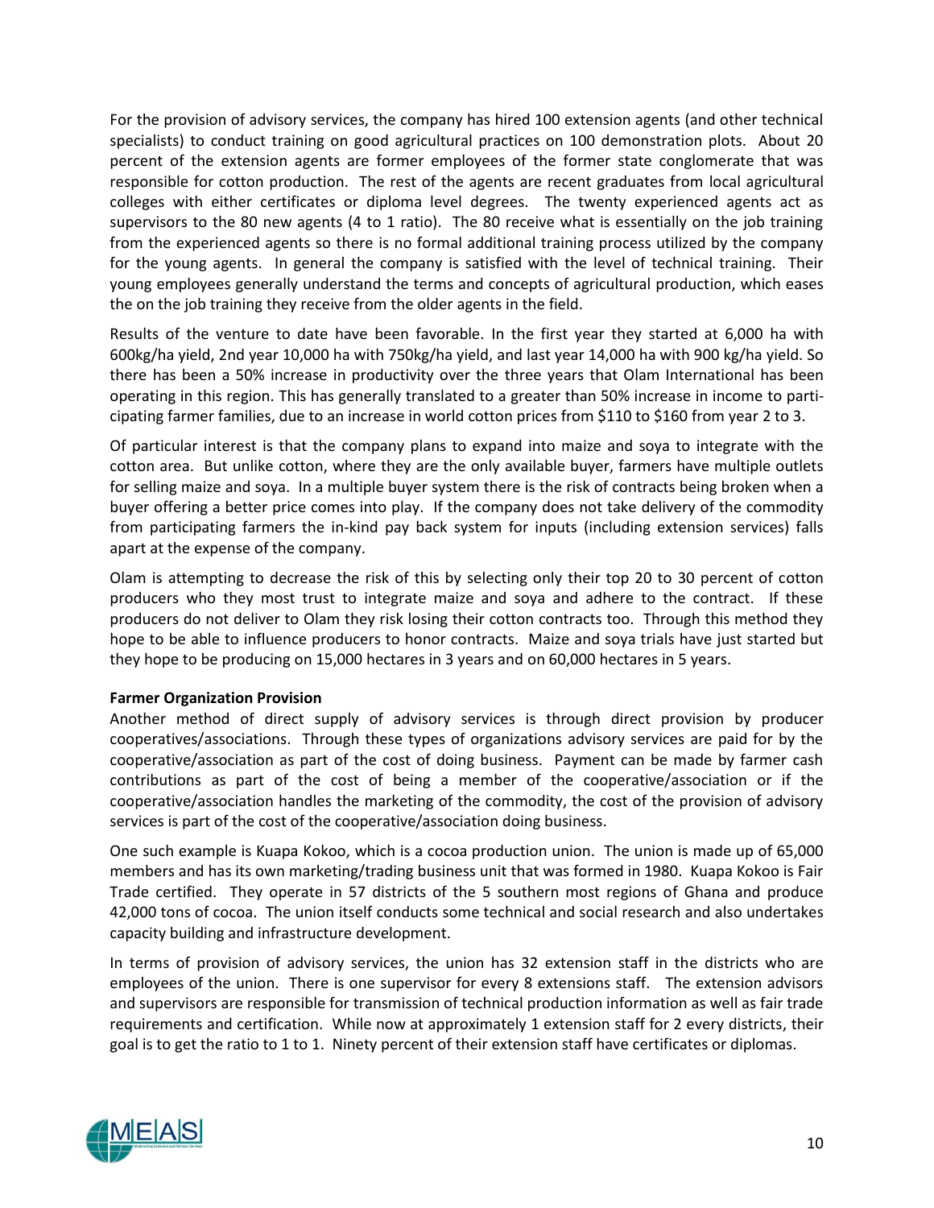For the provision of advisory services, the company has hired 100 extension agents (and other technical specialists) to conduct training on good agricultural practices on 100 demonstration plots. About 20 percent of the extension agents are former employees of the former state conglomerate that was responsible for cotton production. The rest of the agents are recent graduates from local agricultural colleges with either certificates or diploma level degrees. The twenty experienced agents act as supervisors to the 80 new agents (4 to 1 ratio). The 80 receive what is essentially on the job training from the experienced agents so there is no formal additional training process utilized by the company for the young agents. In general the company is satisfied with the level of technical training. Their young employees generally understand the terms and concepts of agricultural production, which eases the on the job training they receive from the older agents in the field.

Results of the venture to date have been favorable. In the first year they started at 6,000 ha with 600kg/ha yield, 2nd year 10,000 ha with 750kg/ha yield, and last year 14,000 ha with 900 kg/ha yield. So there has been a 50% increase in productivity over the three years that Olam International has been operating in this region. This has generally translated to a greater than 50% increase in income to participating farmer families, due to an increase in world cotton prices from $110 to $160 from year 2 to 3.

Of particular interest is that the company plans to expand into maize and soya to integrate with the cotton area. But unlike cotton, where they are the only available buyer, farmers have multiple outlets for selling maize and soya. In a multiple buyer system there is the risk of contracts being broken when a buyer offering a better price comes into play. If the company does not take delivery of the commodity from participating farmers the in-kind pay back system for inputs (including extension services) falls apart at the expense of the company.

Olam is attempting to decrease the risk of this by selecting only their top 20 to 30 percent of cotton producers who they most trust to integrate maize and soya and adhere to the contract. If these producers do not deliver to Olam they risk losing their cotton contracts too. Through this method they hope to be able to influence producers to honor contracts. Maize and soya trials have just started but they hope to be producing on 15,000 hectares in 3 years and on 60,000 hectares in 5 years.

**Farmer Organization Provision**

Another method of direct supply of advisory services is through direct provision by producer cooperatives/associations. Through these types of organizations advisory services are paid for by the cooperative/association as part of the cost of doing business. Payment can be made by farmer cash contributions as part of the cost of being a member of the cooperative/association or if the cooperative/association handles the marketing of the commodity, the cost of the provision of advisory services is part of the cost of the cooperative/association doing business.

One such example is Kuapa Kokoo, which is a cocoa production union. The union is made up of 65,000 members and has its own marketing/trading business unit that was formed in 1980. Kuapa Kokoo is Fair Trade certified. They operate in 57 districts of the 5 southern most regions of Ghana and produce 42,000 tons of cocoa. The union itself conducts some technical and social research and also undertakes capacity building and infrastructure development.

In terms of provision of advisory services, the union has 32 extension staff in the districts who are employees of the union. There is one supervisor for every 8 extensions staff. The extension advisors and supervisors are responsible for transmission of technical production information as well as fair trade requirements and certification. While now at approximately 1 extension staff for 2 every districts, their goal is to get the ratio to 1 to 1. Ninety percent of their extension staff have certificates or diplomas.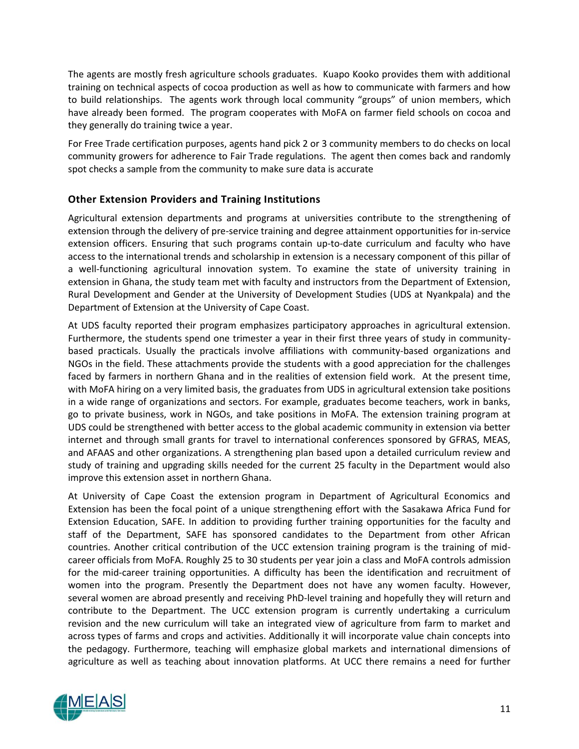The agents are mostly fresh agriculture schools graduates. Kuapo Kooko provides them with additional training on technical aspects of cocoa production as well as how to communicate with farmers and how to build relationships. The agents work through local community "groups" of union members, which have already been formed. The program cooperates with MoFA on farmer field schools on cocoa and they generally do training twice a year.

For Free Trade certification purposes, agents hand pick 2 or 3 community members to do checks on local community growers for adherence to Fair Trade regulations. The agent then comes back and randomly spot checks a sample from the community to make sure data is accurate

### Other Extension Providers and Training Institutions

Agricultural extension departments and programs at universities contribute to the strengthening of extension through the delivery of pre-service training and degree attainment opportunities for in-service extension officers. Ensuring that such programs contain up-to-date curriculum and faculty who have access to the international trends and scholarship in extension is a necessary component of this pillar of a well-functioning agricultural innovation system. To examine the state of university training in extension in Ghana, the study team met with faculty and instructors from the Department of Extension, Rural Development and Gender at the University of Development Studies (UDS at Nyankpala) and the Department of Extension at the University of Cape Coast.

At UDS faculty reported their program emphasizes participatory approaches in agricultural extension. Furthermore, the students spend one trimester a year in their first three years of study in community-based practicals. Usually the practicals involve affiliations with community-based organizations and NGOs in the field. These attachments provide the students with a good appreciation for the challenges faced by farmers in northern Ghana and in the realities of extension field work. At the present time, with MoFA hiring on a very limited basis, the graduates from UDS in agricultural extension take positions in a wide range of organizations and sectors. For example, graduates become teachers, work in banks, go to private business, work in NGOs, and take positions in MoFA. The extension training program at UDS could be strengthened with better access to the global academic community in extension via better internet and through small grants for travel to international conferences sponsored by GFRAS, MEAS, and AFAAS and other organizations. A strengthening plan based upon a detailed curriculum review and study of training and upgrading skills needed for the current 25 faculty in the Department would also improve this extension asset in northern Ghana.

At University of Cape Coast the extension program in Department of Agricultural Economics and Extension has been the focal point of a unique strengthening effort with the Sasakawa Africa Fund for Extension Education, SAFE. In addition to providing further training opportunities for the faculty and staff of the Department, SAFE has sponsored candidates to the Department from other African countries. Another critical contribution of the UCC extension training program is the training of mid-career officials from MoFA. Roughly 25 to 30 students per year join a class and MoFA controls admission for the mid-career training opportunities. A difficulty has been the identification and recruitment of women into the program. Presently the Department does not have any women faculty. However, several women are abroad presently and receiving PhD-level training and hopefully they will return and contribute to the Department. The UCC extension program is currently undertaking a curriculum revision and the new curriculum will take an integrated view of agriculture from farm to market and across types of farms and crops and activities. Additionally it will incorporate value chain concepts into the pedagogy. Furthermore, teaching will emphasize global markets and international dimensions of agriculture as well as teaching about innovation platforms. At UCC there remains a need for further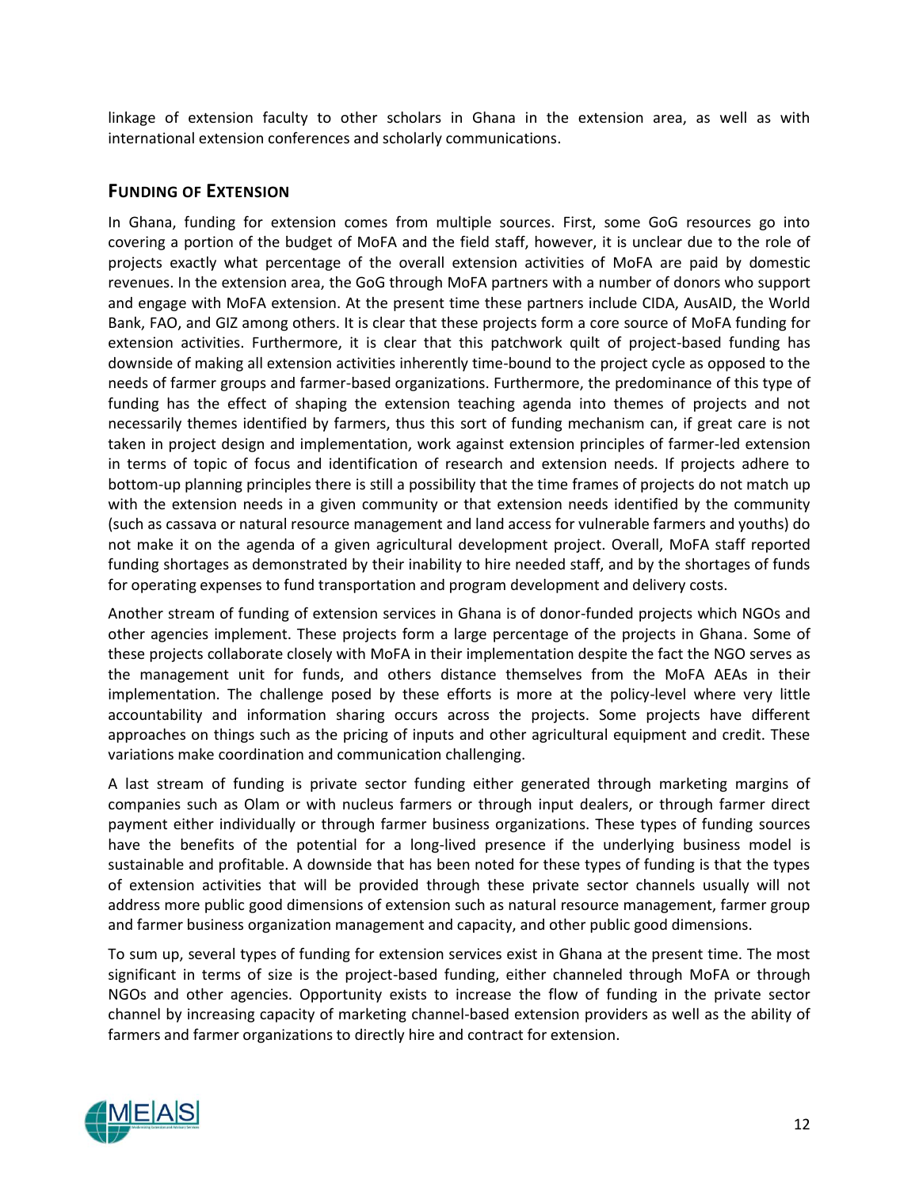linkage of extension faculty to other scholars in Ghana in the extension area, as well as with international extension conferences and scholarly communications.

## Funding of Extension

In Ghana, funding for extension comes from multiple sources. First, some GoG resources go into covering a portion of the budget of MoFA and the field staff, however, it is unclear due to the role of projects exactly what percentage of the overall extension activities of MoFA are paid by domestic revenues. In the extension area, the GoG through MoFA partners with a number of donors who support and engage with MoFA extension. At the present time these partners include CIDA, AusAID, the World Bank, FAO, and GIZ among others. It is clear that these projects form a core source of MoFA funding for extension activities. Furthermore, it is clear that this patchwork quilt of project-based funding has downside of making all extension activities inherently time-bound to the project cycle as opposed to the needs of farmer groups and farmer-based organizations. Furthermore, the predominance of this type of funding has the effect of shaping the extension teaching agenda into themes of projects and not necessarily themes identified by farmers, thus this sort of funding mechanism can, if great care is not taken in project design and implementation, work against extension principles of farmer-led extension in terms of topic of focus and identification of research and extension needs. If projects adhere to bottom-up planning principles there is still a possibility that the time frames of projects do not match up with the extension needs in a given community or that extension needs identified by the community (such as cassava or natural resource management and land access for vulnerable farmers and youths) do not make it on the agenda of a given agricultural development project. Overall, MoFA staff reported funding shortages as demonstrated by their inability to hire needed staff, and by the shortages of funds for operating expenses to fund transportation and program development and delivery costs.

Another stream of funding of extension services in Ghana is of donor-funded projects which NGOs and other agencies implement. These projects form a large percentage of the projects in Ghana. Some of these projects collaborate closely with MoFA in their implementation despite the fact the NGO serves as the management unit for funds, and others distance themselves from the MoFA AEAs in their implementation. The challenge posed by these efforts is more at the policy-level where very little accountability and information sharing occurs across the projects. Some projects have different approaches on things such as the pricing of inputs and other agricultural equipment and credit. These variations make coordination and communication challenging.

A last stream of funding is private sector funding either generated through marketing margins of companies such as Olam or with nucleus farmers or through input dealers, or through farmer direct payment either individually or through farmer business organizations. These types of funding sources have the benefits of the potential for a long-lived presence if the underlying business model is sustainable and profitable. A downside that has been noted for these types of funding is that the types of extension activities that will be provided through these private sector channels usually will not address more public good dimensions of extension such as natural resource management, farmer group and farmer business organization management and capacity, and other public good dimensions.

To sum up, several types of funding for extension services exist in Ghana at the present time. The most significant in terms of size is the project-based funding, either channeled through MoFA or through NGOs and other agencies. Opportunity exists to increase the flow of funding in the private sector channel by increasing capacity of marketing channel-based extension providers as well as the ability of farmers and farmer organizations to directly hire and contract for extension.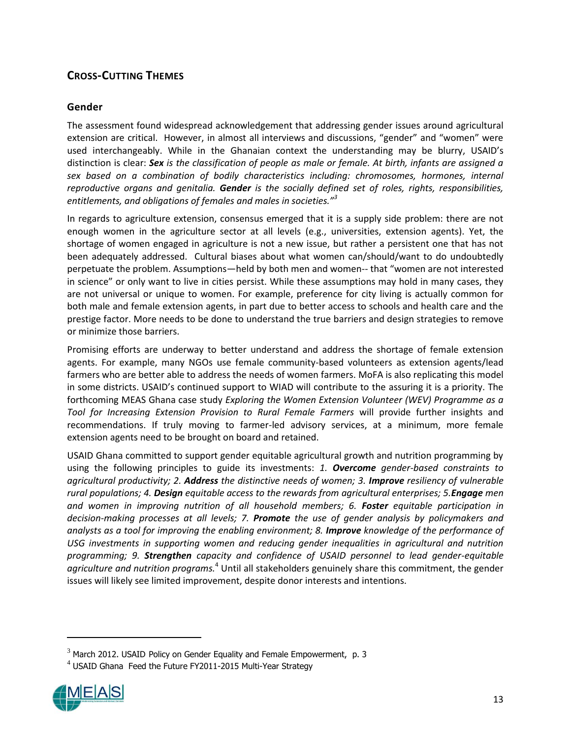## CROSS-CUTTING THEMES

### Gender

The assessment found widespread acknowledgement that addressing gender issues around agricultural extension are critical. However, in almost all interviews and discussions, "gender" and "women" were used interchangeably. While in the Ghanaian context the understanding may be blurry, USAID's distinction is clear: ***Sex*** *is the classification of people as male or female. At birth, infants are assigned a sex based on a combination of bodily characteristics including: chromosomes, hormones, internal reproductive organs and genitalia.* ***Gender*** *is the socially defined set of roles, rights, responsibilities, entitlements, and obligations of females and males in societies."*[3]

In regards to agriculture extension, consensus emerged that it is a supply side problem: there are not enough women in the agriculture sector at all levels (e.g., universities, extension agents). Yet, the shortage of women engaged in agriculture is not a new issue, but rather a persistent one that has not been adequately addressed. Cultural biases about what women can/should/want to do undoubtedly perpetuate the problem. Assumptions—held by both men and women-- that "women are not interested in science" or only want to live in cities persist. While these assumptions may hold in many cases, they are not universal or unique to women. For example, preference for city living is actually common for both male and female extension agents, in part due to better access to schools and health care and the prestige factor. More needs to be done to understand the true barriers and design strategies to remove or minimize those barriers.

Promising efforts are underway to better understand and address the shortage of female extension agents. For example, many NGOs use female community-based volunteers as extension agents/lead farmers who are better able to address the needs of women farmers. MoFA is also replicating this model in some districts. USAID's continued support to WIAD will contribute to the assuring it is a priority. The forthcoming MEAS Ghana case study *Exploring the Women Extension Volunteer (WEV) Programme as a Tool for Increasing Extension Provision to Rural Female Farmers* will provide further insights and recommendations. If truly moving to farmer-led advisory services, at a minimum, more female extension agents need to be brought on board and retained.

USAID Ghana committed to support gender equitable agricultural growth and nutrition programming by using the following principles to guide its investments: *1.* ***Overcome*** *gender-based constraints to agricultural productivity; 2.* ***Address*** *the distinctive needs of women; 3.* ***Improve*** *resiliency of vulnerable rural populations; 4.* ***Design*** *equitable access to the rewards from agricultural enterprises; 5.* ***Engage*** *men and women in improving nutrition of all household members; 6.* ***Foster*** *equitable participation in decision-making processes at all levels; 7.* ***Promote*** *the use of gender analysis by policymakers and analysts as a tool for improving the enabling environment; 8.* ***Improve*** *knowledge of the performance of USG investments in supporting women and reducing gender inequalities in agricultural and nutrition programming; 9.* ***Strengthen*** *capacity and confidence of USAID personnel to lead gender-equitable agriculture and nutrition programs.*[4] Until all stakeholders genuinely share this commitment, the gender issues will likely see limited improvement, despite donor interests and intentions.

---

[3] March 2012. USAID Policy on Gender Equality and Female Empowerment, p. 3

[4] USAID Ghana Feed the Future FY2011-2015 Multi-Year Strategy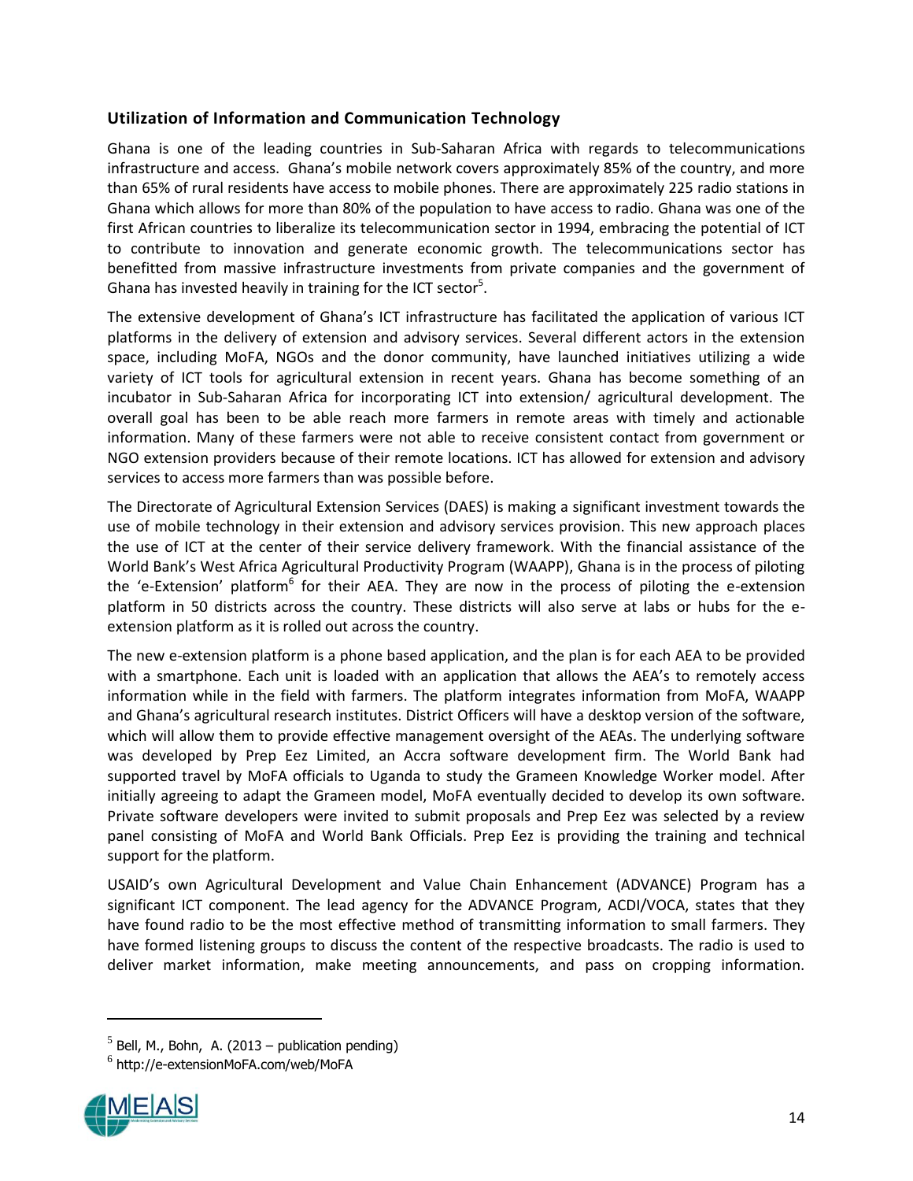### Utilization of Information and Communication Technology

Ghana is one of the leading countries in Sub-Saharan Africa with regards to telecommunications infrastructure and access. Ghana's mobile network covers approximately 85% of the country, and more than 65% of rural residents have access to mobile phones. There are approximately 225 radio stations in Ghana which allows for more than 80% of the population to have access to radio. Ghana was one of the first African countries to liberalize its telecommunication sector in 1994, embracing the potential of ICT to contribute to innovation and generate economic growth. The telecommunications sector has benefitted from massive infrastructure investments from private companies and the government of Ghana has invested heavily in training for the ICT sector[5].

The extensive development of Ghana's ICT infrastructure has facilitated the application of various ICT platforms in the delivery of extension and advisory services. Several different actors in the extension space, including MoFA, NGOs and the donor community, have launched initiatives utilizing a wide variety of ICT tools for agricultural extension in recent years. Ghana has become something of an incubator in Sub-Saharan Africa for incorporating ICT into extension/ agricultural development. The overall goal has been to be able reach more farmers in remote areas with timely and actionable information. Many of these farmers were not able to receive consistent contact from government or NGO extension providers because of their remote locations. ICT has allowed for extension and advisory services to access more farmers than was possible before.

The Directorate of Agricultural Extension Services (DAES) is making a significant investment towards the use of mobile technology in their extension and advisory services provision. This new approach places the use of ICT at the center of their service delivery framework. With the financial assistance of the World Bank's West Africa Agricultural Productivity Program (WAAPP), Ghana is in the process of piloting the 'e-Extension' platform[6] for their AEA. They are now in the process of piloting the e-extension platform in 50 districts across the country. These districts will also serve at labs or hubs for the e-extension platform as it is rolled out across the country.

The new e-extension platform is a phone based application, and the plan is for each AEA to be provided with a smartphone. Each unit is loaded with an application that allows the AEA's to remotely access information while in the field with farmers. The platform integrates information from MoFA, WAAPP and Ghana's agricultural research institutes. District Officers will have a desktop version of the software, which will allow them to provide effective management oversight of the AEAs. The underlying software was developed by Prep Eez Limited, an Accra software development firm. The World Bank had supported travel by MoFA officials to Uganda to study the Grameen Knowledge Worker model. After initially agreeing to adapt the Grameen model, MoFA eventually decided to develop its own software. Private software developers were invited to submit proposals and Prep Eez was selected by a review panel consisting of MoFA and World Bank Officials. Prep Eez is providing the training and technical support for the platform.

USAID's own Agricultural Development and Value Chain Enhancement (ADVANCE) Program has a significant ICT component. The lead agency for the ADVANCE Program, ACDI/VOCA, states that they have found radio to be the most effective method of transmitting information to small farmers. They have formed listening groups to discuss the content of the respective broadcasts. The radio is used to deliver market information, make meeting announcements, and pass on cropping information.

---

[5] Bell, M., Bohn, A. (2013 – publication pending)

[6] http://e-extensionMoFA.com/web/MoFA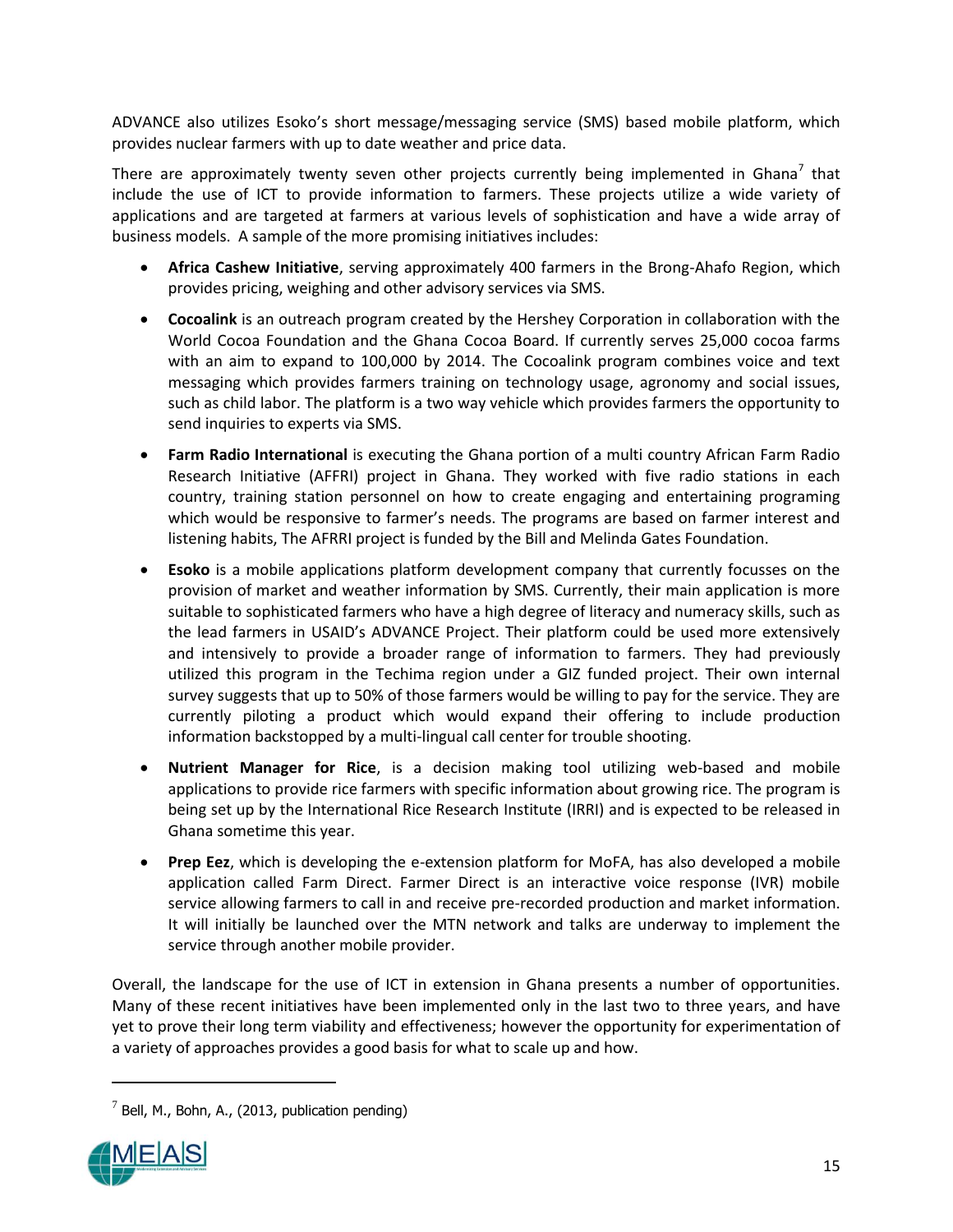ADVANCE also utilizes Esoko's short message/messaging service (SMS) based mobile platform, which provides nuclear farmers with up to date weather and price data.

There are approximately twenty seven other projects currently being implemented in Ghana[7] that include the use of ICT to provide information to farmers. These projects utilize a wide variety of applications and are targeted at farmers at various levels of sophistication and have a wide array of business models. A sample of the more promising initiatives includes:

- **Africa Cashew Initiative**, serving approximately 400 farmers in the Brong-Ahafo Region, which provides pricing, weighing and other advisory services via SMS.
- **Cocoalink** is an outreach program created by the Hershey Corporation in collaboration with the World Cocoa Foundation and the Ghana Cocoa Board. If currently serves 25,000 cocoa farms with an aim to expand to 100,000 by 2014. The Cocoalink program combines voice and text messaging which provides farmers training on technology usage, agronomy and social issues, such as child labor. The platform is a two way vehicle which provides farmers the opportunity to send inquiries to experts via SMS.
- **Farm Radio International** is executing the Ghana portion of a multi country African Farm Radio Research Initiative (AFFRI) project in Ghana. They worked with five radio stations in each country, training station personnel on how to create engaging and entertaining programing which would be responsive to farmer's needs. The programs are based on farmer interest and listening habits, The AFRRI project is funded by the Bill and Melinda Gates Foundation.
- **Esoko** is a mobile applications platform development company that currently focusses on the provision of market and weather information by SMS. Currently, their main application is more suitable to sophisticated farmers who have a high degree of literacy and numeracy skills, such as the lead farmers in USAID's ADVANCE Project. Their platform could be used more extensively and intensively to provide a broader range of information to farmers. They had previously utilized this program in the Techima region under a GIZ funded project. Their own internal survey suggests that up to 50% of those farmers would be willing to pay for the service. They are currently piloting a product which would expand their offering to include production information backstopped by a multi-lingual call center for trouble shooting.
- **Nutrient Manager for Rice**, is a decision making tool utilizing web-based and mobile applications to provide rice farmers with specific information about growing rice. The program is being set up by the International Rice Research Institute (IRRI) and is expected to be released in Ghana sometime this year.
- **Prep Eez**, which is developing the e-extension platform for MoFA, has also developed a mobile application called Farm Direct. Farmer Direct is an interactive voice response (IVR) mobile service allowing farmers to call in and receive pre-recorded production and market information. It will initially be launched over the MTN network and talks are underway to implement the service through another mobile provider.

Overall, the landscape for the use of ICT in extension in Ghana presents a number of opportunities. Many of these recent initiatives have been implemented only in the last two to three years, and have yet to prove their long term viability and effectiveness; however the opportunity for experimentation of a variety of approaches provides a good basis for what to scale up and how.

---

[7] Bell, M., Bohn, A., (2013, publication pending)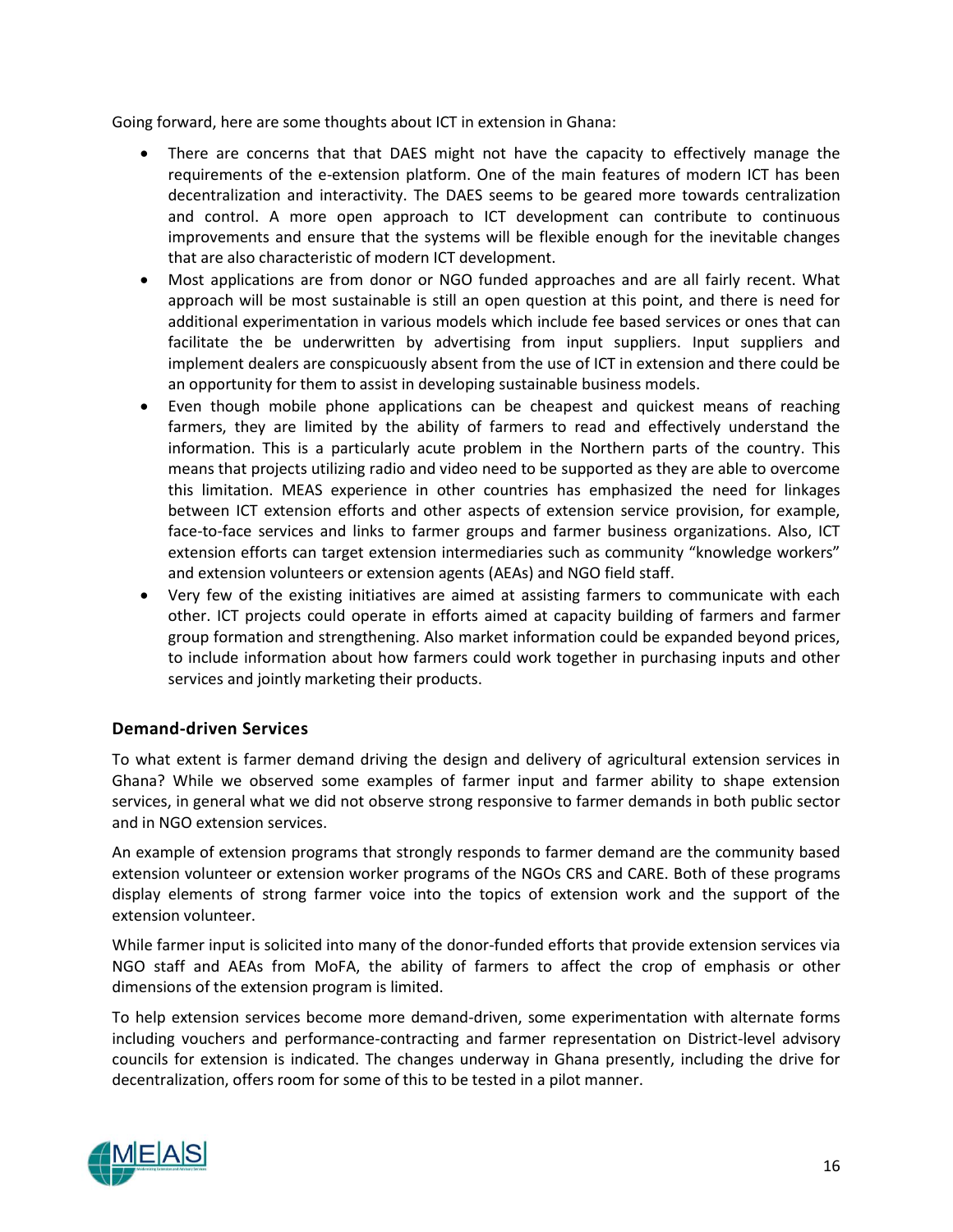Going forward, here are some thoughts about ICT in extension in Ghana:

- There are concerns that that DAES might not have the capacity to effectively manage the requirements of the e-extension platform. One of the main features of modern ICT has been decentralization and interactivity. The DAES seems to be geared more towards centralization and control. A more open approach to ICT development can contribute to continuous improvements and ensure that the systems will be flexible enough for the inevitable changes that are also characteristic of modern ICT development.
- Most applications are from donor or NGO funded approaches and are all fairly recent. What approach will be most sustainable is still an open question at this point, and there is need for additional experimentation in various models which include fee based services or ones that can facilitate the be underwritten by advertising from input suppliers. Input suppliers and implement dealers are conspicuously absent from the use of ICT in extension and there could be an opportunity for them to assist in developing sustainable business models.
- Even though mobile phone applications can be cheapest and quickest means of reaching farmers, they are limited by the ability of farmers to read and effectively understand the information. This is a particularly acute problem in the Northern parts of the country. This means that projects utilizing radio and video need to be supported as they are able to overcome this limitation. MEAS experience in other countries has emphasized the need for linkages between ICT extension efforts and other aspects of extension service provision, for example, face-to-face services and links to farmer groups and farmer business organizations. Also, ICT extension efforts can target extension intermediaries such as community "knowledge workers" and extension volunteers or extension agents (AEAs) and NGO field staff.
- Very few of the existing initiatives are aimed at assisting farmers to communicate with each other. ICT projects could operate in efforts aimed at capacity building of farmers and farmer group formation and strengthening. Also market information could be expanded beyond prices, to include information about how farmers could work together in purchasing inputs and other services and jointly marketing their products.

## Demand-driven Services

To what extent is farmer demand driving the design and delivery of agricultural extension services in Ghana? While we observed some examples of farmer input and farmer ability to shape extension services, in general what we did not observe strong responsive to farmer demands in both public sector and in NGO extension services.

An example of extension programs that strongly responds to farmer demand are the community based extension volunteer or extension worker programs of the NGOs CRS and CARE. Both of these programs display elements of strong farmer voice into the topics of extension work and the support of the extension volunteer.

While farmer input is solicited into many of the donor-funded efforts that provide extension services via NGO staff and AEAs from MoFA, the ability of farmers to affect the crop of emphasis or other dimensions of the extension program is limited.

To help extension services become more demand-driven, some experimentation with alternate forms including vouchers and performance-contracting and farmer representation on District-level advisory councils for extension is indicated. The changes underway in Ghana presently, including the drive for decentralization, offers room for some of this to be tested in a pilot manner.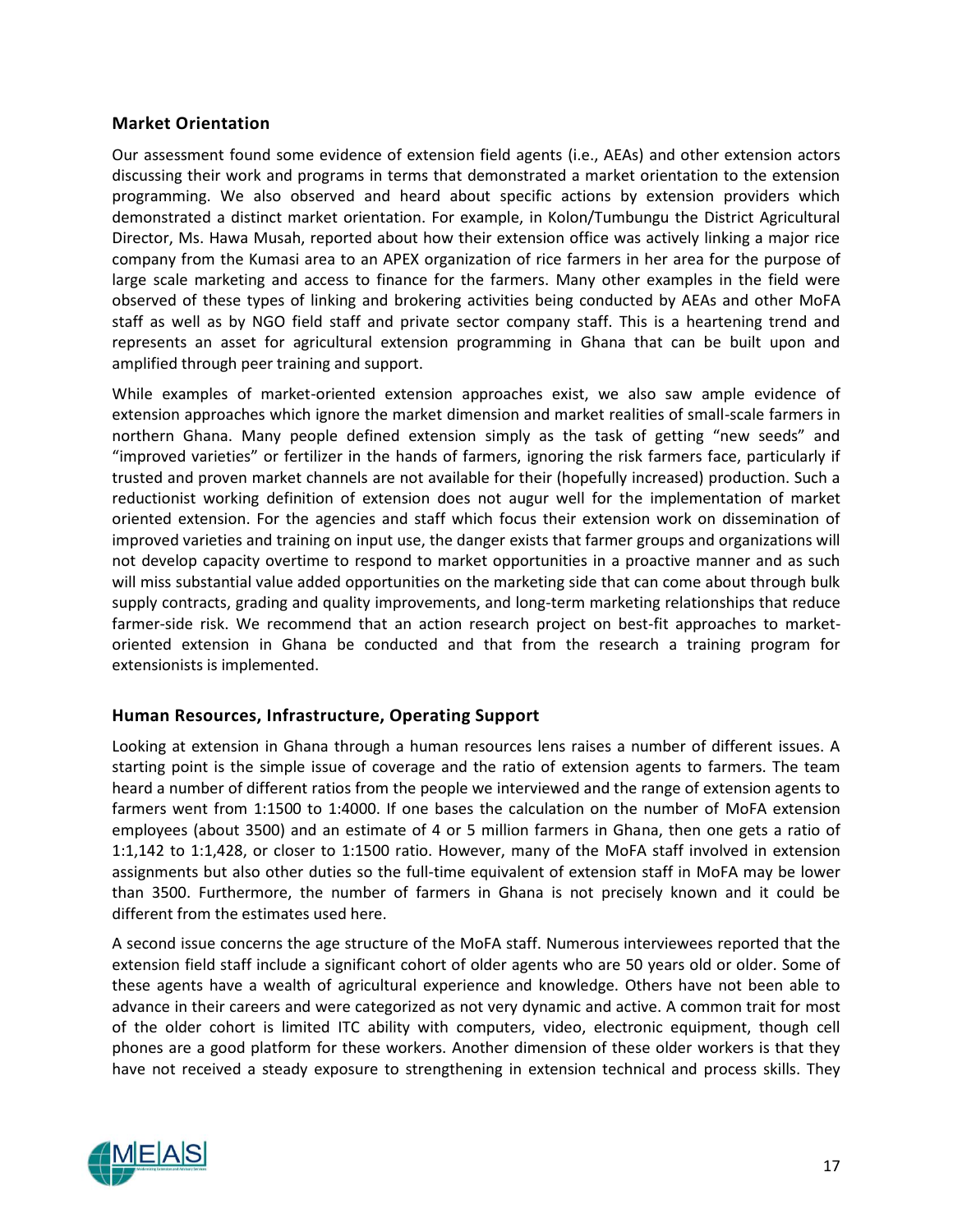### Market Orientation

Our assessment found some evidence of extension field agents (i.e., AEAs) and other extension actors discussing their work and programs in terms that demonstrated a market orientation to the extension programming. We also observed and heard about specific actions by extension providers which demonstrated a distinct market orientation. For example, in Kolon/Tumbungu the District Agricultural Director, Ms. Hawa Musah, reported about how their extension office was actively linking a major rice company from the Kumasi area to an APEX organization of rice farmers in her area for the purpose of large scale marketing and access to finance for the farmers. Many other examples in the field were observed of these types of linking and brokering activities being conducted by AEAs and other MoFA staff as well as by NGO field staff and private sector company staff. This is a heartening trend and represents an asset for agricultural extension programming in Ghana that can be built upon and amplified through peer training and support.

While examples of market-oriented extension approaches exist, we also saw ample evidence of extension approaches which ignore the market dimension and market realities of small-scale farmers in northern Ghana. Many people defined extension simply as the task of getting "new seeds" and "improved varieties" or fertilizer in the hands of farmers, ignoring the risk farmers face, particularly if trusted and proven market channels are not available for their (hopefully increased) production. Such a reductionist working definition of extension does not augur well for the implementation of market oriented extension. For the agencies and staff which focus their extension work on dissemination of improved varieties and training on input use, the danger exists that farmer groups and organizations will not develop capacity overtime to respond to market opportunities in a proactive manner and as such will miss substantial value added opportunities on the marketing side that can come about through bulk supply contracts, grading and quality improvements, and long-term marketing relationships that reduce farmer-side risk. We recommend that an action research project on best-fit approaches to market-oriented extension in Ghana be conducted and that from the research a training program for extensionists is implemented.

### Human Resources, Infrastructure, Operating Support

Looking at extension in Ghana through a human resources lens raises a number of different issues. A starting point is the simple issue of coverage and the ratio of extension agents to farmers. The team heard a number of different ratios from the people we interviewed and the range of extension agents to farmers went from 1:1500 to 1:4000. If one bases the calculation on the number of MoFA extension employees (about 3500) and an estimate of 4 or 5 million farmers in Ghana, then one gets a ratio of 1:1,142 to 1:1,428, or closer to 1:1500 ratio. However, many of the MoFA staff involved in extension assignments but also other duties so the full-time equivalent of extension staff in MoFA may be lower than 3500. Furthermore, the number of farmers in Ghana is not precisely known and it could be different from the estimates used here.

A second issue concerns the age structure of the MoFA staff. Numerous interviewees reported that the extension field staff include a significant cohort of older agents who are 50 years old or older. Some of these agents have a wealth of agricultural experience and knowledge. Others have not been able to advance in their careers and were categorized as not very dynamic and active. A common trait for most of the older cohort is limited ITC ability with computers, video, electronic equipment, though cell phones are a good platform for these workers. Another dimension of these older workers is that they have not received a steady exposure to strengthening in extension technical and process skills. They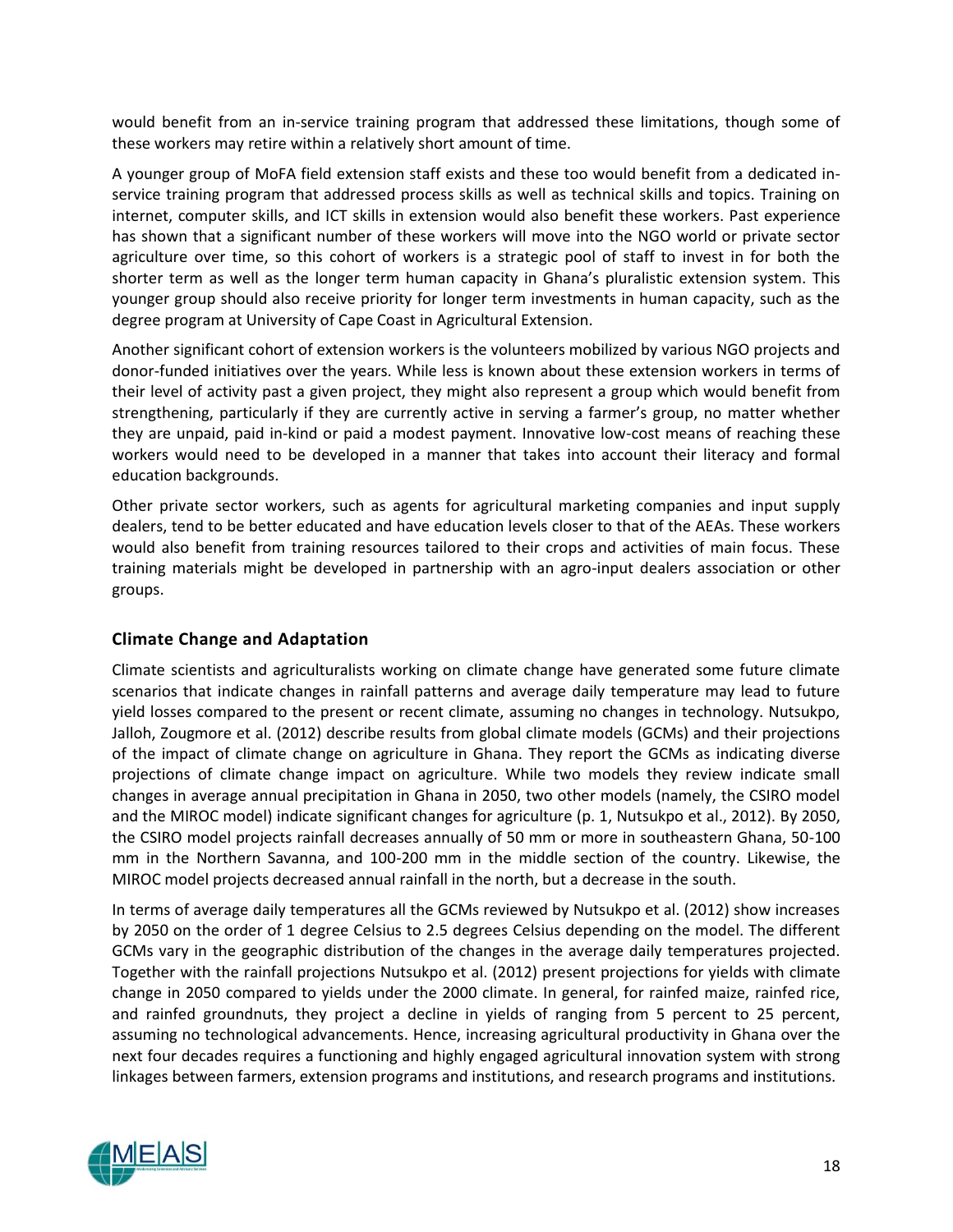would benefit from an in-service training program that addressed these limitations, though some of these workers may retire within a relatively short amount of time.

A younger group of MoFA field extension staff exists and these too would benefit from a dedicated in-service training program that addressed process skills as well as technical skills and topics. Training on internet, computer skills, and ICT skills in extension would also benefit these workers. Past experience has shown that a significant number of these workers will move into the NGO world or private sector agriculture over time, so this cohort of workers is a strategic pool of staff to invest in for both the shorter term as well as the longer term human capacity in Ghana's pluralistic extension system. This younger group should also receive priority for longer term investments in human capacity, such as the degree program at University of Cape Coast in Agricultural Extension.

Another significant cohort of extension workers is the volunteers mobilized by various NGO projects and donor-funded initiatives over the years. While less is known about these extension workers in terms of their level of activity past a given project, they might also represent a group which would benefit from strengthening, particularly if they are currently active in serving a farmer's group, no matter whether they are unpaid, paid in-kind or paid a modest payment. Innovative low-cost means of reaching these workers would need to be developed in a manner that takes into account their literacy and formal education backgrounds.

Other private sector workers, such as agents for agricultural marketing companies and input supply dealers, tend to be better educated and have education levels closer to that of the AEAs. These workers would also benefit from training resources tailored to their crops and activities of main focus. These training materials might be developed in partnership with an agro-input dealers association or other groups.

## Climate Change and Adaptation

Climate scientists and agriculturalists working on climate change have generated some future climate scenarios that indicate changes in rainfall patterns and average daily temperature may lead to future yield losses compared to the present or recent climate, assuming no changes in technology. Nutsukpo, Jalloh, Zougmore et al. (2012) describe results from global climate models (GCMs) and their projections of the impact of climate change on agriculture in Ghana. They report the GCMs as indicating diverse projections of climate change impact on agriculture. While two models they review indicate small changes in average annual precipitation in Ghana in 2050, two other models (namely, the CSIRO model and the MIROC model) indicate significant changes for agriculture (p. 1, Nutsukpo et al., 2012). By 2050, the CSIRO model projects rainfall decreases annually of 50 mm or more in southeastern Ghana, 50-100 mm in the Northern Savanna, and 100-200 mm in the middle section of the country. Likewise, the MIROC model projects decreased annual rainfall in the north, but a decrease in the south.

In terms of average daily temperatures all the GCMs reviewed by Nutsukpo et al. (2012) show increases by 2050 on the order of 1 degree Celsius to 2.5 degrees Celsius depending on the model. The different GCMs vary in the geographic distribution of the changes in the average daily temperatures projected. Together with the rainfall projections Nutsukpo et al. (2012) present projections for yields with climate change in 2050 compared to yields under the 2000 climate. In general, for rainfed maize, rainfed rice, and rainfed groundnuts, they project a decline in yields of ranging from 5 percent to 25 percent, assuming no technological advancements. Hence, increasing agricultural productivity in Ghana over the next four decades requires a functioning and highly engaged agricultural innovation system with strong linkages between farmers, extension programs and institutions, and research programs and institutions.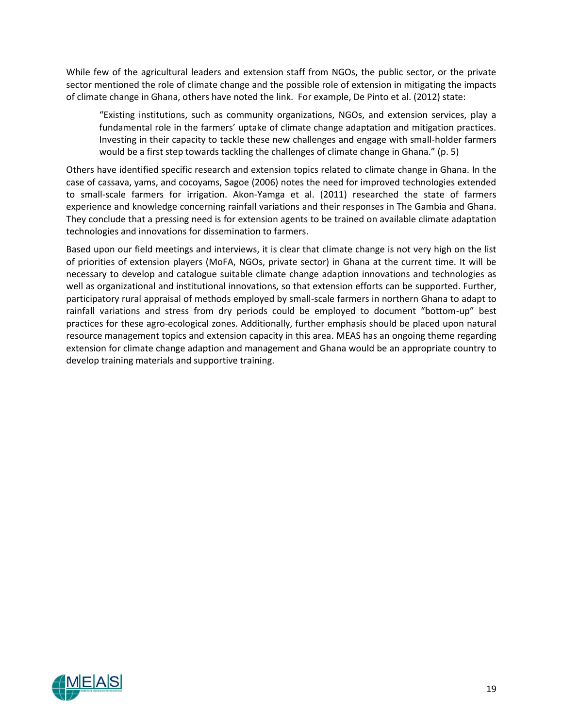While few of the agricultural leaders and extension staff from NGOs, the public sector, or the private sector mentioned the role of climate change and the possible role of extension in mitigating the impacts of climate change in Ghana, others have noted the link. For example, De Pinto et al. (2012) state:

> "Existing institutions, such as community organizations, NGOs, and extension services, play a fundamental role in the farmers' uptake of climate change adaptation and mitigation practices. Investing in their capacity to tackle these new challenges and engage with small-holder farmers would be a first step towards tackling the challenges of climate change in Ghana." (p. 5)

Others have identified specific research and extension topics related to climate change in Ghana. In the case of cassava, yams, and cocoyams, Sagoe (2006) notes the need for improved technologies extended to small-scale farmers for irrigation. Akon-Yamga et al. (2011) researched the state of farmers experience and knowledge concerning rainfall variations and their responses in The Gambia and Ghana. They conclude that a pressing need is for extension agents to be trained on available climate adaptation technologies and innovations for dissemination to farmers.

Based upon our field meetings and interviews, it is clear that climate change is not very high on the list of priorities of extension players (MoFA, NGOs, private sector) in Ghana at the current time. It will be necessary to develop and catalogue suitable climate change adaption innovations and technologies as well as organizational and institutional innovations, so that extension efforts can be supported. Further, participatory rural appraisal of methods employed by small-scale farmers in northern Ghana to adapt to rainfall variations and stress from dry periods could be employed to document "bottom-up" best practices for these agro-ecological zones. Additionally, further emphasis should be placed upon natural resource management topics and extension capacity in this area. MEAS has an ongoing theme regarding extension for climate change adaption and management and Ghana would be an appropriate country to develop training materials and supportive training.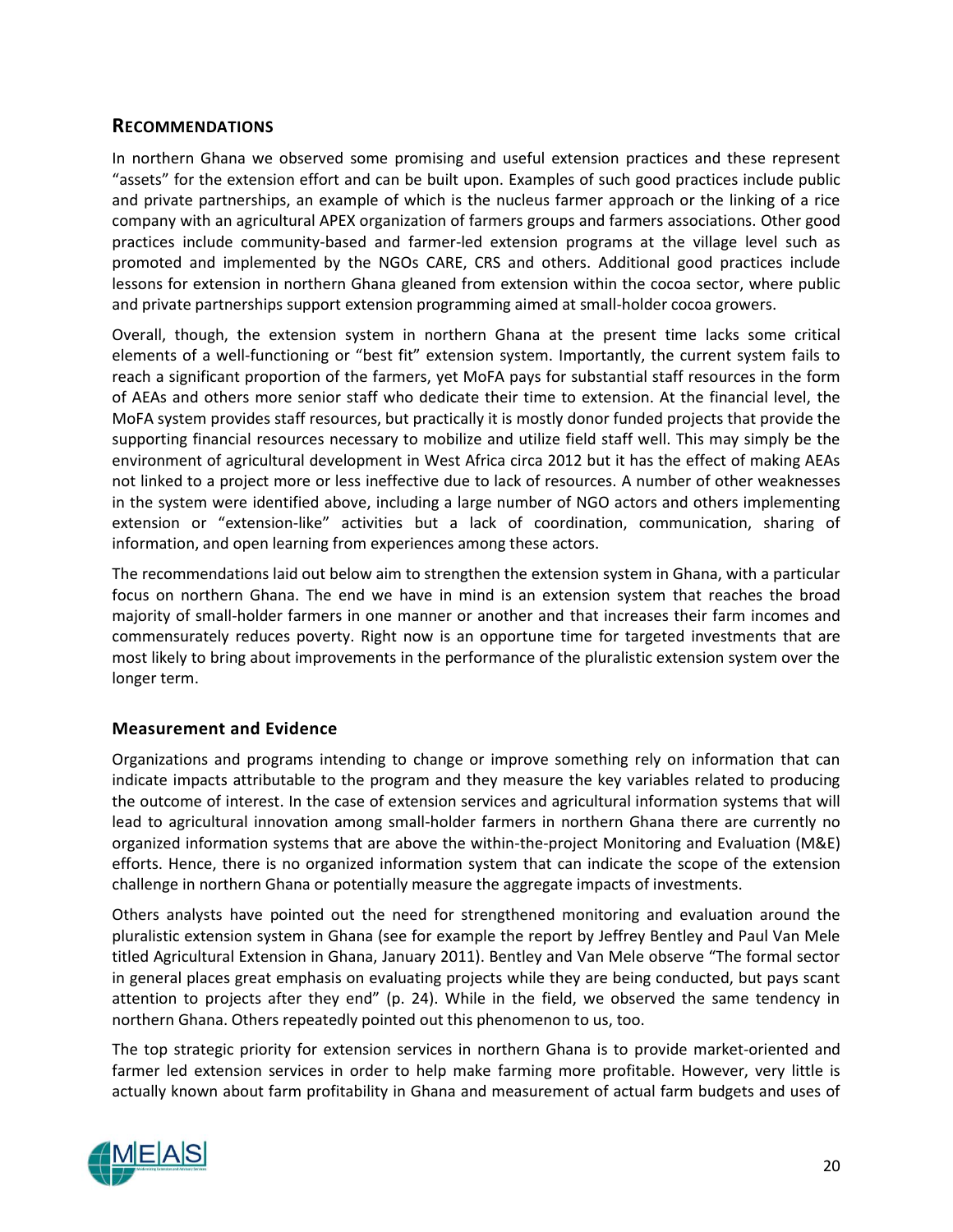## Recommendations

In northern Ghana we observed some promising and useful extension practices and these represent "assets" for the extension effort and can be built upon. Examples of such good practices include public and private partnerships, an example of which is the nucleus farmer approach or the linking of a rice company with an agricultural APEX organization of farmers groups and farmers associations. Other good practices include community-based and farmer-led extension programs at the village level such as promoted and implemented by the NGOs CARE, CRS and others. Additional good practices include lessons for extension in northern Ghana gleaned from extension within the cocoa sector, where public and private partnerships support extension programming aimed at small-holder cocoa growers.

Overall, though, the extension system in northern Ghana at the present time lacks some critical elements of a well-functioning or "best fit" extension system. Importantly, the current system fails to reach a significant proportion of the farmers, yet MoFA pays for substantial staff resources in the form of AEAs and others more senior staff who dedicate their time to extension. At the financial level, the MoFA system provides staff resources, but practically it is mostly donor funded projects that provide the supporting financial resources necessary to mobilize and utilize field staff well. This may simply be the environment of agricultural development in West Africa circa 2012 but it has the effect of making AEAs not linked to a project more or less ineffective due to lack of resources. A number of other weaknesses in the system were identified above, including a large number of NGO actors and others implementing extension or "extension-like" activities but a lack of coordination, communication, sharing of information, and open learning from experiences among these actors.

The recommendations laid out below aim to strengthen the extension system in Ghana, with a particular focus on northern Ghana. The end we have in mind is an extension system that reaches the broad majority of small-holder farmers in one manner or another and that increases their farm incomes and commensurately reduces poverty. Right now is an opportune time for targeted investments that are most likely to bring about improvements in the performance of the pluralistic extension system over the longer term.

### Measurement and Evidence

Organizations and programs intending to change or improve something rely on information that can indicate impacts attributable to the program and they measure the key variables related to producing the outcome of interest. In the case of extension services and agricultural information systems that will lead to agricultural innovation among small-holder farmers in northern Ghana there are currently no organized information systems that are above the within-the-project Monitoring and Evaluation (M&E) efforts. Hence, there is no organized information system that can indicate the scope of the extension challenge in northern Ghana or potentially measure the aggregate impacts of investments.

Others analysts have pointed out the need for strengthened monitoring and evaluation around the pluralistic extension system in Ghana (see for example the report by Jeffrey Bentley and Paul Van Mele titled Agricultural Extension in Ghana, January 2011). Bentley and Van Mele observe "The formal sector in general places great emphasis on evaluating projects while they are being conducted, but pays scant attention to projects after they end" (p. 24). While in the field, we observed the same tendency in northern Ghana. Others repeatedly pointed out this phenomenon to us, too.

The top strategic priority for extension services in northern Ghana is to provide market-oriented and farmer led extension services in order to help make farming more profitable. However, very little is actually known about farm profitability in Ghana and measurement of actual farm budgets and uses of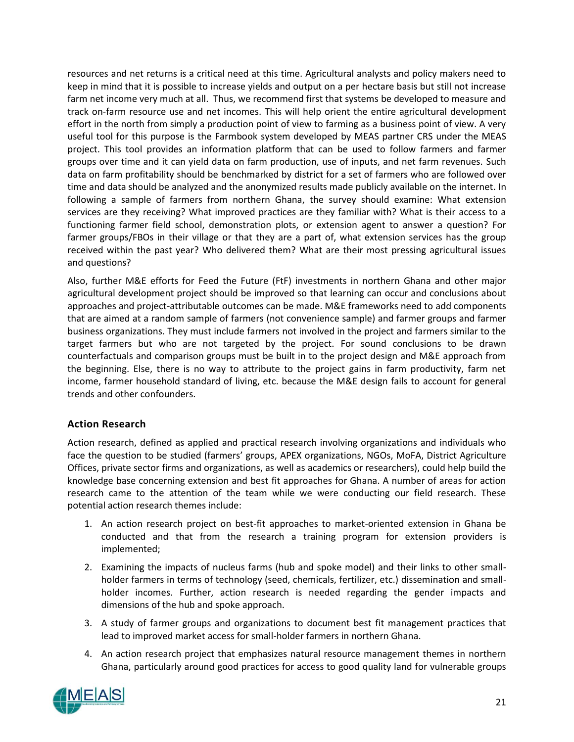resources and net returns is a critical need at this time. Agricultural analysts and policy makers need to keep in mind that it is possible to increase yields and output on a per hectare basis but still not increase farm net income very much at all. Thus, we recommend first that systems be developed to measure and track on-farm resource use and net incomes. This will help orient the entire agricultural development effort in the north from simply a production point of view to farming as a business point of view. A very useful tool for this purpose is the Farmbook system developed by MEAS partner CRS under the MEAS project. This tool provides an information platform that can be used to follow farmers and farmer groups over time and it can yield data on farm production, use of inputs, and net farm revenues. Such data on farm profitability should be benchmarked by district for a set of farmers who are followed over time and data should be analyzed and the anonymized results made publicly available on the internet. In following a sample of farmers from northern Ghana, the survey should examine: What extension services are they receiving? What improved practices are they familiar with? What is their access to a functioning farmer field school, demonstration plots, or extension agent to answer a question? For farmer groups/FBOs in their village or that they are a part of, what extension services has the group received within the past year? Who delivered them? What are their most pressing agricultural issues and questions?

Also, further M&E efforts for Feed the Future (FtF) investments in northern Ghana and other major agricultural development project should be improved so that learning can occur and conclusions about approaches and project-attributable outcomes can be made. M&E frameworks need to add components that are aimed at a random sample of farmers (not convenience sample) and farmer groups and farmer business organizations. They must include farmers not involved in the project and farmers similar to the target farmers but who are not targeted by the project. For sound conclusions to be drawn counterfactuals and comparison groups must be built in to the project design and M&E approach from the beginning. Else, there is no way to attribute to the project gains in farm productivity, farm net income, farmer household standard of living, etc. because the M&E design fails to account for general trends and other confounders.

### Action Research

Action research, defined as applied and practical research involving organizations and individuals who face the question to be studied (farmers' groups, APEX organizations, NGOs, MoFA, District Agriculture Offices, private sector firms and organizations, as well as academics or researchers), could help build the knowledge base concerning extension and best fit approaches for Ghana. A number of areas for action research came to the attention of the team while we were conducting our field research. These potential action research themes include:

1. An action research project on best-fit approaches to market-oriented extension in Ghana be conducted and that from the research a training program for extension providers is implemented;
2. Examining the impacts of nucleus farms (hub and spoke model) and their links to other small-holder farmers in terms of technology (seed, chemicals, fertilizer, etc.) dissemination and small-holder incomes. Further, action research is needed regarding the gender impacts and dimensions of the hub and spoke approach.
3. A study of farmer groups and organizations to document best fit management practices that lead to improved market access for small-holder farmers in northern Ghana.
4. An action research project that emphasizes natural resource management themes in northern Ghana, particularly around good practices for access to good quality land for vulnerable groups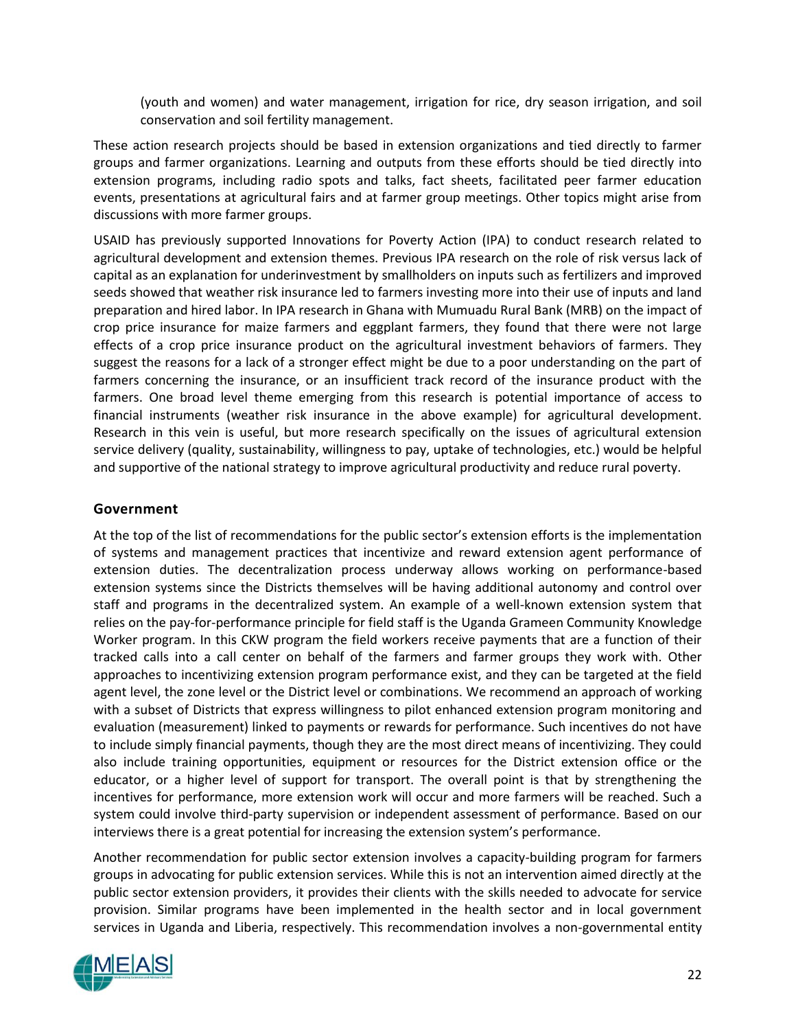(youth and women) and water management, irrigation for rice, dry season irrigation, and soil conservation and soil fertility management.

These action research projects should be based in extension organizations and tied directly to farmer groups and farmer organizations. Learning and outputs from these efforts should be tied directly into extension programs, including radio spots and talks, fact sheets, facilitated peer farmer education events, presentations at agricultural fairs and at farmer group meetings. Other topics might arise from discussions with more farmer groups.

USAID has previously supported Innovations for Poverty Action (IPA) to conduct research related to agricultural development and extension themes. Previous IPA research on the role of risk versus lack of capital as an explanation for underinvestment by smallholders on inputs such as fertilizers and improved seeds showed that weather risk insurance led to farmers investing more into their use of inputs and land preparation and hired labor. In IPA research in Ghana with Mumuadu Rural Bank (MRB) on the impact of crop price insurance for maize farmers and eggplant farmers, they found that there were not large effects of a crop price insurance product on the agricultural investment behaviors of farmers. They suggest the reasons for a lack of a stronger effect might be due to a poor understanding on the part of farmers concerning the insurance, or an insufficient track record of the insurance product with the farmers. One broad level theme emerging from this research is potential importance of access to financial instruments (weather risk insurance in the above example) for agricultural development. Research in this vein is useful, but more research specifically on the issues of agricultural extension service delivery (quality, sustainability, willingness to pay, uptake of technologies, etc.) would be helpful and supportive of the national strategy to improve agricultural productivity and reduce rural poverty.

## Government

At the top of the list of recommendations for the public sector's extension efforts is the implementation of systems and management practices that incentivize and reward extension agent performance of extension duties. The decentralization process underway allows working on performance-based extension systems since the Districts themselves will be having additional autonomy and control over staff and programs in the decentralized system. An example of a well-known extension system that relies on the pay-for-performance principle for field staff is the Uganda Grameen Community Knowledge Worker program. In this CKW program the field workers receive payments that are a function of their tracked calls into a call center on behalf of the farmers and farmer groups they work with. Other approaches to incentivizing extension program performance exist, and they can be targeted at the field agent level, the zone level or the District level or combinations. We recommend an approach of working with a subset of Districts that express willingness to pilot enhanced extension program monitoring and evaluation (measurement) linked to payments or rewards for performance. Such incentives do not have to include simply financial payments, though they are the most direct means of incentivizing. They could also include training opportunities, equipment or resources for the District extension office or the educator, or a higher level of support for transport. The overall point is that by strengthening the incentives for performance, more extension work will occur and more farmers will be reached. Such a system could involve third-party supervision or independent assessment of performance. Based on our interviews there is a great potential for increasing the extension system's performance.

Another recommendation for public sector extension involves a capacity-building program for farmers groups in advocating for public extension services. While this is not an intervention aimed directly at the public sector extension providers, it provides their clients with the skills needed to advocate for service provision. Similar programs have been implemented in the health sector and in local government services in Uganda and Liberia, respectively. This recommendation involves a non-governmental entity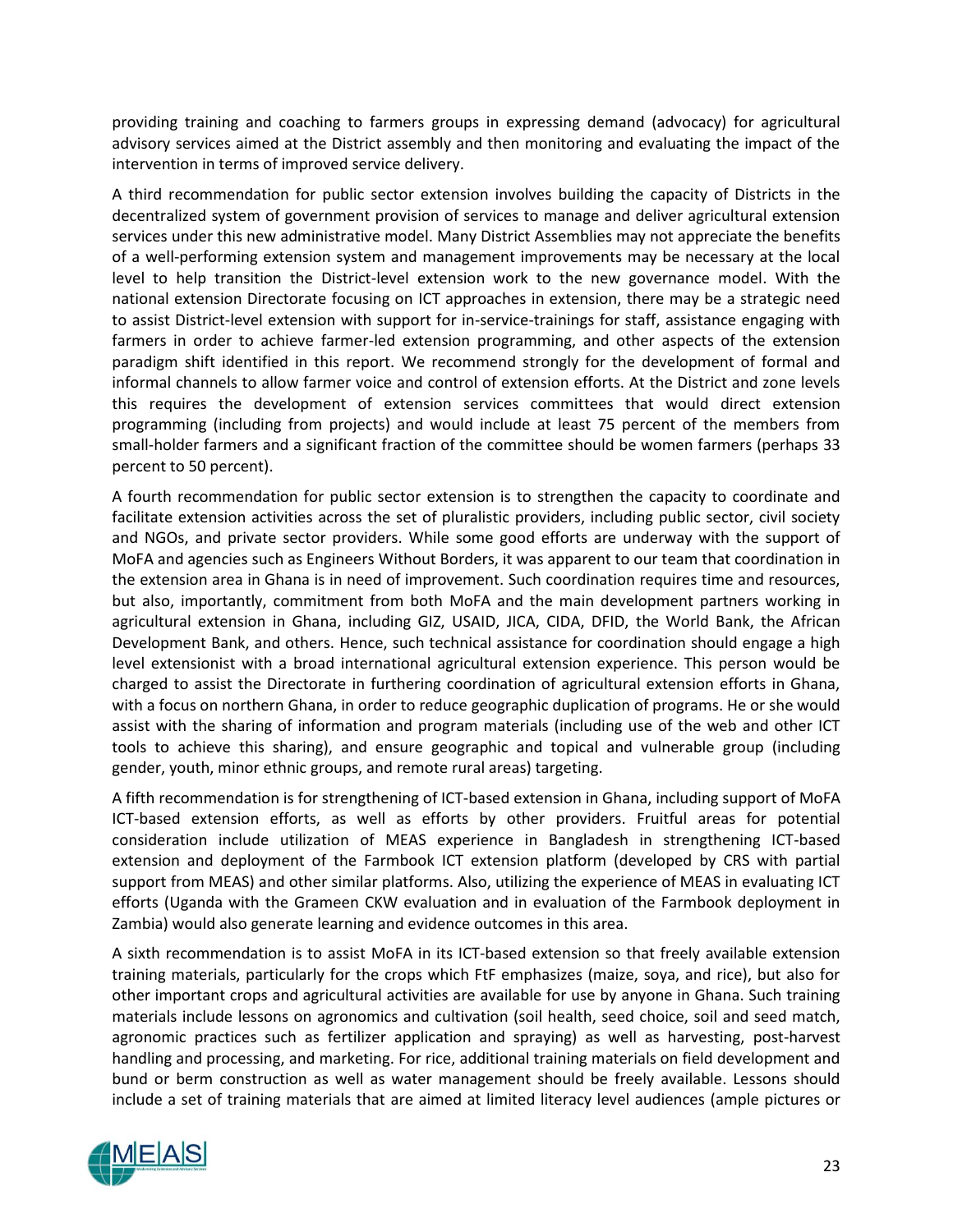providing training and coaching to farmers groups in expressing demand (advocacy) for agricultural advisory services aimed at the District assembly and then monitoring and evaluating the impact of the intervention in terms of improved service delivery.

A third recommendation for public sector extension involves building the capacity of Districts in the decentralized system of government provision of services to manage and deliver agricultural extension services under this new administrative model. Many District Assemblies may not appreciate the benefits of a well-performing extension system and management improvements may be necessary at the local level to help transition the District-level extension work to the new governance model. With the national extension Directorate focusing on ICT approaches in extension, there may be a strategic need to assist District-level extension with support for in-service-trainings for staff, assistance engaging with farmers in order to achieve farmer-led extension programming, and other aspects of the extension paradigm shift identified in this report. We recommend strongly for the development of formal and informal channels to allow farmer voice and control of extension efforts. At the District and zone levels this requires the development of extension services committees that would direct extension programming (including from projects) and would include at least 75 percent of the members from small-holder farmers and a significant fraction of the committee should be women farmers (perhaps 33 percent to 50 percent).

A fourth recommendation for public sector extension is to strengthen the capacity to coordinate and facilitate extension activities across the set of pluralistic providers, including public sector, civil society and NGOs, and private sector providers. While some good efforts are underway with the support of MoFA and agencies such as Engineers Without Borders, it was apparent to our team that coordination in the extension area in Ghana is in need of improvement. Such coordination requires time and resources, but also, importantly, commitment from both MoFA and the main development partners working in agricultural extension in Ghana, including GIZ, USAID, JICA, CIDA, DFID, the World Bank, the African Development Bank, and others. Hence, such technical assistance for coordination should engage a high level extensionist with a broad international agricultural extension experience. This person would be charged to assist the Directorate in furthering coordination of agricultural extension efforts in Ghana, with a focus on northern Ghana, in order to reduce geographic duplication of programs. He or she would assist with the sharing of information and program materials (including use of the web and other ICT tools to achieve this sharing), and ensure geographic and topical and vulnerable group (including gender, youth, minor ethnic groups, and remote rural areas) targeting.

A fifth recommendation is for strengthening of ICT-based extension in Ghana, including support of MoFA ICT-based extension efforts, as well as efforts by other providers. Fruitful areas for potential consideration include utilization of MEAS experience in Bangladesh in strengthening ICT-based extension and deployment of the Farmbook ICT extension platform (developed by CRS with partial support from MEAS) and other similar platforms. Also, utilizing the experience of MEAS in evaluating ICT efforts (Uganda with the Grameen CKW evaluation and in evaluation of the Farmbook deployment in Zambia) would also generate learning and evidence outcomes in this area.

A sixth recommendation is to assist MoFA in its ICT-based extension so that freely available extension training materials, particularly for the crops which FtF emphasizes (maize, soya, and rice), but also for other important crops and agricultural activities are available for use by anyone in Ghana. Such training materials include lessons on agronomics and cultivation (soil health, seed choice, soil and seed match, agronomic practices such as fertilizer application and spraying) as well as harvesting, post-harvest handling and processing, and marketing. For rice, additional training materials on field development and bund or berm construction as well as water management should be freely available. Lessons should include a set of training materials that are aimed at limited literacy level audiences (ample pictures or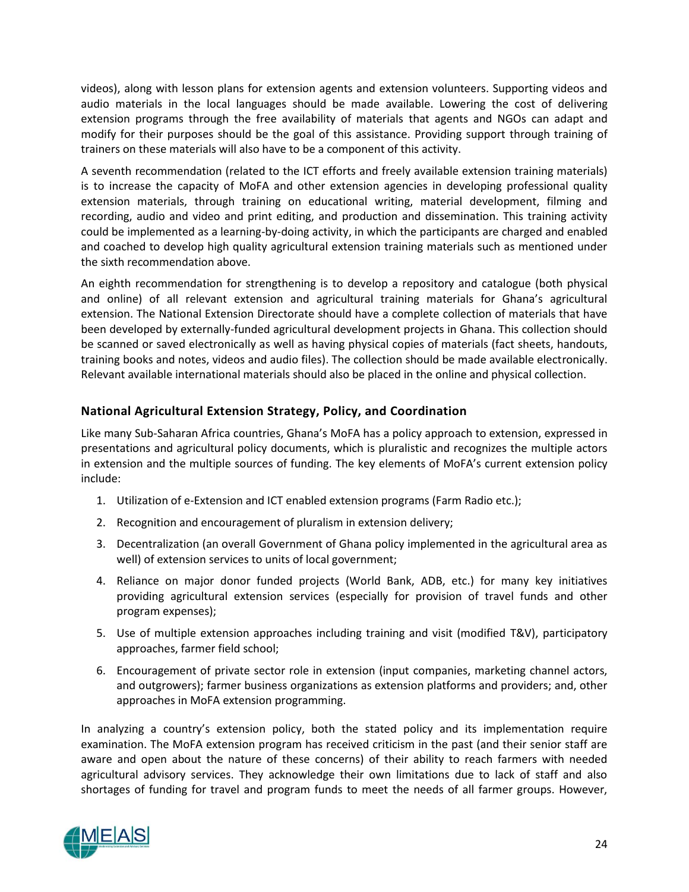videos), along with lesson plans for extension agents and extension volunteers. Supporting videos and audio materials in the local languages should be made available. Lowering the cost of delivering extension programs through the free availability of materials that agents and NGOs can adapt and modify for their purposes should be the goal of this assistance. Providing support through training of trainers on these materials will also have to be a component of this activity.

A seventh recommendation (related to the ICT efforts and freely available extension training materials) is to increase the capacity of MoFA and other extension agencies in developing professional quality extension materials, through training on educational writing, material development, filming and recording, audio and video and print editing, and production and dissemination. This training activity could be implemented as a learning-by-doing activity, in which the participants are charged and enabled and coached to develop high quality agricultural extension training materials such as mentioned under the sixth recommendation above.

An eighth recommendation for strengthening is to develop a repository and catalogue (both physical and online) of all relevant extension and agricultural training materials for Ghana's agricultural extension. The National Extension Directorate should have a complete collection of materials that have been developed by externally-funded agricultural development projects in Ghana. This collection should be scanned or saved electronically as well as having physical copies of materials (fact sheets, handouts, training books and notes, videos and audio files). The collection should be made available electronically. Relevant available international materials should also be placed in the online and physical collection.

### National Agricultural Extension Strategy, Policy, and Coordination

Like many Sub-Saharan Africa countries, Ghana's MoFA has a policy approach to extension, expressed in presentations and agricultural policy documents, which is pluralistic and recognizes the multiple actors in extension and the multiple sources of funding. The key elements of MoFA's current extension policy include:

1. Utilization of e-Extension and ICT enabled extension programs (Farm Radio etc.);
2. Recognition and encouragement of pluralism in extension delivery;
3. Decentralization (an overall Government of Ghana policy implemented in the agricultural area as well) of extension services to units of local government;
4. Reliance on major donor funded projects (World Bank, ADB, etc.) for many key initiatives providing agricultural extension services (especially for provision of travel funds and other program expenses);
5. Use of multiple extension approaches including training and visit (modified T&V), participatory approaches, farmer field school;
6. Encouragement of private sector role in extension (input companies, marketing channel actors, and outgrowers); farmer business organizations as extension platforms and providers; and, other approaches in MoFA extension programming.

In analyzing a country's extension policy, both the stated policy and its implementation require examination. The MoFA extension program has received criticism in the past (and their senior staff are aware and open about the nature of these concerns) of their ability to reach farmers with needed agricultural advisory services. They acknowledge their own limitations due to lack of staff and also shortages of funding for travel and program funds to meet the needs of all farmer groups. However,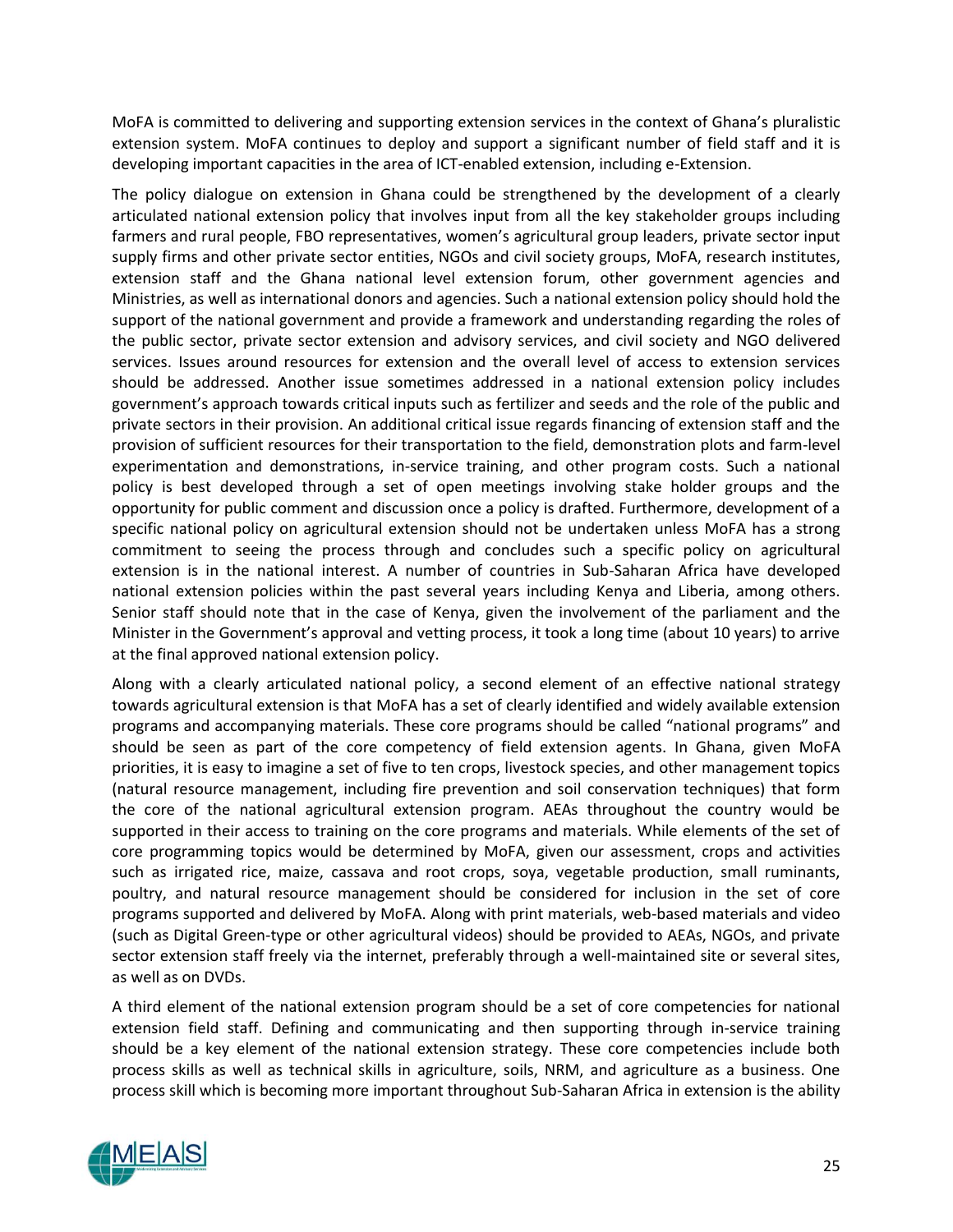MoFA is committed to delivering and supporting extension services in the context of Ghana's pluralistic extension system. MoFA continues to deploy and support a significant number of field staff and it is developing important capacities in the area of ICT-enabled extension, including e-Extension.

The policy dialogue on extension in Ghana could be strengthened by the development of a clearly articulated national extension policy that involves input from all the key stakeholder groups including farmers and rural people, FBO representatives, women's agricultural group leaders, private sector input supply firms and other private sector entities, NGOs and civil society groups, MoFA, research institutes, extension staff and the Ghana national level extension forum, other government agencies and Ministries, as well as international donors and agencies. Such a national extension policy should hold the support of the national government and provide a framework and understanding regarding the roles of the public sector, private sector extension and advisory services, and civil society and NGO delivered services. Issues around resources for extension and the overall level of access to extension services should be addressed. Another issue sometimes addressed in a national extension policy includes government's approach towards critical inputs such as fertilizer and seeds and the role of the public and private sectors in their provision. An additional critical issue regards financing of extension staff and the provision of sufficient resources for their transportation to the field, demonstration plots and farm-level experimentation and demonstrations, in-service training, and other program costs. Such a national policy is best developed through a set of open meetings involving stake holder groups and the opportunity for public comment and discussion once a policy is drafted. Furthermore, development of a specific national policy on agricultural extension should not be undertaken unless MoFA has a strong commitment to seeing the process through and concludes such a specific policy on agricultural extension is in the national interest. A number of countries in Sub-Saharan Africa have developed national extension policies within the past several years including Kenya and Liberia, among others. Senior staff should note that in the case of Kenya, given the involvement of the parliament and the Minister in the Government's approval and vetting process, it took a long time (about 10 years) to arrive at the final approved national extension policy.

Along with a clearly articulated national policy, a second element of an effective national strategy towards agricultural extension is that MoFA has a set of clearly identified and widely available extension programs and accompanying materials. These core programs should be called "national programs" and should be seen as part of the core competency of field extension agents. In Ghana, given MoFA priorities, it is easy to imagine a set of five to ten crops, livestock species, and other management topics (natural resource management, including fire prevention and soil conservation techniques) that form the core of the national agricultural extension program. AEAs throughout the country would be supported in their access to training on the core programs and materials. While elements of the set of core programming topics would be determined by MoFA, given our assessment, crops and activities such as irrigated rice, maize, cassava and root crops, soya, vegetable production, small ruminants, poultry, and natural resource management should be considered for inclusion in the set of core programs supported and delivered by MoFA. Along with print materials, web-based materials and video (such as Digital Green-type or other agricultural videos) should be provided to AEAs, NGOs, and private sector extension staff freely via the internet, preferably through a well-maintained site or several sites, as well as on DVDs.

A third element of the national extension program should be a set of core competencies for national extension field staff. Defining and communicating and then supporting through in-service training should be a key element of the national extension strategy. These core competencies include both process skills as well as technical skills in agriculture, soils, NRM, and agriculture as a business. One process skill which is becoming more important throughout Sub-Saharan Africa in extension is the ability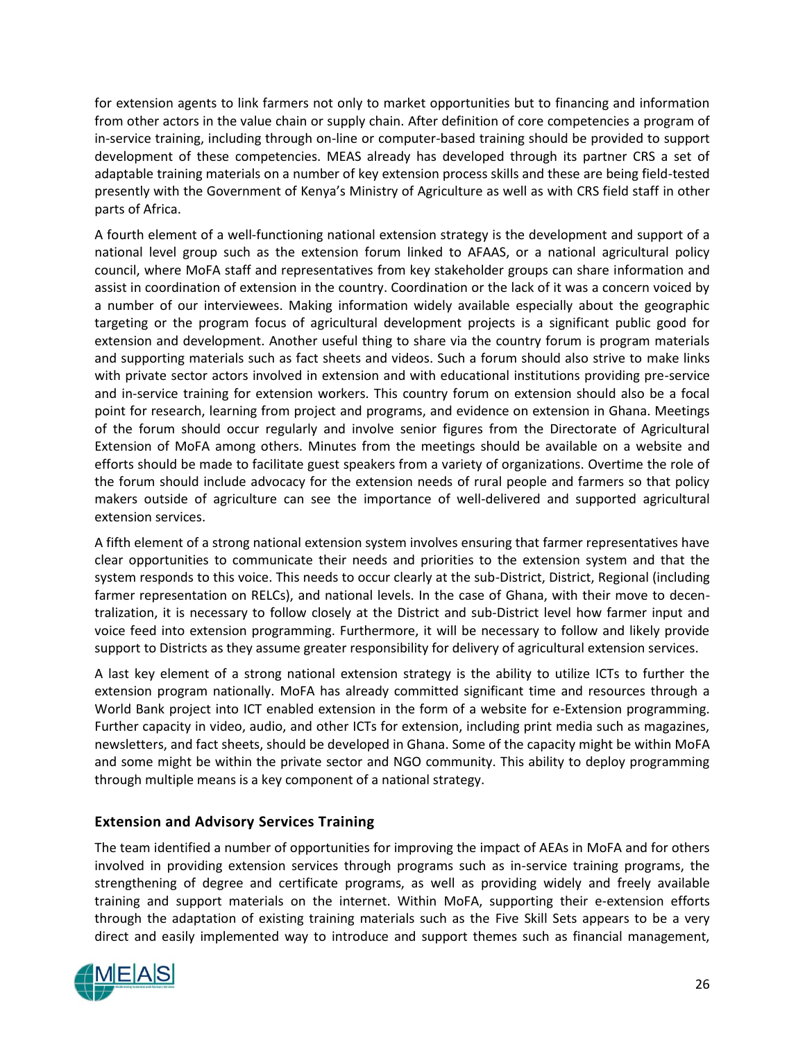for extension agents to link farmers not only to market opportunities but to financing and information from other actors in the value chain or supply chain. After definition of core competencies a program of in-service training, including through on-line or computer-based training should be provided to support development of these competencies. MEAS already has developed through its partner CRS a set of adaptable training materials on a number of key extension process skills and these are being field-tested presently with the Government of Kenya's Ministry of Agriculture as well as with CRS field staff in other parts of Africa.

A fourth element of a well-functioning national extension strategy is the development and support of a national level group such as the extension forum linked to AFAAS, or a national agricultural policy council, where MoFA staff and representatives from key stakeholder groups can share information and assist in coordination of extension in the country. Coordination or the lack of it was a concern voiced by a number of our interviewees. Making information widely available especially about the geographic targeting or the program focus of agricultural development projects is a significant public good for extension and development. Another useful thing to share via the country forum is program materials and supporting materials such as fact sheets and videos. Such a forum should also strive to make links with private sector actors involved in extension and with educational institutions providing pre-service and in-service training for extension workers. This country forum on extension should also be a focal point for research, learning from project and programs, and evidence on extension in Ghana. Meetings of the forum should occur regularly and involve senior figures from the Directorate of Agricultural Extension of MoFA among others. Minutes from the meetings should be available on a website and efforts should be made to facilitate guest speakers from a variety of organizations. Overtime the role of the forum should include advocacy for the extension needs of rural people and farmers so that policy makers outside of agriculture can see the importance of well-delivered and supported agricultural extension services.

A fifth element of a strong national extension system involves ensuring that farmer representatives have clear opportunities to communicate their needs and priorities to the extension system and that the system responds to this voice. This needs to occur clearly at the sub-District, District, Regional (including farmer representation on RELCs), and national levels. In the case of Ghana, with their move to decentralization, it is necessary to follow closely at the District and sub-District level how farmer input and voice feed into extension programming. Furthermore, it will be necessary to follow and likely provide support to Districts as they assume greater responsibility for delivery of agricultural extension services.

A last key element of a strong national extension strategy is the ability to utilize ICTs to further the extension program nationally. MoFA has already committed significant time and resources through a World Bank project into ICT enabled extension in the form of a website for e-Extension programming. Further capacity in video, audio, and other ICTs for extension, including print media such as magazines, newsletters, and fact sheets, should be developed in Ghana. Some of the capacity might be within MoFA and some might be within the private sector and NGO community. This ability to deploy programming through multiple means is a key component of a national strategy.

### Extension and Advisory Services Training

The team identified a number of opportunities for improving the impact of AEAs in MoFA and for others involved in providing extension services through programs such as in-service training programs, the strengthening of degree and certificate programs, as well as providing widely and freely available training and support materials on the internet. Within MoFA, supporting their e-extension efforts through the adaptation of existing training materials such as the Five Skill Sets appears to be a very direct and easily implemented way to introduce and support themes such as financial management,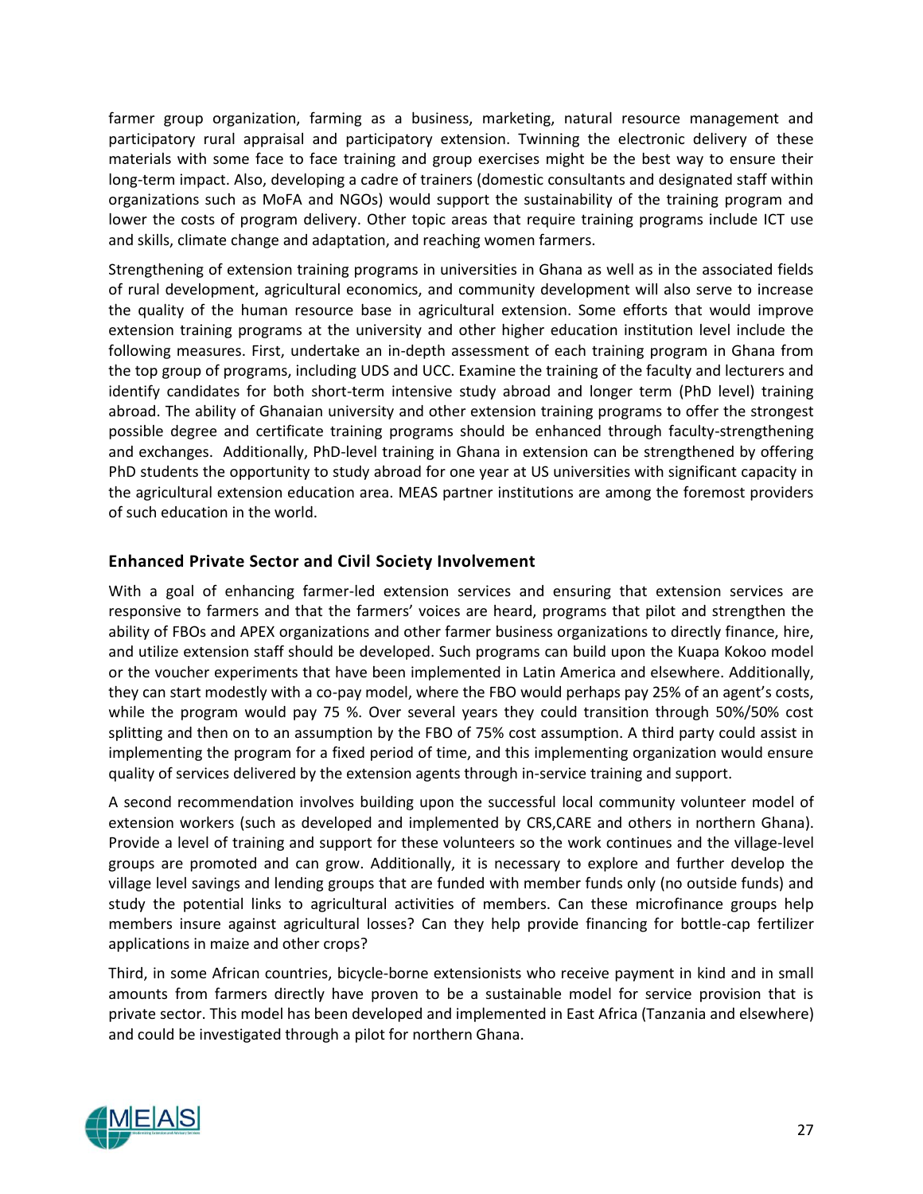farmer group organization, farming as a business, marketing, natural resource management and participatory rural appraisal and participatory extension. Twinning the electronic delivery of these materials with some face to face training and group exercises might be the best way to ensure their long-term impact. Also, developing a cadre of trainers (domestic consultants and designated staff within organizations such as MoFA and NGOs) would support the sustainability of the training program and lower the costs of program delivery. Other topic areas that require training programs include ICT use and skills, climate change and adaptation, and reaching women farmers.

Strengthening of extension training programs in universities in Ghana as well as in the associated fields of rural development, agricultural economics, and community development will also serve to increase the quality of the human resource base in agricultural extension. Some efforts that would improve extension training programs at the university and other higher education institution level include the following measures. First, undertake an in-depth assessment of each training program in Ghana from the top group of programs, including UDS and UCC. Examine the training of the faculty and lecturers and identify candidates for both short-term intensive study abroad and longer term (PhD level) training abroad. The ability of Ghanaian university and other extension training programs to offer the strongest possible degree and certificate training programs should be enhanced through faculty-strengthening and exchanges. Additionally, PhD-level training in Ghana in extension can be strengthened by offering PhD students the opportunity to study abroad for one year at US universities with significant capacity in the agricultural extension education area. MEAS partner institutions are among the foremost providers of such education in the world.

### Enhanced Private Sector and Civil Society Involvement

With a goal of enhancing farmer-led extension services and ensuring that extension services are responsive to farmers and that the farmers' voices are heard, programs that pilot and strengthen the ability of FBOs and APEX organizations and other farmer business organizations to directly finance, hire, and utilize extension staff should be developed. Such programs can build upon the Kuapa Kokoo model or the voucher experiments that have been implemented in Latin America and elsewhere. Additionally, they can start modestly with a co-pay model, where the FBO would perhaps pay 25% of an agent's costs, while the program would pay 75 %. Over several years they could transition through 50%/50% cost splitting and then on to an assumption by the FBO of 75% cost assumption. A third party could assist in implementing the program for a fixed period of time, and this implementing organization would ensure quality of services delivered by the extension agents through in-service training and support.

A second recommendation involves building upon the successful local community volunteer model of extension workers (such as developed and implemented by CRS,CARE and others in northern Ghana). Provide a level of training and support for these volunteers so the work continues and the village-level groups are promoted and can grow. Additionally, it is necessary to explore and further develop the village level savings and lending groups that are funded with member funds only (no outside funds) and study the potential links to agricultural activities of members. Can these microfinance groups help members insure against agricultural losses? Can they help provide financing for bottle-cap fertilizer applications in maize and other crops?

Third, in some African countries, bicycle-borne extensionists who receive payment in kind and in small amounts from farmers directly have proven to be a sustainable model for service provision that is private sector. This model has been developed and implemented in East Africa (Tanzania and elsewhere) and could be investigated through a pilot for northern Ghana.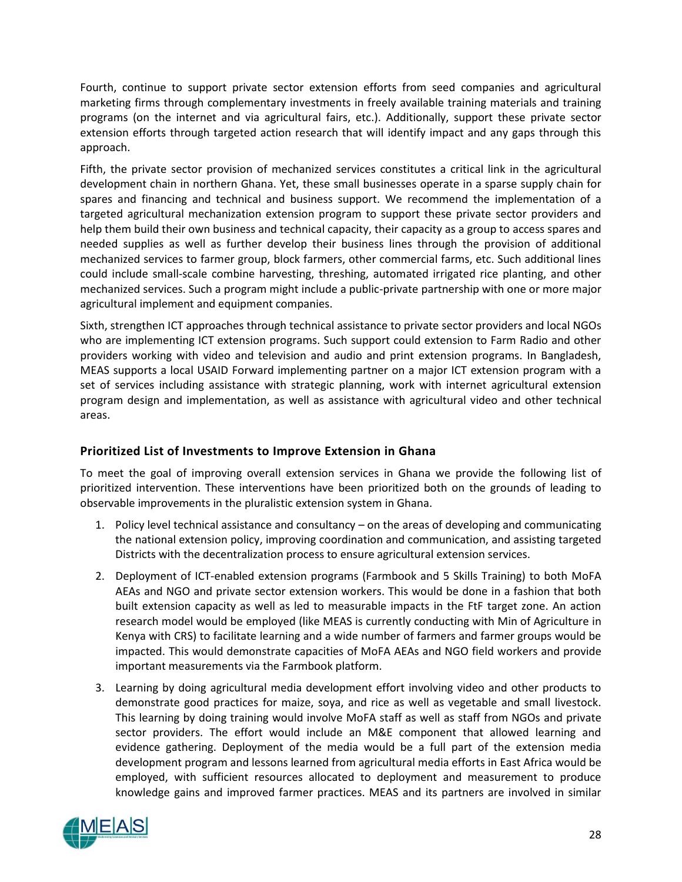Fourth, continue to support private sector extension efforts from seed companies and agricultural marketing firms through complementary investments in freely available training materials and training programs (on the internet and via agricultural fairs, etc.). Additionally, support these private sector extension efforts through targeted action research that will identify impact and any gaps through this approach.

Fifth, the private sector provision of mechanized services constitutes a critical link in the agricultural development chain in northern Ghana. Yet, these small businesses operate in a sparse supply chain for spares and financing and technical and business support. We recommend the implementation of a targeted agricultural mechanization extension program to support these private sector providers and help them build their own business and technical capacity, their capacity as a group to access spares and needed supplies as well as further develop their business lines through the provision of additional mechanized services to farmer group, block farmers, other commercial farms, etc. Such additional lines could include small-scale combine harvesting, threshing, automated irrigated rice planting, and other mechanized services. Such a program might include a public-private partnership with one or more major agricultural implement and equipment companies.

Sixth, strengthen ICT approaches through technical assistance to private sector providers and local NGOs who are implementing ICT extension programs. Such support could extension to Farm Radio and other providers working with video and television and audio and print extension programs. In Bangladesh, MEAS supports a local USAID Forward implementing partner on a major ICT extension program with a set of services including assistance with strategic planning, work with internet agricultural extension program design and implementation, as well as assistance with agricultural video and other technical areas.

### Prioritized List of Investments to Improve Extension in Ghana

To meet the goal of improving overall extension services in Ghana we provide the following list of prioritized intervention. These interventions have been prioritized both on the grounds of leading to observable improvements in the pluralistic extension system in Ghana.

1. Policy level technical assistance and consultancy – on the areas of developing and communicating the national extension policy, improving coordination and communication, and assisting targeted Districts with the decentralization process to ensure agricultural extension services.
2. Deployment of ICT-enabled extension programs (Farmbook and 5 Skills Training) to both MoFA AEAs and NGO and private sector extension workers. This would be done in a fashion that both built extension capacity as well as led to measurable impacts in the FtF target zone. An action research model would be employed (like MEAS is currently conducting with Min of Agriculture in Kenya with CRS) to facilitate learning and a wide number of farmers and farmer groups would be impacted. This would demonstrate capacities of MoFA AEAs and NGO field workers and provide important measurements via the Farmbook platform.
3. Learning by doing agricultural media development effort involving video and other products to demonstrate good practices for maize, soya, and rice as well as vegetable and small livestock. This learning by doing training would involve MoFA staff as well as staff from NGOs and private sector providers. The effort would include an M&E component that allowed learning and evidence gathering. Deployment of the media would be a full part of the extension media development program and lessons learned from agricultural media efforts in East Africa would be employed, with sufficient resources allocated to deployment and measurement to produce knowledge gains and improved farmer practices. MEAS and its partners are involved in similar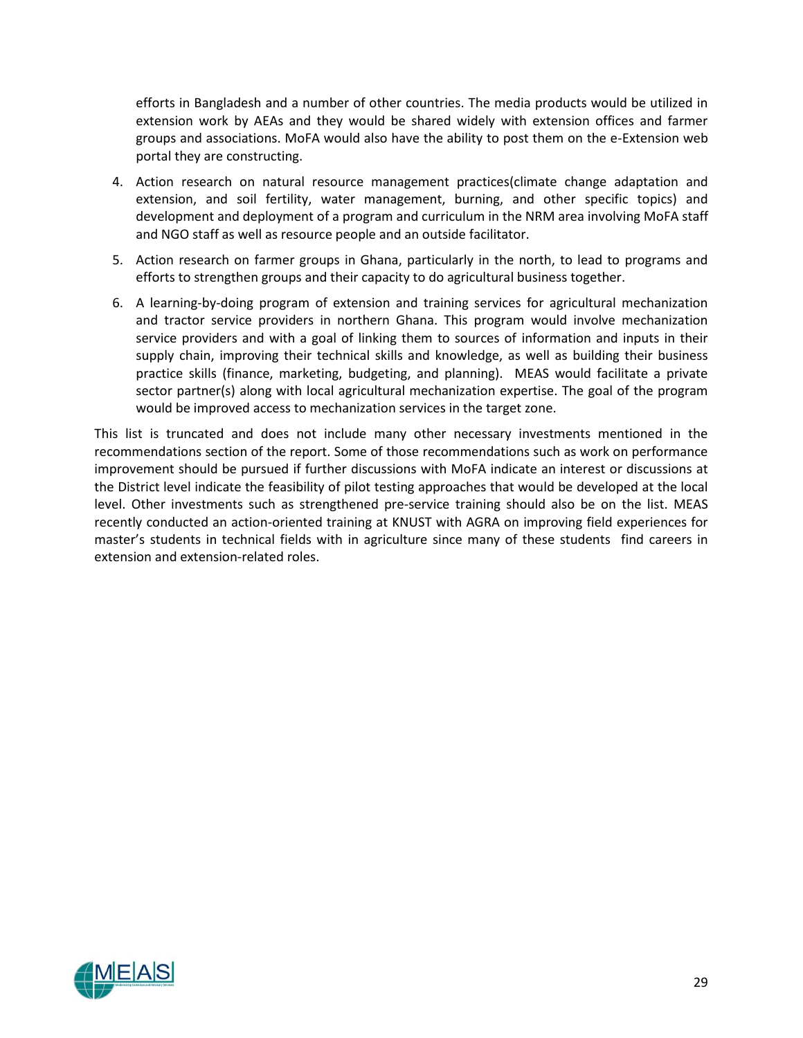efforts in Bangladesh and a number of other countries. The media products would be utilized in extension work by AEAs and they would be shared widely with extension offices and farmer groups and associations. MoFA would also have the ability to post them on the e-Extension web portal they are constructing.

4. Action research on natural resource management practices(climate change adaptation and extension, and soil fertility, water management, burning, and other specific topics) and development and deployment of a program and curriculum in the NRM area involving MoFA staff and NGO staff as well as resource people and an outside facilitator.
5. Action research on farmer groups in Ghana, particularly in the north, to lead to programs and efforts to strengthen groups and their capacity to do agricultural business together.
6. A learning-by-doing program of extension and training services for agricultural mechanization and tractor service providers in northern Ghana. This program would involve mechanization service providers and with a goal of linking them to sources of information and inputs in their supply chain, improving their technical skills and knowledge, as well as building their business practice skills (finance, marketing, budgeting, and planning). MEAS would facilitate a private sector partner(s) along with local agricultural mechanization expertise. The goal of the program would be improved access to mechanization services in the target zone.

This list is truncated and does not include many other necessary investments mentioned in the recommendations section of the report. Some of those recommendations such as work on performance improvement should be pursued if further discussions with MoFA indicate an interest or discussions at the District level indicate the feasibility of pilot testing approaches that would be developed at the local level. Other investments such as strengthened pre-service training should also be on the list. MEAS recently conducted an action-oriented training at KNUST with AGRA on improving field experiences for master's students in technical fields with in agriculture since many of these students find careers in extension and extension-related roles.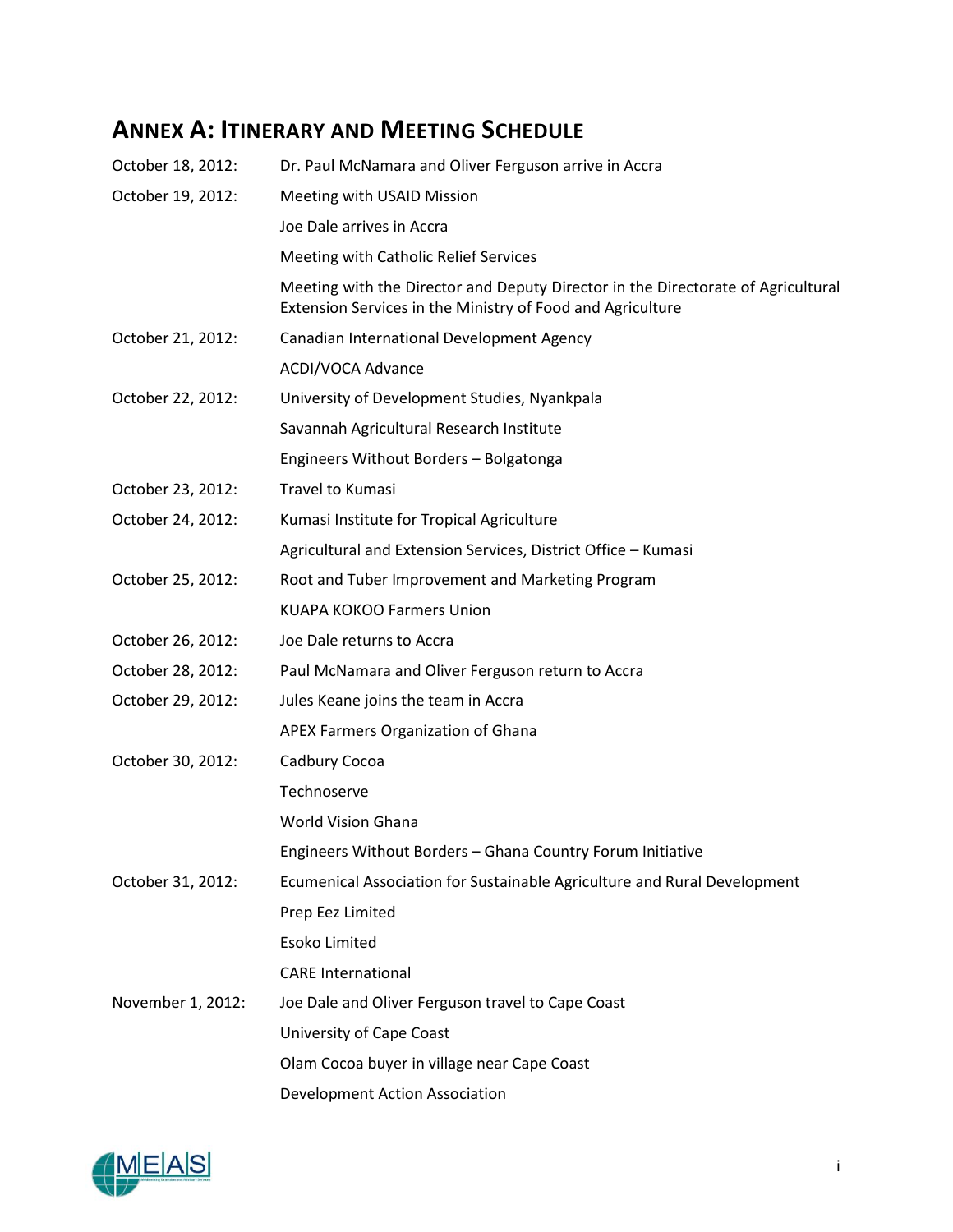## ANNEX A: ITINERARY AND MEETING SCHEDULE

| | |
|---|---|
| October 18, 2012: | Dr. Paul McNamara and Oliver Ferguson arrive in Accra |
| October 19, 2012: | Meeting with USAID Mission |
| | Joe Dale arrives in Accra |
| | Meeting with Catholic Relief Services |
| | Meeting with the Director and Deputy Director in the Directorate of Agricultural Extension Services in the Ministry of Food and Agriculture |
| October 21, 2012: | Canadian International Development Agency |
| | ACDI/VOCA Advance |
| October 22, 2012: | University of Development Studies, Nyankpala |
| | Savannah Agricultural Research Institute |
| | Engineers Without Borders – Bolgatonga |
| October 23, 2012: | Travel to Kumasi |
| October 24, 2012: | Kumasi Institute for Tropical Agriculture |
| | Agricultural and Extension Services, District Office – Kumasi |
| October 25, 2012: | Root and Tuber Improvement and Marketing Program |
| | KUAPA KOKOO Farmers Union |
| October 26, 2012: | Joe Dale returns to Accra |
| October 28, 2012: | Paul McNamara and Oliver Ferguson return to Accra |
| October 29, 2012: | Jules Keane joins the team in Accra |
| | APEX Farmers Organization of Ghana |
| October 30, 2012: | Cadbury Cocoa |
| | Technoserve |
| | World Vision Ghana |
| | Engineers Without Borders – Ghana Country Forum Initiative |
| October 31, 2012: | Ecumenical Association for Sustainable Agriculture and Rural Development |
| | Prep Eez Limited |
| | Esoko Limited |
| | CARE International |
| November 1, 2012: | Joe Dale and Oliver Ferguson travel to Cape Coast |
| | University of Cape Coast |
| | Olam Cocoa buyer in village near Cape Coast |
| | Development Action Association |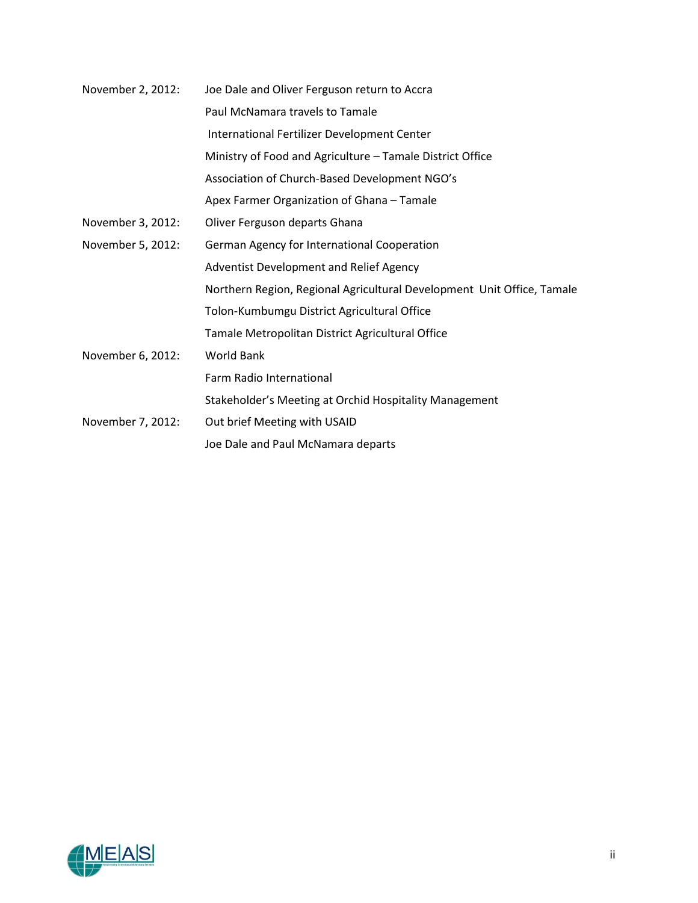| | |
|---|---|
| November 2, 2012: | Joe Dale and Oliver Ferguson return to Accra |
| | Paul McNamara travels to Tamale |
| | International Fertilizer Development Center |
| | Ministry of Food and Agriculture – Tamale District Office |
| | Association of Church-Based Development NGO's |
| | Apex Farmer Organization of Ghana – Tamale |
| November 3, 2012: | Oliver Ferguson departs Ghana |
| November 5, 2012: | German Agency for International Cooperation |
| | Adventist Development and Relief Agency |
| | Northern Region, Regional Agricultural Development Unit Office, Tamale |
| | Tolon-Kumbumgu District Agricultural Office |
| | Tamale Metropolitan District Agricultural Office |
| November 6, 2012: | World Bank |
| | Farm Radio International |
| | Stakeholder's Meeting at Orchid Hospitality Management |
| November 7, 2012: | Out brief Meeting with USAID |
| | Joe Dale and Paul McNamara departs |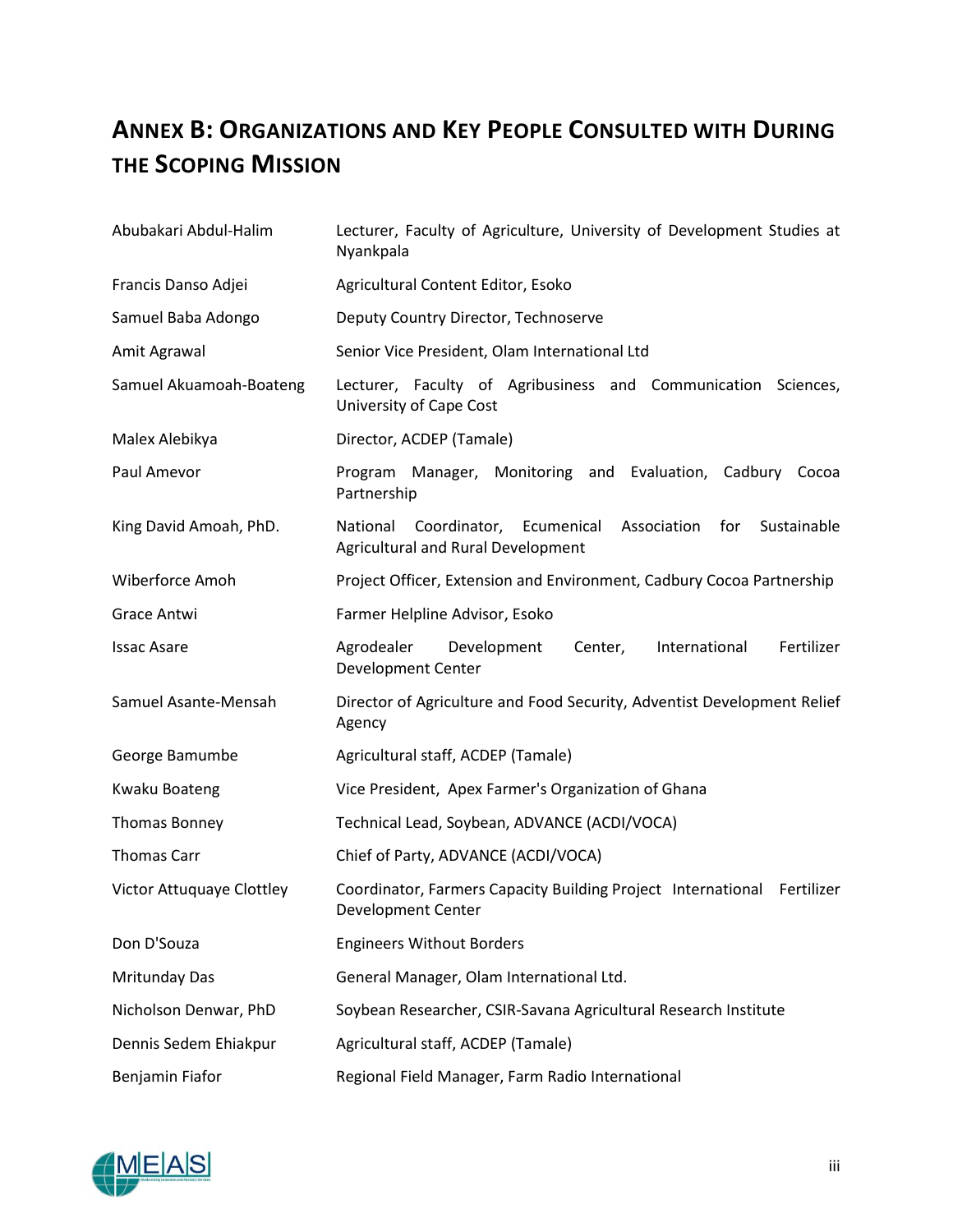# ANNEX B: ORGANIZATIONS AND KEY PEOPLE CONSULTED WITH DURING THE SCOPING MISSION

| | |
|---|---|
| Abubakari Abdul-Halim | Lecturer, Faculty of Agriculture, University of Development Studies at Nyankpala |
| Francis Danso Adjei | Agricultural Content Editor, Esoko |
| Samuel Baba Adongo | Deputy Country Director, Technoserve |
| Amit Agrawal | Senior Vice President, Olam International Ltd |
| Samuel Akuamoah-Boateng | Lecturer, Faculty of Agribusiness and Communication Sciences, University of Cape Cost |
| Malex Alebikya | Director, ACDEP (Tamale) |
| Paul Amevor | Program Manager, Monitoring and Evaluation, Cadbury Cocoa Partnership |
| King David Amoah, PhD. | National Coordinator, Ecumenical Association for Sustainable Agricultural and Rural Development |
| Wiberforce Amoh | Project Officer, Extension and Environment, Cadbury Cocoa Partnership |
| Grace Antwi | Farmer Helpline Advisor, Esoko |
| Issac Asare | Agrodealer Development Center, International Fertilizer Development Center |
| Samuel Asante-Mensah | Director of Agriculture and Food Security, Adventist Development Relief Agency |
| George Bamumbe | Agricultural staff, ACDEP (Tamale) |
| Kwaku Boateng | Vice President, Apex Farmer's Organization of Ghana |
| Thomas Bonney | Technical Lead, Soybean, ADVANCE (ACDI/VOCA) |
| Thomas Carr | Chief of Party, ADVANCE (ACDI/VOCA) |
| Victor Attuquaye Clottley | Coordinator, Farmers Capacity Building Project International Fertilizer Development Center |
| Don D'Souza | Engineers Without Borders |
| Mritunday Das | General Manager, Olam International Ltd. |
| Nicholson Denwar, PhD | Soybean Researcher, CSIR-Savana Agricultural Research Institute |
| Dennis Sedem Ehiakpur | Agricultural staff, ACDEP (Tamale) |
| Benjamin Fiafor | Regional Field Manager, Farm Radio International |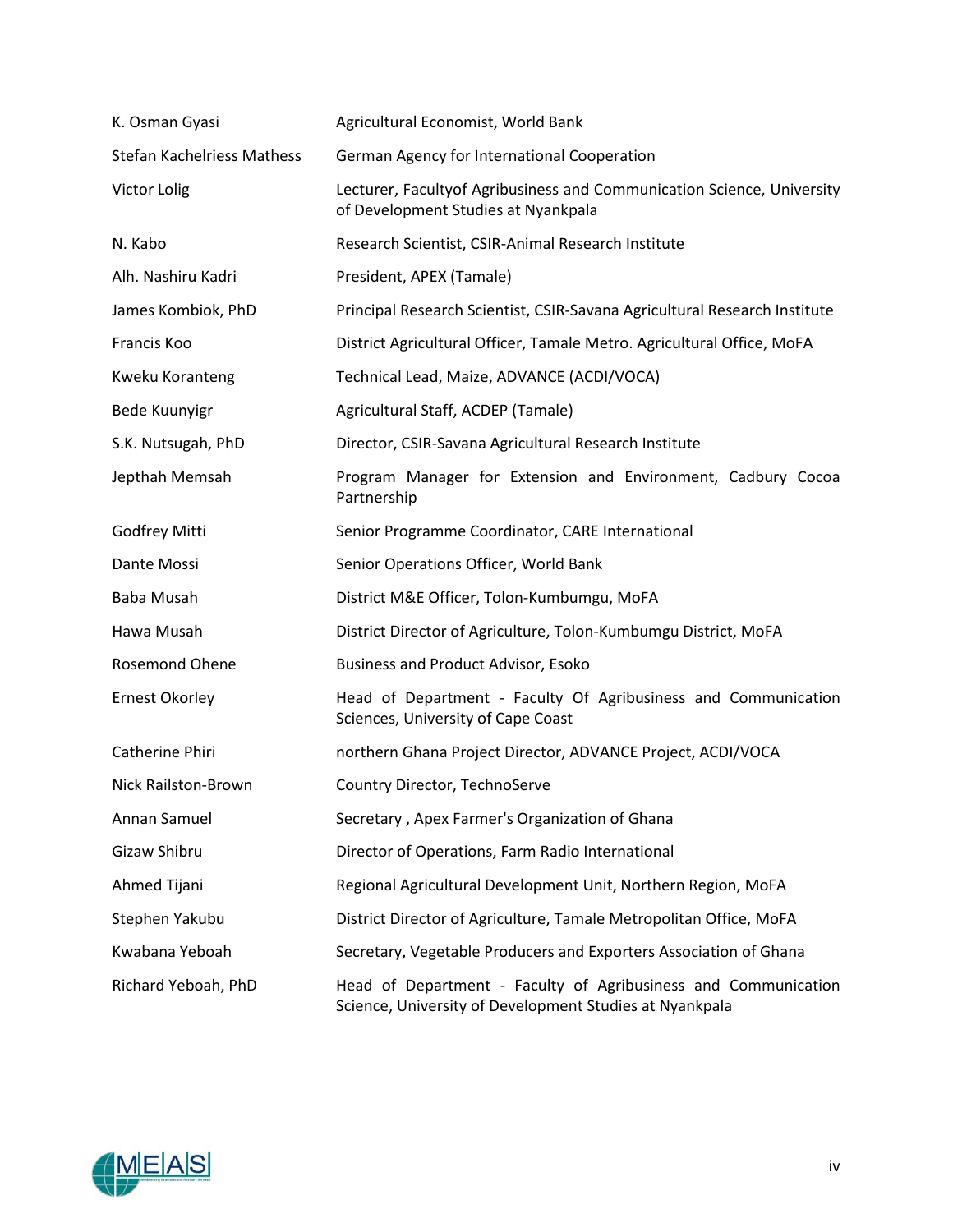| | |
|---|---|
| K. Osman Gyasi | Agricultural Economist, World Bank |
| Stefan Kachelriess Mathess | German Agency for International Cooperation |
| Victor Lolig | Lecturer, Facultyof Agribusiness and Communication Science, University of Development Studies at Nyankpala |
| N. Kabo | Research Scientist, CSIR-Animal Research Institute |
| Alh. Nashiru Kadri | President, APEX (Tamale) |
| James Kombiok, PhD | Principal Research Scientist, CSIR-Savana Agricultural Research Institute |
| Francis Koo | District Agricultural Officer, Tamale Metro. Agricultural Office, MoFA |
| Kweku Koranteng | Technical Lead, Maize, ADVANCE (ACDI/VOCA) |
| Bede Kuunyigr | Agricultural Staff, ACDEP (Tamale) |
| S.K. Nutsugah, PhD | Director, CSIR-Savana Agricultural Research Institute |
| Jepthah Memsah | Program Manager for Extension and Environment, Cadbury Cocoa Partnership |
| Godfrey Mitti | Senior Programme Coordinator, CARE International |
| Dante Mossi | Senior Operations Officer, World Bank |
| Baba Musah | District M&E Officer, Tolon-Kumbumgu, MoFA |
| Hawa Musah | District Director of Agriculture, Tolon-Kumbumgu District, MoFA |
| Rosemond Ohene | Business and Product Advisor, Esoko |
| Ernest Okorley | Head of Department - Faculty Of Agribusiness and Communication Sciences, University of Cape Coast |
| Catherine Phiri | northern Ghana Project Director, ADVANCE Project, ACDI/VOCA |
| Nick Railston-Brown | Country Director, TechnoServe |
| Annan Samuel | Secretary , Apex Farmer's Organization of Ghana |
| Gizaw Shibru | Director of Operations, Farm Radio International |
| Ahmed Tijani | Regional Agricultural Development Unit, Northern Region, MoFA |
| Stephen Yakubu | District Director of Agriculture, Tamale Metropolitan Office, MoFA |
| Kwabana Yeboah | Secretary, Vegetable Producers and Exporters Association of Ghana |
| Richard Yeboah, PhD | Head of Department - Faculty of Agribusiness and Communication Science, University of Development Studies at Nyankpala |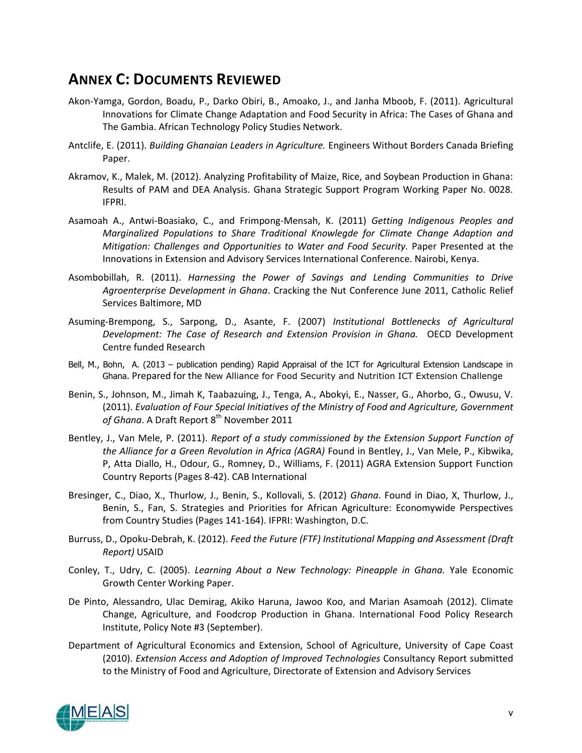## ANNEX C: DOCUMENTS REVIEWED

Akon-Yamga, Gordon, Boadu, P., Darko Obiri, B., Amoako, J., and Janha Mboob, F. (2011). Agricultural Innovations for Climate Change Adaptation and Food Security in Africa: The Cases of Ghana and The Gambia. African Technology Policy Studies Network.

Antclife, E. (2011). *Building Ghanaian Leaders in Agriculture.* Engineers Without Borders Canada Briefing Paper.

Akramov, K., Malek, M. (2012). Analyzing Profitability of Maize, Rice, and Soybean Production in Ghana: Results of PAM and DEA Analysis. Ghana Strategic Support Program Working Paper No. 0028. IFPRI.

Asamoah A., Antwi-Boasiako, C., and Frimpong-Mensah, K. (2011) *Getting Indigenous Peoples and Marginalized Populations to Share Traditional Knowlegde for Climate Change Adaption and Mitigation: Challenges and Opportunities to Water and Food Security.* Paper Presented at the Innovations in Extension and Advisory Services International Conference. Nairobi, Kenya.

Asombobillah, R. (2011). *Harnessing the Power of Savings and Lending Communities to Drive Agroenterprise Development in Ghana*. Cracking the Nut Conference June 2011, Catholic Relief Services Baltimore, MD

Asuming-Brempong, S., Sarpong, D., Asante, F. (2007) *Institutional Bottlenecks of Agricultural Development: The Case of Research and Extension Provision in Ghana.* OECD Development Centre funded Research

Bell, M., Bohn, A. (2013 – publication pending) Rapid Appraisal of the ICT for Agricultural Extension Landscape in Ghana. Prepared for the New Alliance for Food Security and Nutrition ICT Extension Challenge

Benin, S., Johnson, M., Jimah K, Taabazuing, J., Tenga, A., Abokyi, E., Nasser, G., Ahorbo, G., Owusu, V. (2011). *Evaluation of Four Special Initiatives of the Ministry of Food and Agriculture, Government of Ghana*. A Draft Report 8th November 2011

Bentley, J., Van Mele, P. (2011). *Report of a study commissioned by the Extension Support Function of the Alliance for a Green Revolution in Africa (AGRA)* Found in Bentley, J., Van Mele, P., Kibwika, P, Atta Diallo, H., Odour, G., Romney, D., Williams, F. (2011) AGRA Extension Support Function Country Reports (Pages 8-42). CAB International

Bresinger, C., Diao, X., Thurlow, J., Benin, S., Kollovali, S. (2012) *Ghana*. Found in Diao, X, Thurlow, J., Benin, S., Fan, S. Strategies and Priorities for African Agriculture: Economywide Perspectives from Country Studies (Pages 141-164). IFPRI: Washington, D.C.

Burruss, D., Opoku-Debrah, K. (2012). *Feed the Future (FTF) Institutional Mapping and Assessment (Draft Report)* USAID

Conley, T., Udry, C. (2005). *Learning About a New Technology: Pineapple in Ghana.* Yale Economic Growth Center Working Paper.

De Pinto, Alessandro, Ulac Demirag, Akiko Haruna, Jawoo Koo, and Marian Asamoah (2012). Climate Change, Agriculture, and Foodcrop Production in Ghana. International Food Policy Research Institute, Policy Note #3 (September).

Department of Agricultural Economics and Extension, School of Agriculture, University of Cape Coast (2010). *Extension Access and Adoption of Improved Technologies* Consultancy Report submitted to the Ministry of Food and Agriculture, Directorate of Extension and Advisory Services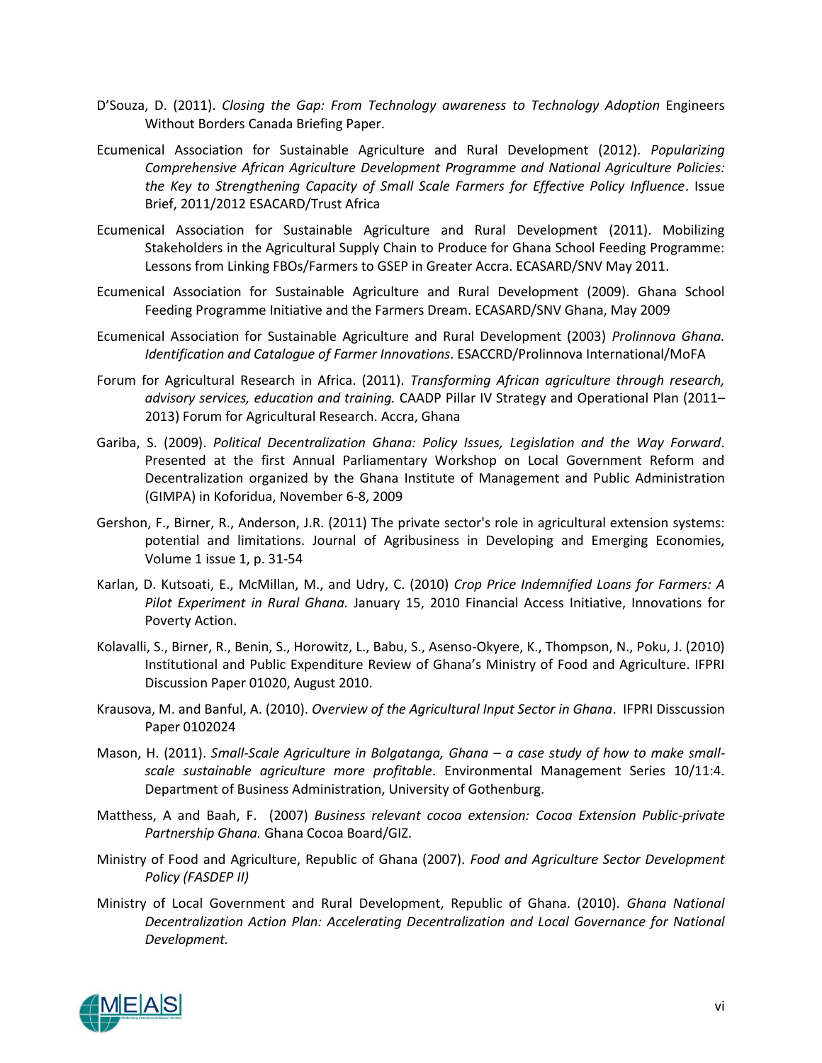D'Souza, D. (2011). *Closing the Gap: From Technology awareness to Technology Adoption* Engineers Without Borders Canada Briefing Paper.

Ecumenical Association for Sustainable Agriculture and Rural Development (2012). *Popularizing Comprehensive African Agriculture Development Programme and National Agriculture Policies: the Key to Strengthening Capacity of Small Scale Farmers for Effective Policy Influence*. Issue Brief, 2011/2012 ESACARD/Trust Africa

Ecumenical Association for Sustainable Agriculture and Rural Development (2011). Mobilizing Stakeholders in the Agricultural Supply Chain to Produce for Ghana School Feeding Programme: Lessons from Linking FBOs/Farmers to GSEP in Greater Accra. ECASARD/SNV May 2011.

Ecumenical Association for Sustainable Agriculture and Rural Development (2009). Ghana School Feeding Programme Initiative and the Farmers Dream. ECASARD/SNV Ghana, May 2009

Ecumenical Association for Sustainable Agriculture and Rural Development (2003) *Prolinnova Ghana. Identification and Catalogue of Farmer Innovations*. ESACCRD/Prolinnova International/MoFA

Forum for Agricultural Research in Africa. (2011). *Transforming African agriculture through research, advisory services, education and training.* CAADP Pillar IV Strategy and Operational Plan (2011–2013) Forum for Agricultural Research. Accra, Ghana

Gariba, S. (2009). *Political Decentralization Ghana: Policy Issues, Legislation and the Way Forward*. Presented at the first Annual Parliamentary Workshop on Local Government Reform and Decentralization organized by the Ghana Institute of Management and Public Administration (GIMPA) in Koforidua, November 6-8, 2009

Gershon, F., Birner, R., Anderson, J.R. (2011) The private sector's role in agricultural extension systems: potential and limitations. Journal of Agribusiness in Developing and Emerging Economies, Volume 1 issue 1, p. 31-54

Karlan, D. Kutsoati, E., McMillan, M., and Udry, C. (2010) *Crop Price Indemnified Loans for Farmers: A Pilot Experiment in Rural Ghana.* January 15, 2010 Financial Access Initiative, Innovations for Poverty Action.

Kolavalli, S., Birner, R., Benin, S., Horowitz, L., Babu, S., Asenso-Okyere, K., Thompson, N., Poku, J. (2010) Institutional and Public Expenditure Review of Ghana's Ministry of Food and Agriculture. IFPRI Discussion Paper 01020, August 2010.

Krausova, M. and Banful, A. (2010). *Overview of the Agricultural Input Sector in Ghana*. IFPRI Disscussion Paper 0102024

Mason, H. (2011). *Small-Scale Agriculture in Bolgatanga, Ghana – a case study of how to make small-scale sustainable agriculture more profitable*. Environmental Management Series 10/11:4. Department of Business Administration, University of Gothenburg.

Matthess, A and Baah, F. (2007) *Business relevant cocoa extension: Cocoa Extension Public-private Partnership Ghana.* Ghana Cocoa Board/GIZ.

Ministry of Food and Agriculture, Republic of Ghana (2007). *Food and Agriculture Sector Development Policy (FASDEP II)*

Ministry of Local Government and Rural Development, Republic of Ghana. (2010). *Ghana National Decentralization Action Plan: Accelerating Decentralization and Local Governance for National Development.*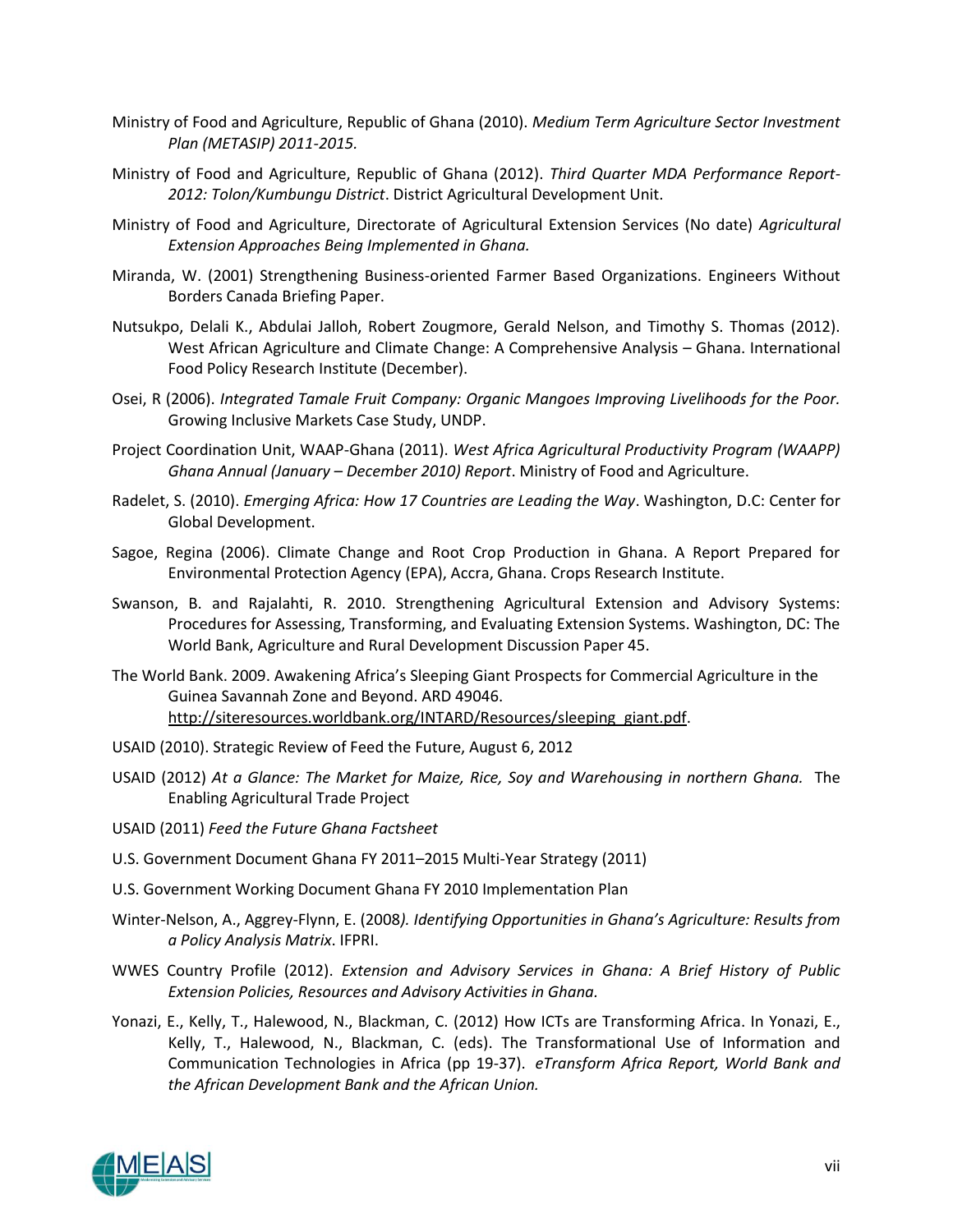Ministry of Food and Agriculture, Republic of Ghana (2010). *Medium Term Agriculture Sector Investment Plan (METASIP) 2011-2015.*

Ministry of Food and Agriculture, Republic of Ghana (2012). *Third Quarter MDA Performance Report-2012: Tolon/Kumbungu District*. District Agricultural Development Unit.

Ministry of Food and Agriculture, Directorate of Agricultural Extension Services (No date) *Agricultural Extension Approaches Being Implemented in Ghana.*

Miranda, W. (2001) Strengthening Business-oriented Farmer Based Organizations. Engineers Without Borders Canada Briefing Paper.

Nutsukpo, Delali K., Abdulai Jalloh, Robert Zougmore, Gerald Nelson, and Timothy S. Thomas (2012). West African Agriculture and Climate Change: A Comprehensive Analysis – Ghana. International Food Policy Research Institute (December).

Osei, R (2006). *Integrated Tamale Fruit Company: Organic Mangoes Improving Livelihoods for the Poor.* Growing Inclusive Markets Case Study, UNDP.

Project Coordination Unit, WAAP-Ghana (2011). *West Africa Agricultural Productivity Program (WAAPP) Ghana Annual (January – December 2010) Report*. Ministry of Food and Agriculture.

Radelet, S. (2010). *Emerging Africa: How 17 Countries are Leading the Way*. Washington, D.C: Center for Global Development.

Sagoe, Regina (2006). Climate Change and Root Crop Production in Ghana. A Report Prepared for Environmental Protection Agency (EPA), Accra, Ghana. Crops Research Institute.

Swanson, B. and Rajalahti, R. 2010. Strengthening Agricultural Extension and Advisory Systems: Procedures for Assessing, Transforming, and Evaluating Extension Systems. Washington, DC: The World Bank, Agriculture and Rural Development Discussion Paper 45.

The World Bank. 2009. Awakening Africa's Sleeping Giant Prospects for Commercial Agriculture in the Guinea Savannah Zone and Beyond. ARD 49046. http://siteresources.worldbank.org/INTARD/Resources/sleeping_giant.pdf.

USAID (2010). Strategic Review of Feed the Future, August 6, 2012

USAID (2012) *At a Glance: The Market for Maize, Rice, Soy and Warehousing in northern Ghana.* The Enabling Agricultural Trade Project

USAID (2011) *Feed the Future Ghana Factsheet*

U.S. Government Document Ghana FY 2011–2015 Multi-Year Strategy (2011)

U.S. Government Working Document Ghana FY 2010 Implementation Plan

Winter-Nelson, A., Aggrey-Flynn, E. (2008*). Identifying Opportunities in Ghana's Agriculture: Results from a Policy Analysis Matrix*. IFPRI.

WWES Country Profile (2012). *Extension and Advisory Services in Ghana: A Brief History of Public Extension Policies, Resources and Advisory Activities in Ghana.*

Yonazi, E., Kelly, T., Halewood, N., Blackman, C. (2012) How ICTs are Transforming Africa. In Yonazi, E., Kelly, T., Halewood, N., Blackman, C. (eds). The Transformational Use of Information and Communication Technologies in Africa (pp 19-37). *eTransform Africa Report, World Bank and the African Development Bank and the African Union.*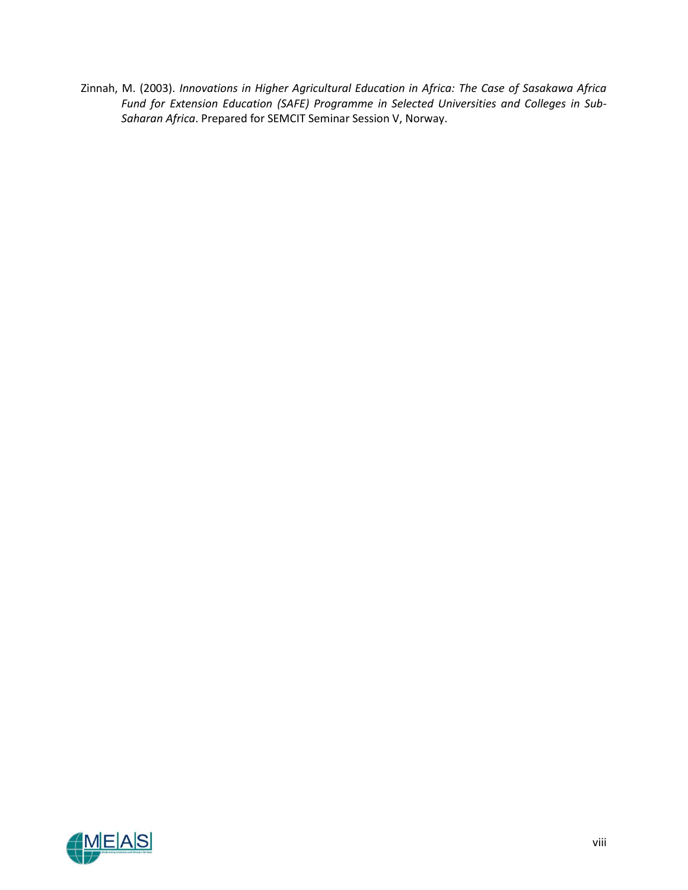Zinnah, M. (2003). *Innovations in Higher Agricultural Education in Africa: The Case of Sasakawa Africa Fund for Extension Education (SAFE) Programme in Selected Universities and Colleges in Sub-Saharan Africa*. Prepared for SEMCIT Seminar Session V, Norway.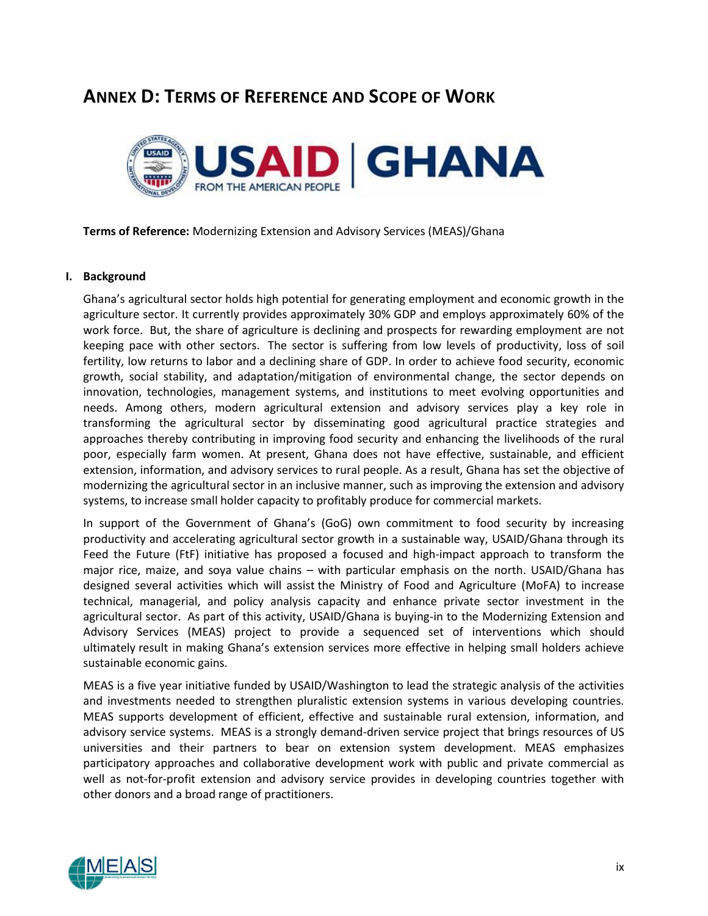# Annex D: Terms of Reference and Scope of Work

**Terms of Reference:** Modernizing Extension and Advisory Services (MEAS)/Ghana

## I. Background

Ghana's agricultural sector holds high potential for generating employment and economic growth in the agriculture sector. It currently provides approximately 30% GDP and employs approximately 60% of the work force. But, the share of agriculture is declining and prospects for rewarding employment are not keeping pace with other sectors. The sector is suffering from low levels of productivity, loss of soil fertility, low returns to labor and a declining share of GDP. In order to achieve food security, economic growth, social stability, and adaptation/mitigation of environmental change, the sector depends on innovation, technologies, management systems, and institutions to meet evolving opportunities and needs. Among others, modern agricultural extension and advisory services play a key role in transforming the agricultural sector by disseminating good agricultural practice strategies and approaches thereby contributing in improving food security and enhancing the livelihoods of the rural poor, especially farm women. At present, Ghana does not have effective, sustainable, and efficient extension, information, and advisory services to rural people. As a result, Ghana has set the objective of modernizing the agricultural sector in an inclusive manner, such as improving the extension and advisory systems, to increase small holder capacity to profitably produce for commercial markets.

In support of the Government of Ghana's (GoG) own commitment to food security by increasing productivity and accelerating agricultural sector growth in a sustainable way, USAID/Ghana through its Feed the Future (FtF) initiative has proposed a focused and high-impact approach to transform the major rice, maize, and soya value chains – with particular emphasis on the north. USAID/Ghana has designed several activities which will assist the Ministry of Food and Agriculture (MoFA) to increase technical, managerial, and policy analysis capacity and enhance private sector investment in the agricultural sector. As part of this activity, USAID/Ghana is buying-in to the Modernizing Extension and Advisory Services (MEAS) project to provide a sequenced set of interventions which should ultimately result in making Ghana's extension services more effective in helping small holders achieve sustainable economic gains.

MEAS is a five year initiative funded by USAID/Washington to lead the strategic analysis of the activities and investments needed to strengthen pluralistic extension systems in various developing countries. MEAS supports development of efficient, effective and sustainable rural extension, information, and advisory service systems. MEAS is a strongly demand-driven service project that brings resources of US universities and their partners to bear on extension system development. MEAS emphasizes participatory approaches and collaborative development work with public and private commercial as well as not-for-profit extension and advisory service provides in developing countries together with other donors and a broad range of practitioners.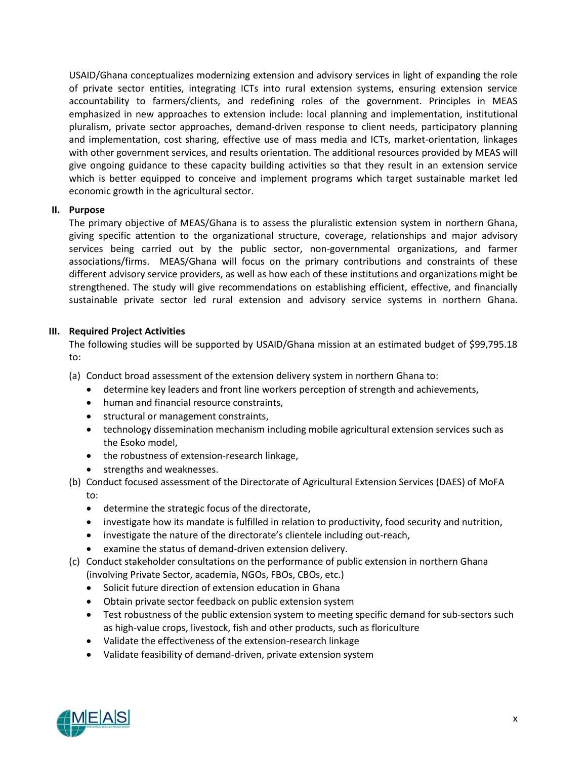USAID/Ghana conceptualizes modernizing extension and advisory services in light of expanding the role of private sector entities, integrating ICTs into rural extension systems, ensuring extension service accountability to farmers/clients, and redefining roles of the government. Principles in MEAS emphasized in new approaches to extension include: local planning and implementation, institutional pluralism, private sector approaches, demand-driven response to client needs, participatory planning and implementation, cost sharing, effective use of mass media and ICTs, market-orientation, linkages with other government services, and results orientation. The additional resources provided by MEAS will give ongoing guidance to these capacity building activities so that they result in an extension service which is better equipped to conceive and implement programs which target sustainable market led economic growth in the agricultural sector.

## II. Purpose

The primary objective of MEAS/Ghana is to assess the pluralistic extension system in northern Ghana, giving specific attention to the organizational structure, coverage, relationships and major advisory services being carried out by the public sector, non-governmental organizations, and farmer associations/firms. MEAS/Ghana will focus on the primary contributions and constraints of these different advisory service providers, as well as how each of these institutions and organizations might be strengthened. The study will give recommendations on establishing efficient, effective, and financially sustainable private sector led rural extension and advisory service systems in northern Ghana.

## III. Required Project Activities

The following studies will be supported by USAID/Ghana mission at an estimated budget of $99,795.18 to:

(a) Conduct broad assessment of the extension delivery system in northern Ghana to:
- determine key leaders and front line workers perception of strength and achievements,
- human and financial resource constraints,
- structural or management constraints,
- technology dissemination mechanism including mobile agricultural extension services such as the Esoko model,
- the robustness of extension-research linkage,
- strengths and weaknesses.

(b) Conduct focused assessment of the Directorate of Agricultural Extension Services (DAES) of MoFA to:
- determine the strategic focus of the directorate,
- investigate how its mandate is fulfilled in relation to productivity, food security and nutrition,
- investigate the nature of the directorate's clientele including out-reach,
- examine the status of demand-driven extension delivery.

(c) Conduct stakeholder consultations on the performance of public extension in northern Ghana (involving Private Sector, academia, NGOs, FBOs, CBOs, etc.)
- Solicit future direction of extension education in Ghana
- Obtain private sector feedback on public extension system
- Test robustness of the public extension system to meeting specific demand for sub-sectors such as high-value crops, livestock, fish and other products, such as floriculture
- Validate the effectiveness of the extension-research linkage
- Validate feasibility of demand-driven, private extension system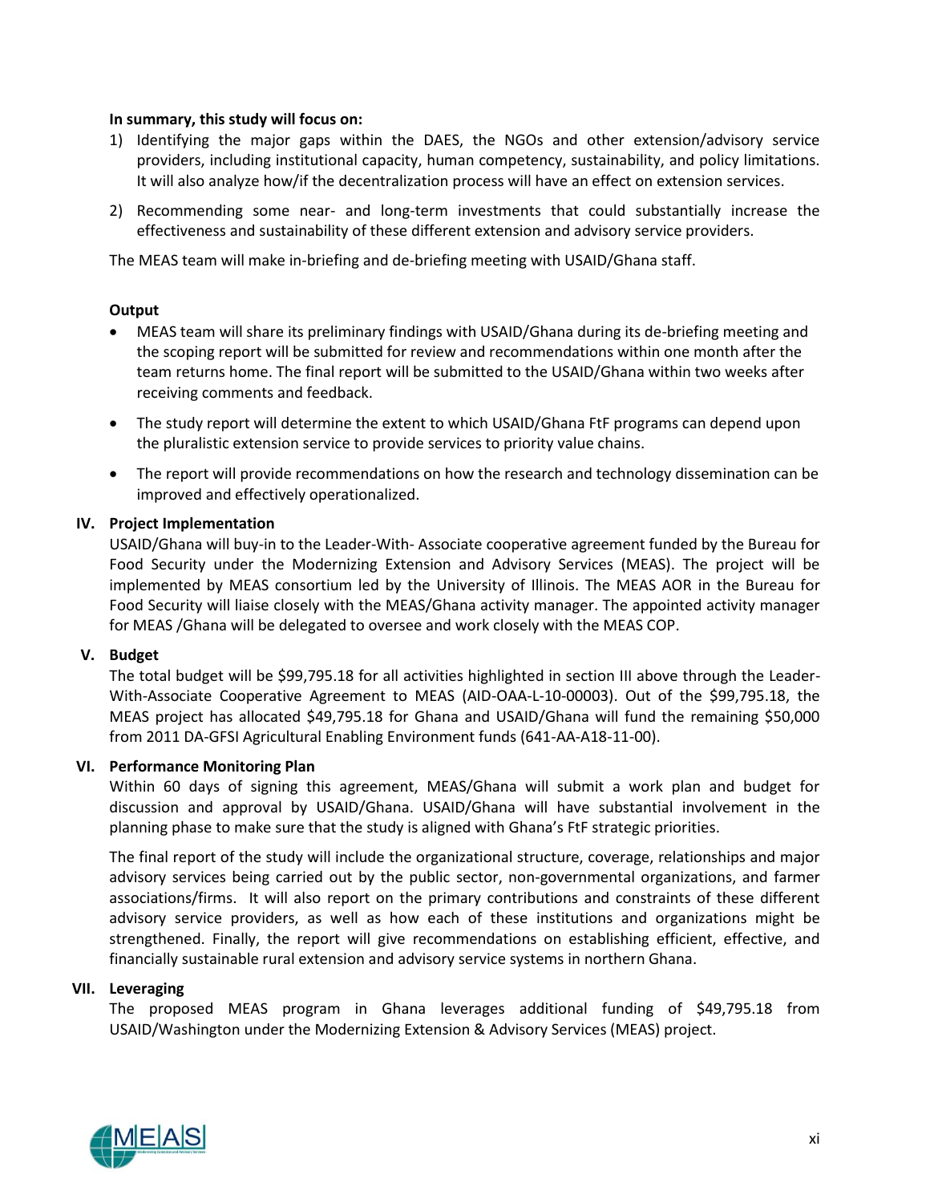**In summary, this study will focus on:**

1) Identifying the major gaps within the DAES, the NGOs and other extension/advisory service providers, including institutional capacity, human competency, sustainability, and policy limitations. It will also analyze how/if the decentralization process will have an effect on extension services.
2) Recommending some near- and long-term investments that could substantially increase the effectiveness and sustainability of these different extension and advisory service providers.

The MEAS team will make in-briefing and de-briefing meeting with USAID/Ghana staff.

**Output**

- MEAS team will share its preliminary findings with USAID/Ghana during its de-briefing meeting and the scoping report will be submitted for review and recommendations within one month after the team returns home. The final report will be submitted to the USAID/Ghana within two weeks after receiving comments and feedback.
- The study report will determine the extent to which USAID/Ghana FtF programs can depend upon the pluralistic extension service to provide services to priority value chains.
- The report will provide recommendations on how the research and technology dissemination can be improved and effectively operationalized.

## IV. Project Implementation

USAID/Ghana will buy-in to the Leader-With- Associate cooperative agreement funded by the Bureau for Food Security under the Modernizing Extension and Advisory Services (MEAS). The project will be implemented by MEAS consortium led by the University of Illinois. The MEAS AOR in the Bureau for Food Security will liaise closely with the MEAS/Ghana activity manager. The appointed activity manager for MEAS /Ghana will be delegated to oversee and work closely with the MEAS COP.

## V. Budget

The total budget will be $99,795.18 for all activities highlighted in section III above through the Leader-With-Associate Cooperative Agreement to MEAS (AID-OAA-L-10-00003). Out of the $99,795.18, the MEAS project has allocated $49,795.18 for Ghana and USAID/Ghana will fund the remaining $50,000 from 2011 DA-GFSI Agricultural Enabling Environment funds (641-AA-A18-11-00).

## VI. Performance Monitoring Plan

Within 60 days of signing this agreement, MEAS/Ghana will submit a work plan and budget for discussion and approval by USAID/Ghana. USAID/Ghana will have substantial involvement in the planning phase to make sure that the study is aligned with Ghana's FtF strategic priorities.

The final report of the study will include the organizational structure, coverage, relationships and major advisory services being carried out by the public sector, non-governmental organizations, and farmer associations/firms. It will also report on the primary contributions and constraints of these different advisory service providers, as well as how each of these institutions and organizations might be strengthened. Finally, the report will give recommendations on establishing efficient, effective, and financially sustainable rural extension and advisory service systems in northern Ghana.

## VII. Leveraging

The proposed MEAS program in Ghana leverages additional funding of $49,795.18 from USAID/Washington under the Modernizing Extension & Advisory Services (MEAS) project.